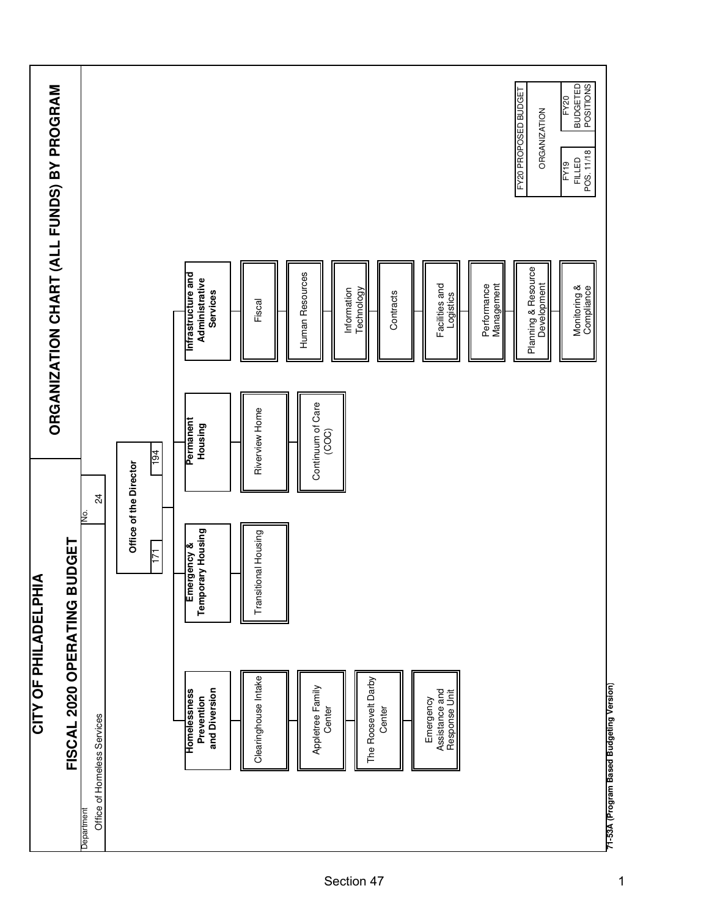# CITY OF PHILADELPHIA

## FISCAL 2020 OPERATING BUDGET

## ORGANIZATION CHART (ALL FUNDS) BY PROGRAM

| Department | No. |
|---|---|
| Office of Homeless Services | 24 |

**Office of the Director**

| FY19 Filled Pos. 11/18 | FY20 Budgeted Positions |
|---|---|
| 171 | 194 |

- **Homelessness Prevention and Diversion**
  - Clearinghouse Intake
  - Appletree Family Center
  - The Roosevelt Darby Center
  - Emergency Assistance and Response Unit
- **Emergency & Temporary Housing**
  - Transitional Housing
- **Permanent Housing**
  - Riverview Home
  - Continuum of Care (COC)
- **Infrastructure and Administrative Services**
  - Fiscal
  - Human Resources
  - Information Technology
  - Contracts
  - Facilities and Logistics
  - Performance Management
  - Planning & Resource Development
  - Monitoring & Compliance

| FY20 PROPOSED BUDGET | |
|---|---|
| ORGANIZATION | |
| FY19 FILLED POS. 11/18 | FY20 BUDGETED POSITIONS |

71-53A (Program Based Budgeting Version)

Section 47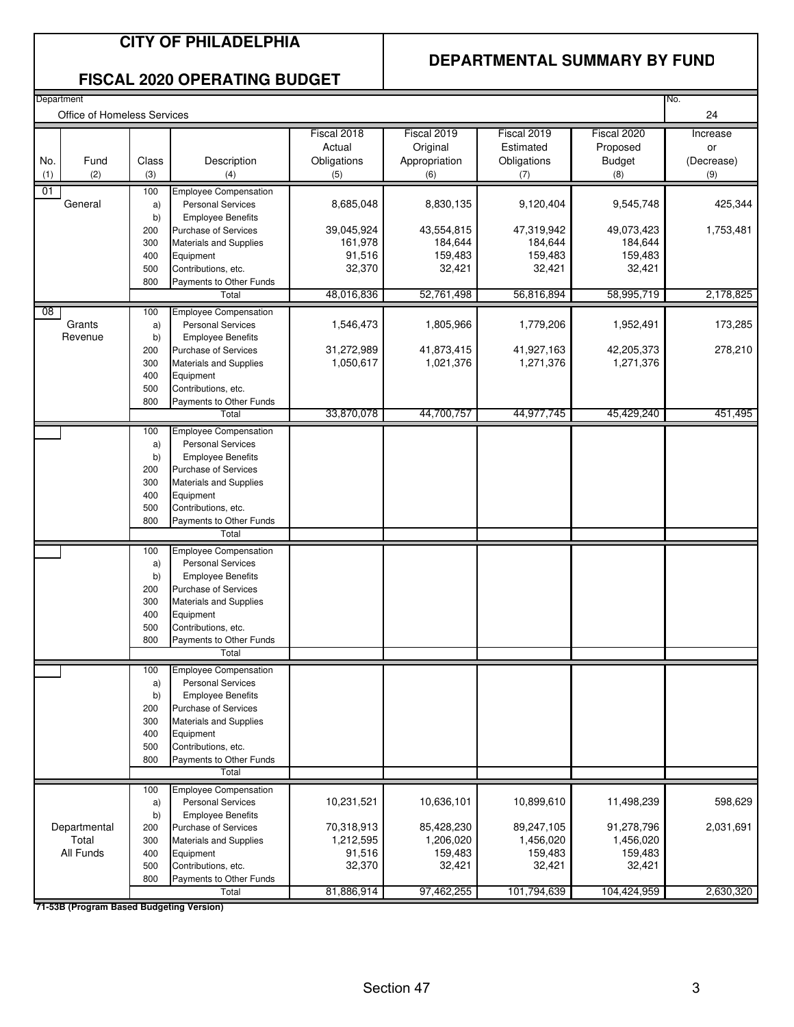# CITY OF PHILADELPHIA

## FISCAL 2020 OPERATING BUDGET

## DEPARTMENTAL SUMMARY BY FUND

Department: Office of Homeless Services

No. 24

| No. (1) | Fund (2) | Class (3) | Description (4) | Fiscal 2018 Actual Obligations (5) | Fiscal 2019 Original Appropriation (6) | Fiscal 2019 Estimated Obligations (7) | Fiscal 2020 Proposed Budget (8) | Increase or (Decrease) (9) |
|---|---|---|---|---|---|---|---|---|
| 01 | General | 100 | Employee Compensation | | | | | |
| | | a) | Personal Services | 8,685,048 | 8,830,135 | 9,120,404 | 9,545,748 | 425,344 |
| | | b) | Employee Benefits | | | | | |
| | | 200 | Purchase of Services | 39,045,924 | 43,554,815 | 47,319,942 | 49,073,423 | 1,753,481 |
| | | 300 | Materials and Supplies | 161,978 | 184,644 | 184,644 | 184,644 | |
| | | 400 | Equipment | 91,516 | 159,483 | 159,483 | 159,483 | |
| | | 500 | Contributions, etc. | 32,370 | 32,421 | 32,421 | 32,421 | |
| | | 800 | Payments to Other Funds | | | | | |
| | | | Total | 48,016,836 | 52,761,498 | 56,816,894 | 58,995,719 | 2,178,825 |
| 08 | Grants Revenue | 100 | Employee Compensation | | | | | |
| | | a) | Personal Services | 1,546,473 | 1,805,966 | 1,779,206 | 1,952,491 | 173,285 |
| | | b) | Employee Benefits | | | | | |
| | | 200 | Purchase of Services | 31,272,989 | 41,873,415 | 41,927,163 | 42,205,373 | 278,210 |
| | | 300 | Materials and Supplies | 1,050,617 | 1,021,376 | 1,271,376 | 1,271,376 | |
| | | 400 | Equipment | | | | | |
| | | 500 | Contributions, etc. | | | | | |
| | | 800 | Payments to Other Funds | | | | | |
| | | | Total | 33,870,078 | 44,700,757 | 44,977,745 | 45,429,240 | 451,495 |
| | Departmental Total All Funds | 100 | Employee Compensation | | | | | |
| | | a) | Personal Services | 10,231,521 | 10,636,101 | 10,899,610 | 11,498,239 | 598,629 |
| | | b) | Employee Benefits | | | | | |
| | | 200 | Purchase of Services | 70,318,913 | 85,428,230 | 89,247,105 | 91,278,796 | 2,031,691 |
| | | 300 | Materials and Supplies | 1,212,595 | 1,206,020 | 1,456,020 | 1,456,020 | |
| | | 400 | Equipment | 91,516 | 159,483 | 159,483 | 159,483 | |
| | | 500 | Contributions, etc. | 32,370 | 32,421 | 32,421 | 32,421 | |
| | | 800 | Payments to Other Funds | | | | | |
| | | | Total | 81,886,914 | 97,462,255 | 101,794,639 | 104,424,959 | 2,630,320 |

**71-53B (Program Based Budgeting Version)**

Section 47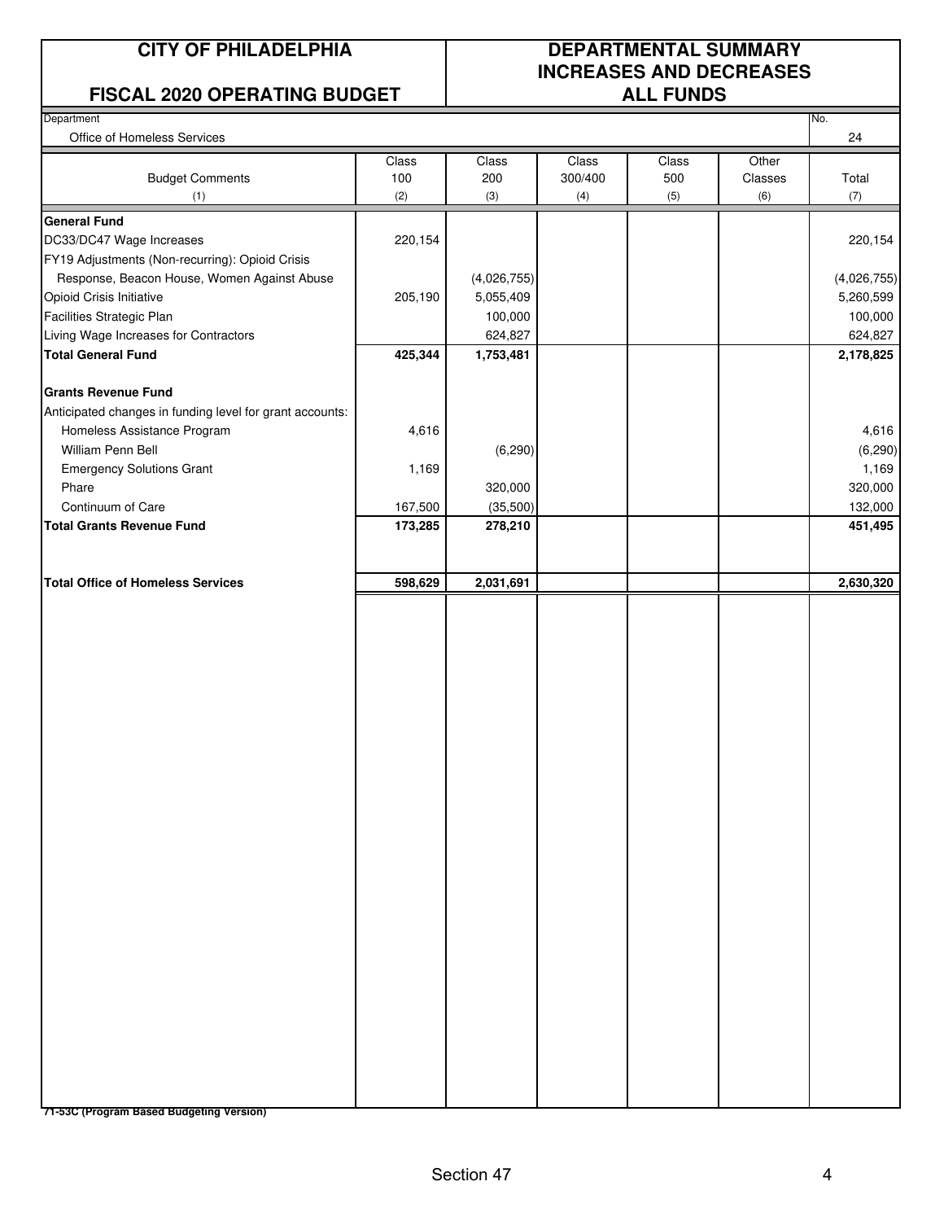# CITY OF PHILADELPHIA

## FISCAL 2020 OPERATING BUDGET

## DEPARTMENTAL SUMMARY INCREASES AND DECREASES ALL FUNDS

Department: Office of Homeless Services

No.: 24

| Budget Comments (1) | Class 100 (2) | Class 200 (3) | Class 300/400 (4) | Class 500 (5) | Other Classes (6) | Total (7) |
|---|---|---|---|---|---|---|
| **General Fund** | | | | | | |
| DC33/DC47 Wage Increases | 220,154 | | | | | 220,154 |
| FY19 Adjustments (Non-recurring): Opioid Crisis | | | | | | |
| Response, Beacon House, Women Against Abuse | | (4,026,755) | | | | (4,026,755) |
| Opioid Crisis Initiative | 205,190 | 5,055,409 | | | | 5,260,599 |
| Facilities Strategic Plan | | 100,000 | | | | 100,000 |
| Living Wage Increases for Contractors | | 624,827 | | | | 624,827 |
| **Total General Fund** | **425,344** | **1,753,481** | | | | **2,178,825** |
| **Grants Revenue Fund** | | | | | | |
| Anticipated changes in funding level for grant accounts: | | | | | | |
| Homeless Assistance Program | 4,616 | | | | | 4,616 |
| William Penn Bell | | (6,290) | | | | (6,290) |
| Emergency Solutions Grant | 1,169 | | | | | 1,169 |
| Phare | | 320,000 | | | | 320,000 |
| Continuum of Care | 167,500 | (35,500) | | | | 132,000 |
| **Total Grants Revenue Fund** | **173,285** | **278,210** | | | | **451,495** |
| **Total Office of Homeless Services** | **598,629** | **2,031,691** | | | | **2,630,320** |

**71-53C (Program Based Budgeting Version)**

Section 47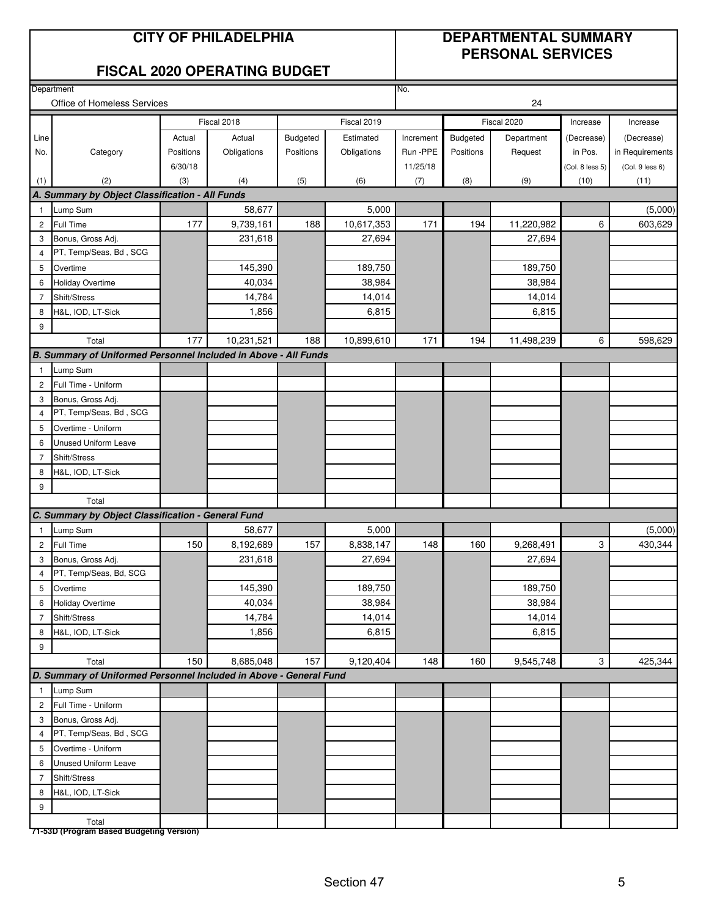# CITY OF PHILADELPHIA

## FISCAL 2020 OPERATING BUDGET

## DEPARTMENTAL SUMMARY PERSONAL SERVICES

Department: Office of Homeless Services

No. 24

| Line No. (1) | Category (2) | Fiscal 2018 Actual Positions 6/30/18 (3) | Fiscal 2018 Actual Obligations (4) | Fiscal 2019 Budgeted Positions (5) | Fiscal 2019 Estimated Obligations (6) | Increment Run -PPE 11/25/18 (7) | Fiscal 2020 Budgeted Positions (8) | Fiscal 2020 Department Request (9) | Increase (Decrease) in Pos. (Col. 8 less 5) (10) | Increase (Decrease) in Requirements (Col. 9 less 6) (11) |
|---|---|---|---|---|---|---|---|---|---|---|
| ***A. Summary by Object Classification - All Funds*** | | | | | | | | | | |
| 1 | Lump Sum | | 58,677 | | 5,000 | | | | | (5,000) |
| 2 | Full Time | 177 | 9,739,161 | 188 | 10,617,353 | 171 | 194 | 11,220,982 | 6 | 603,629 |
| 3 | Bonus, Gross Adj. | | 231,618 | | 27,694 | | | 27,694 | | |
| 4 | PT, Temp/Seas, Bd , SCG | | | | | | | | | |
| 5 | Overtime | | 145,390 | | 189,750 | | | 189,750 | | |
| 6 | Holiday Overtime | | 40,034 | | 38,984 | | | 38,984 | | |
| 7 | Shift/Stress | | 14,784 | | 14,014 | | | 14,014 | | |
| 8 | H&L, IOD, LT-Sick | | 1,856 | | 6,815 | | | 6,815 | | |
| 9 | | | | | | | | | | |
| | Total | 177 | 10,231,521 | 188 | 10,899,610 | 171 | 194 | 11,498,239 | 6 | 598,629 |
| ***B. Summary of Uniformed Personnel Included in Above - All Funds*** | | | | | | | | | | |
| 1 | Lump Sum | | | | | | | | | |
| 2 | Full Time - Uniform | | | | | | | | | |
| 3 | Bonus, Gross Adj. | | | | | | | | | |
| 4 | PT, Temp/Seas, Bd , SCG | | | | | | | | | |
| 5 | Overtime - Uniform | | | | | | | | | |
| 6 | Unused Uniform Leave | | | | | | | | | |
| 7 | Shift/Stress | | | | | | | | | |
| 8 | H&L, IOD, LT-Sick | | | | | | | | | |
| 9 | | | | | | | | | | |
| | Total | | | | | | | | | |
| ***C. Summary by Object Classification - General Fund*** | | | | | | | | | | |
| 1 | Lump Sum | | 58,677 | | 5,000 | | | | | (5,000) |
| 2 | Full Time | 150 | 8,192,689 | 157 | 8,838,147 | 148 | 160 | 9,268,491 | 3 | 430,344 |
| 3 | Bonus, Gross Adj. | | 231,618 | | 27,694 | | | 27,694 | | |
| 4 | PT, Temp/Seas, Bd, SCG | | | | | | | | | |
| 5 | Overtime | | 145,390 | | 189,750 | | | 189,750 | | |
| 6 | Holiday Overtime | | 40,034 | | 38,984 | | | 38,984 | | |
| 7 | Shift/Stress | | 14,784 | | 14,014 | | | 14,014 | | |
| 8 | H&L, IOD, LT-Sick | | 1,856 | | 6,815 | | | 6,815 | | |
| 9 | | | | | | | | | | |
| | Total | 150 | 8,685,048 | 157 | 9,120,404 | 148 | 160 | 9,545,748 | 3 | 425,344 |
| ***D. Summary of Uniformed Personnel Included in Above - General Fund*** | | | | | | | | | | |
| 1 | Lump Sum | | | | | | | | | |
| 2 | Full Time - Uniform | | | | | | | | | |
| 3 | Bonus, Gross Adj. | | | | | | | | | |
| 4 | PT, Temp/Seas, Bd , SCG | | | | | | | | | |
| 5 | Overtime - Uniform | | | | | | | | | |
| 6 | Unused Uniform Leave | | | | | | | | | |
| 7 | Shift/Stress | | | | | | | | | |
| 8 | H&L, IOD, LT-Sick | | | | | | | | | |
| 9 | | | | | | | | | | |
| | Total | | | | | | | | | |

**71-53D (Program Based Budgeting Version)**

Section 47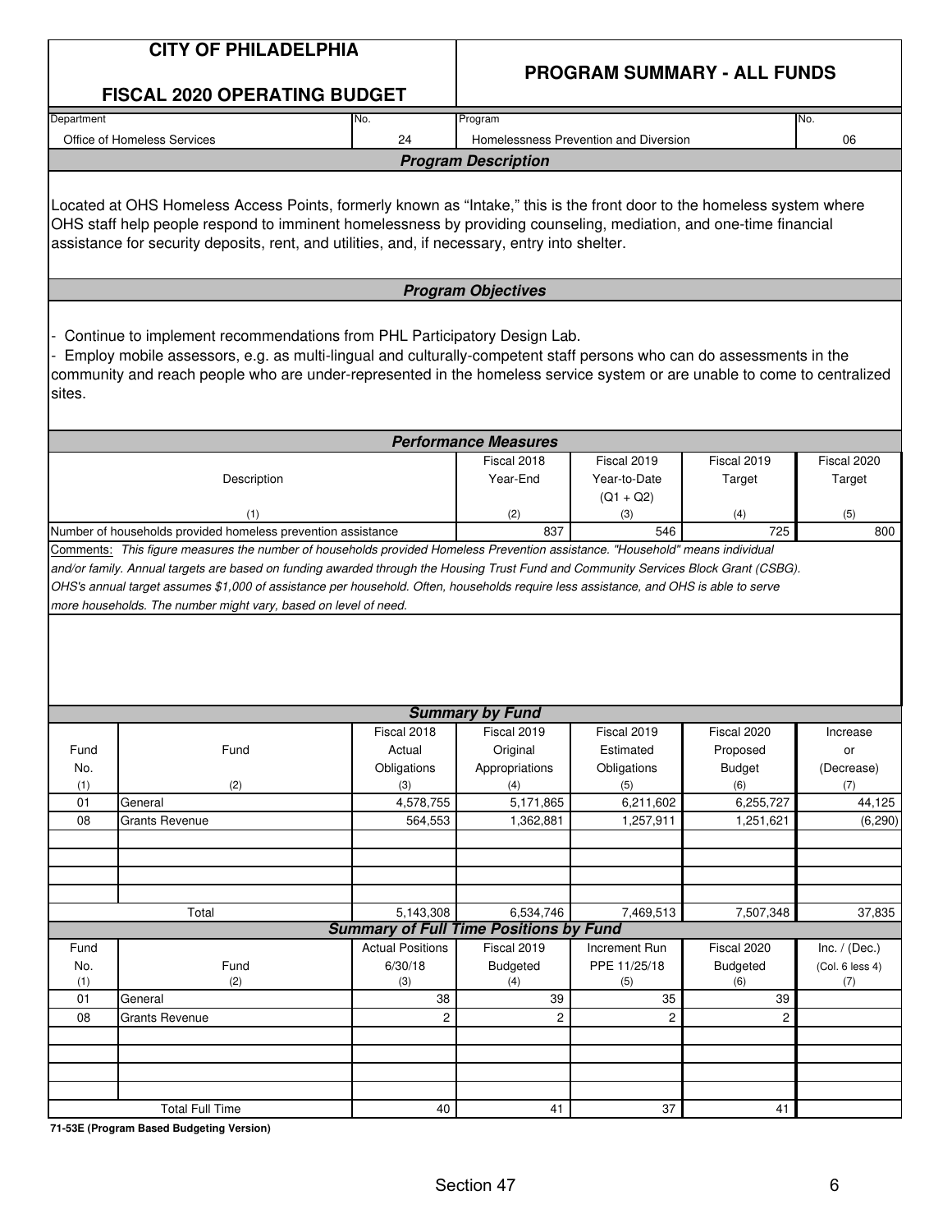# CITY OF PHILADELPHIA

## FISCAL 2020 OPERATING BUDGET

## PROGRAM SUMMARY - ALL FUNDS

| Department | No. | Program | No. |
|---|---|---|---|
| Office of Homeless Services | 24 | Homelessness Prevention and Diversion | 06 |

### Program Description

Located at OHS Homeless Access Points, formerly known as "Intake," this is the front door to the homeless system where OHS staff help people respond to imminent homelessness by providing counseling, mediation, and one-time financial assistance for security deposits, rent, and utilities, and, if necessary, entry into shelter.

### Program Objectives

- Continue to implement recommendations from PHL Participatory Design Lab.
- Employ mobile assessors, e.g. as multi-lingual and culturally-competent staff persons who can do assessments in the community and reach people who are under-represented in the homeless service system or are unable to come to centralized sites.

### Performance Measures

| Description (1) | Fiscal 2018 Year-End (2) | Fiscal 2019 Year-to-Date (Q1 + Q2) (3) | Fiscal 2019 Target (4) | Fiscal 2020 Target (5) |
|---|---|---|---|---|
| Number of households provided homeless prevention assistance | 837 | 546 | 725 | 800 |

Comments: *This figure measures the number of households provided Homeless Prevention assistance. "Household" means individual and/or family. Annual targets are based on funding awarded through the Housing Trust Fund and Community Services Block Grant (CSBG). OHS's annual target assumes $1,000 of assistance per household. Often, households require less assistance, and OHS is able to serve more households. The number might vary, based on level of need.*

### Summary by Fund

| Fund No. (1) | Fund (2) | Fiscal 2018 Actual Obligations (3) | Fiscal 2019 Original Appropriations (4) | Fiscal 2019 Estimated Obligations (5) | Fiscal 2020 Proposed Budget (6) | Increase or (Decrease) (7) |
|---|---|---|---|---|---|---|
| 01 | General | 4,578,755 | 5,171,865 | 6,211,602 | 6,255,727 | 44,125 |
| 08 | Grants Revenue | 564,553 | 1,362,881 | 1,257,911 | 1,251,621 | (6,290) |
| | Total | 5,143,308 | 6,534,746 | 7,469,513 | 7,507,348 | 37,835 |

### Summary of Full Time Positions by Fund

| Fund No. (1) | Fund (2) | Actual Positions 6/30/18 (3) | Fiscal 2019 Budgeted (4) | Increment Run PPE 11/25/18 (5) | Fiscal 2020 Budgeted (6) | Inc. / (Dec.) (Col. 6 less 4) (7) |
|---|---|---|---|---|---|---|
| 01 | General | 38 | 39 | 35 | 39 | |
| 08 | Grants Revenue | 2 | 2 | 2 | 2 | |
| | Total Full Time | 40 | 41 | 37 | 41 | |

**71-53E (Program Based Budgeting Version)**

Section 47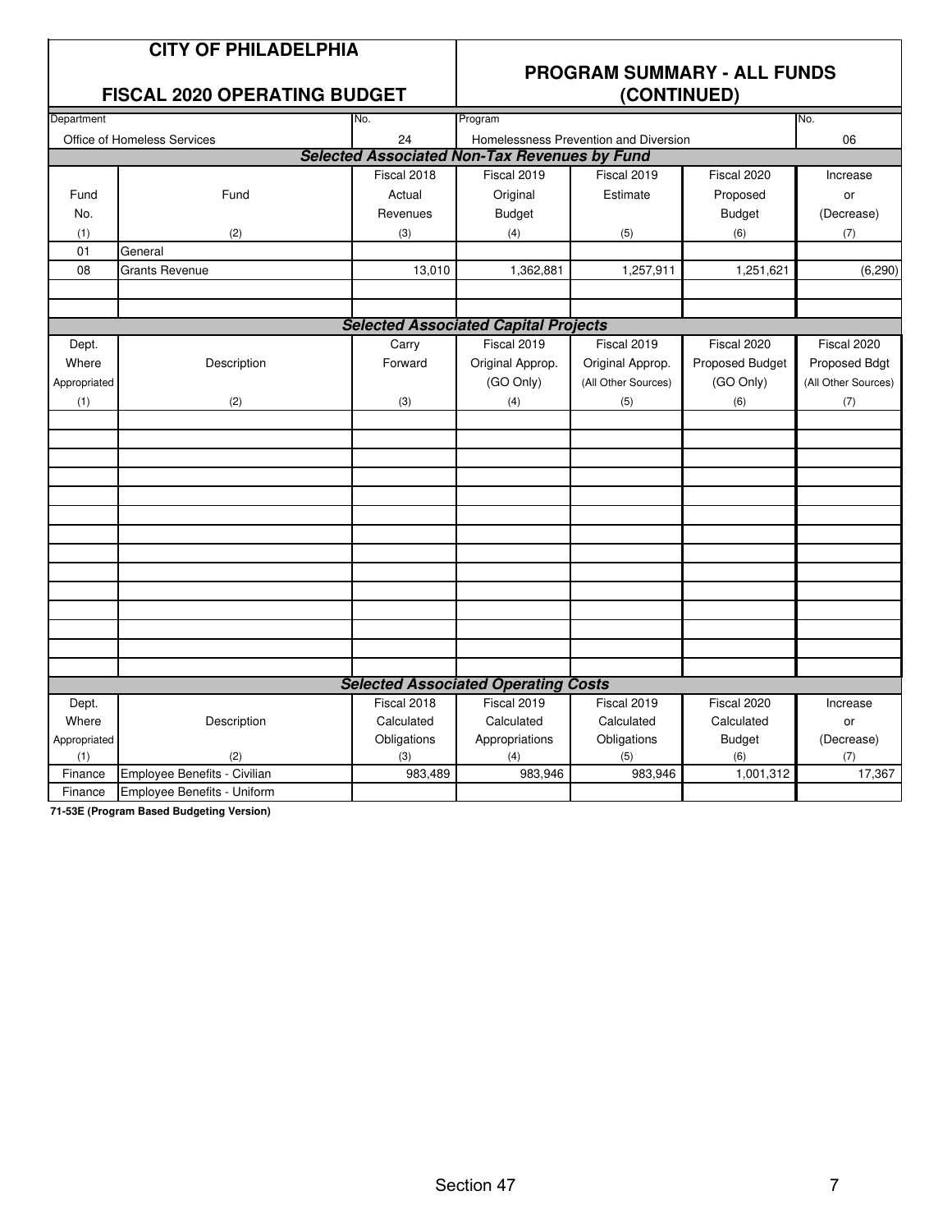# CITY OF PHILADELPHIA

## FISCAL 2020 OPERATING BUDGET

## PROGRAM SUMMARY - ALL FUNDS (CONTINUED)

| Department | No. | Program | No. |
|---|---|---|---|
| Office of Homeless Services | 24 | Homelessness Prevention and Diversion | 06 |

### Selected Associated Non-Tax Revenues by Fund

| Fund No. | Fund | Fiscal 2018 Actual Revenues | Fiscal 2019 Original Budget | Fiscal 2019 Estimate | Fiscal 2020 Proposed Budget | Increase or (Decrease) |
|---|---|---|---|---|---|---|
| (1) | (2) | (3) | (4) | (5) | (6) | (7) |
| 01 | General | | | | | |
| 08 | Grants Revenue | 13,010 | 1,362,881 | 1,257,911 | 1,251,621 | (6,290) |

### Selected Associated Capital Projects

| Dept. Where Appropriated | Description | Carry Forward | Fiscal 2019 Original Approp. (GO Only) | Fiscal 2019 Original Approp. (All Other Sources) | Fiscal 2020 Proposed Budget (GO Only) | Fiscal 2020 Proposed Bdgt (All Other Sources) |
|---|---|---|---|---|---|---|
| (1) | (2) | (3) | (4) | (5) | (6) | (7) |

### Selected Associated Operating Costs

| Dept. Where Appropriated | Description | Fiscal 2018 Calculated Obligations | Fiscal 2019 Calculated Appropriations | Fiscal 2019 Calculated Obligations | Fiscal 2020 Calculated Budget | Increase or (Decrease) |
|---|---|---|---|---|---|---|
| (1) | (2) | (3) | (4) | (5) | (6) | (7) |
| Finance | Employee Benefits - Civilian | 983,489 | 983,946 | 983,946 | 1,001,312 | 17,367 |
| Finance | Employee Benefits - Uniform | | | | | |

**71-53E (Program Based Budgeting Version)**

Section 47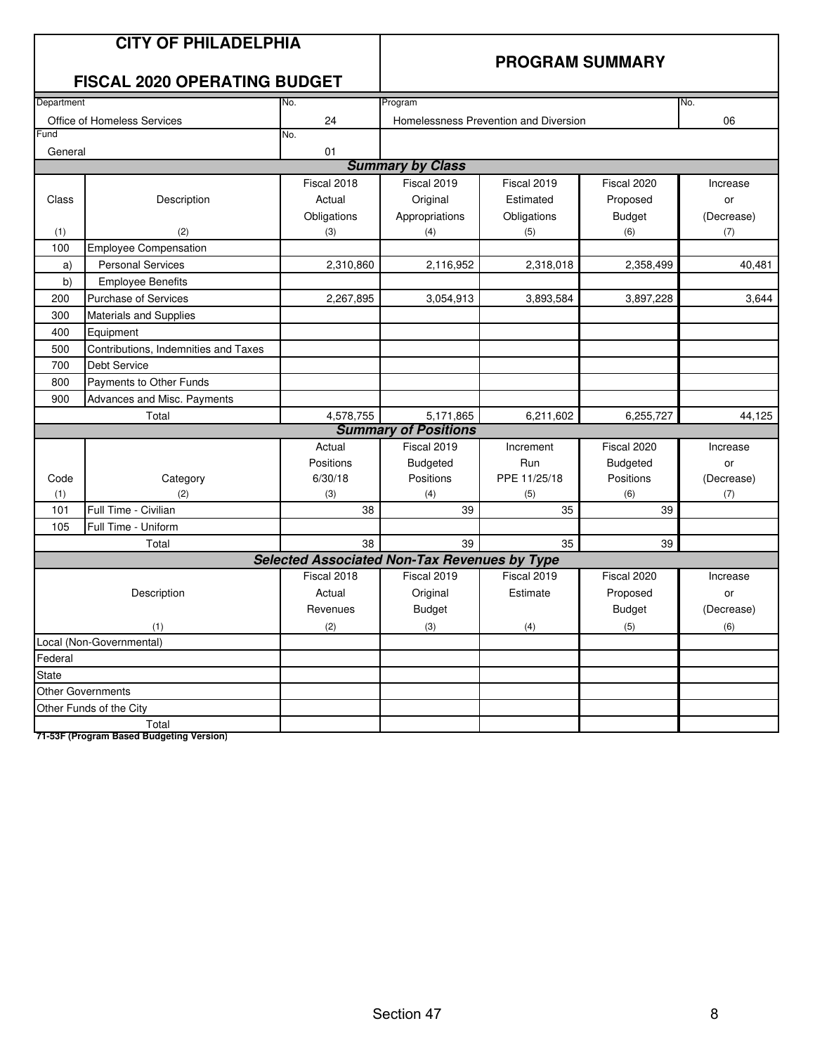# CITY OF PHILADELPHIA

## FISCAL 2020 OPERATING BUDGET

## PROGRAM SUMMARY

| Department | No. | Program | No. |
|---|---|---|---|
| Office of Homeless Services | 24 | Homelessness Prevention and Diversion | 06 |
| Fund | No. | | |
| General | 01 | | |

### Summary by Class

| Class | Description | Fiscal 2018 Actual Obligations | Fiscal 2019 Original Appropriations | Fiscal 2019 Estimated Obligations | Fiscal 2020 Proposed Budget | Increase or (Decrease) |
|---|---|---|---|---|---|---|
| (1) | (2) | (3) | (4) | (5) | (6) | (7) |
| 100 | Employee Compensation | | | | | |
| a) | Personal Services | 2,310,860 | 2,116,952 | 2,318,018 | 2,358,499 | 40,481 |
| b) | Employee Benefits | | | | | |
| 200 | Purchase of Services | 2,267,895 | 3,054,913 | 3,893,584 | 3,897,228 | 3,644 |
| 300 | Materials and Supplies | | | | | |
| 400 | Equipment | | | | | |
| 500 | Contributions, Indemnities and Taxes | | | | | |
| 700 | Debt Service | | | | | |
| 800 | Payments to Other Funds | | | | | |
| 900 | Advances and Misc. Payments | | | | | |
| | Total | 4,578,755 | 5,171,865 | 6,211,602 | 6,255,727 | 44,125 |

### Summary of Positions

| Code | Category | Actual Positions 6/30/18 | Fiscal 2019 Budgeted Positions | Increment Run PPE 11/25/18 | Fiscal 2020 Budgeted Positions | Increase or (Decrease) |
|---|---|---|---|---|---|---|
| (1) | (2) | (3) | (4) | (5) | (6) | (7) |
| 101 | Full Time - Civilian | 38 | 39 | 35 | 39 | |
| 105 | Full Time - Uniform | | | | | |
| | Total | 38 | 39 | 35 | 39 | |

### Selected Associated Non-Tax Revenues by Type

| Description | Fiscal 2018 Actual Revenues | Fiscal 2019 Original Budget | Fiscal 2019 Estimate | Fiscal 2020 Proposed Budget | Increase or (Decrease) |
|---|---|---|---|---|---|
| (1) | (2) | (3) | (4) | (5) | (6) |
| Local (Non-Governmental) | | | | | |
| Federal | | | | | |
| State | | | | | |
| Other Governments | | | | | |
| Other Funds of the City | | | | | |
| Total | | | | | |

71-53F (Program Based Budgeting Version)

Section 47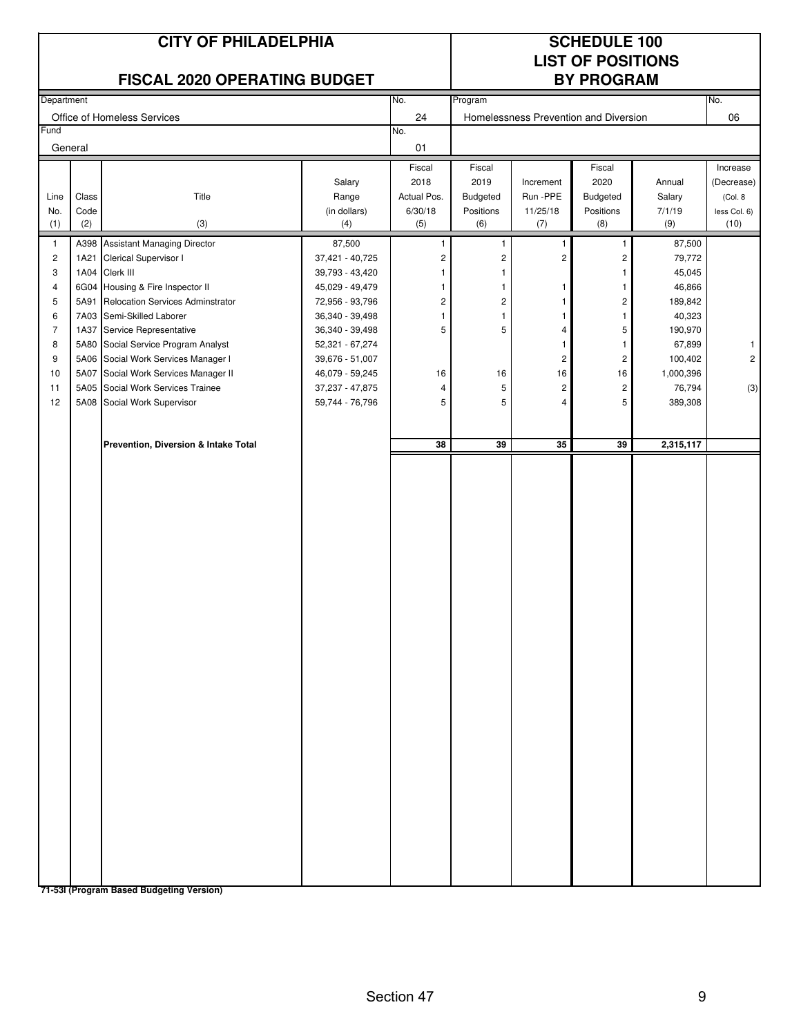# CITY OF PHILADELPHIA

## FISCAL 2020 OPERATING BUDGET

## SCHEDULE 100
## LIST OF POSITIONS
## BY PROGRAM

| Department | No. | Program | No. |
|---|---|---|---|
| Office of Homeless Services | 24 | Homelessness Prevention and Diversion | 06 |
| Fund | No. | | |
| General | 01 | | |

| Line No. (1) | Class Code (2) | Title (3) | Salary Range (in dollars) (4) | Fiscal 2018 Actual Pos. 6/30/18 (5) | Fiscal 2019 Budgeted Positions (6) | Increment Run -PPE 11/25/18 (7) | Fiscal 2020 Budgeted Positions (8) | Annual Salary 7/1/19 (9) | Increase (Decrease) (Col. 8 less Col. 6) (10) |
|---|---|---|---|---|---|---|---|---|---|
| 1 | A398 | Assistant Managing Director | 87,500 | 1 | 1 | 1 | 1 | 87,500 | |
| 2 | 1A21 | Clerical Supervisor I | 37,421 - 40,725 | 2 | 2 | 2 | 2 | 79,772 | |
| 3 | 1A04 | Clerk III | 39,793 - 43,420 | 1 | 1 | | 1 | 45,045 | |
| 4 | 6G04 | Housing & Fire Inspector II | 45,029 - 49,479 | 1 | 1 | 1 | 1 | 46,866 | |
| 5 | 5A91 | Relocation Services Adminstrator | 72,956 - 93,796 | 2 | 2 | 1 | 2 | 189,842 | |
| 6 | 7A03 | Semi-Skilled Laborer | 36,340 - 39,498 | 1 | 1 | 1 | 1 | 40,323 | |
| 7 | 1A37 | Service Representative | 36,340 - 39,498 | 5 | 5 | 4 | 5 | 190,970 | |
| 8 | 5A80 | Social Service Program Analyst | 52,321 - 67,274 | | | 1 | 1 | 67,899 | 1 |
| 9 | 5A06 | Social Work Services Manager I | 39,676 - 51,007 | | | 2 | 2 | 100,402 | 2 |
| 10 | 5A07 | Social Work Services Manager II | 46,079 - 59,245 | 16 | 16 | 16 | 16 | 1,000,396 | |
| 11 | 5A05 | Social Work Services Trainee | 37,237 - 47,875 | 4 | 5 | 2 | 2 | 76,794 | (3) |
| 12 | 5A08 | Social Work Supervisor | 59,744 - 76,796 | 5 | 5 | 4 | 5 | 389,308 | |
| | | **Prevention, Diversion & Intake Total** | | **38** | **39** | **35** | **39** | **2,315,117** | |

**71-53I (Program Based Budgeting Version)**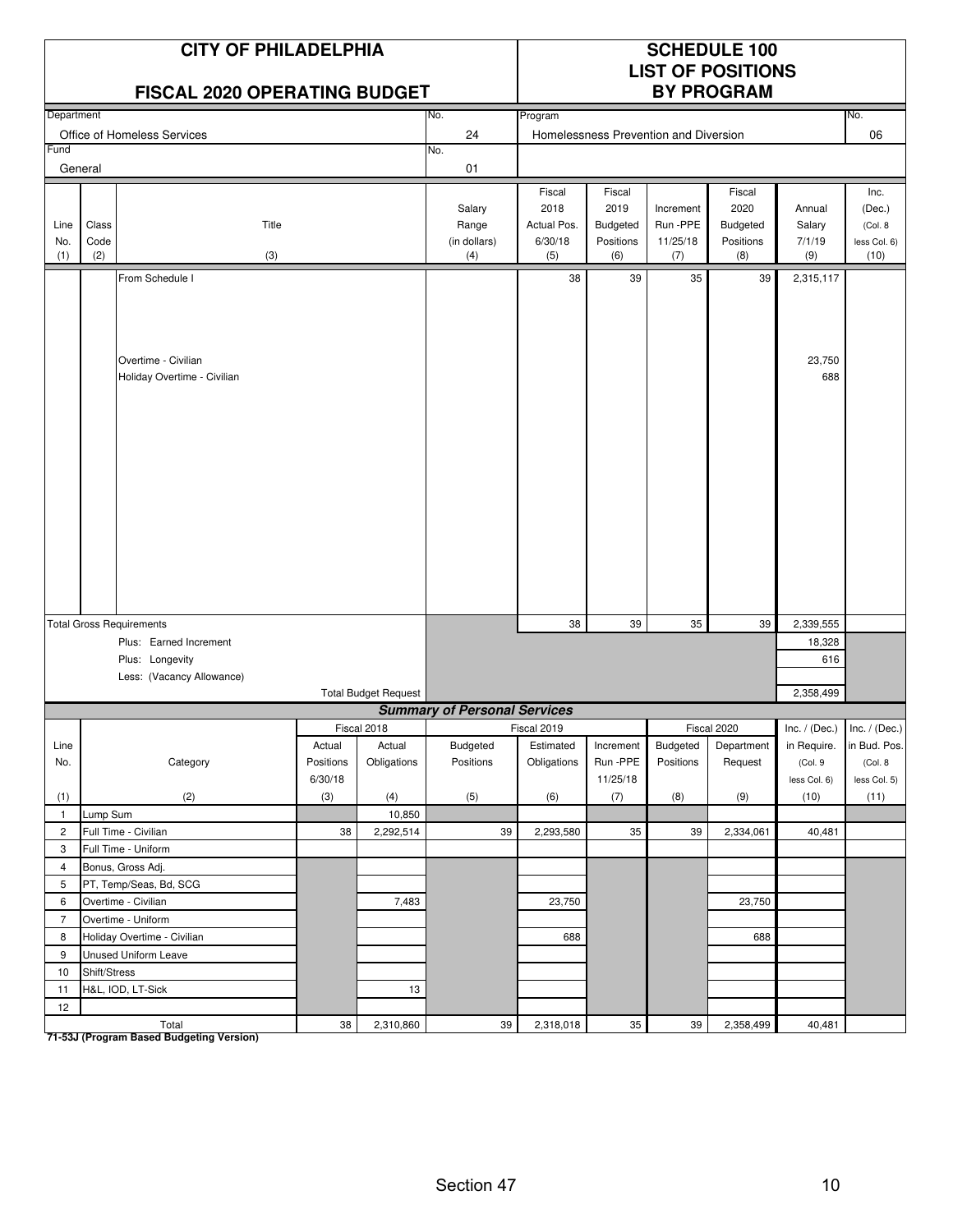# CITY OF PHILADELPHIA

## FISCAL 2020 OPERATING BUDGET

## SCHEDULE 100 LIST OF POSITIONS BY PROGRAM

| Department | No. | Program | No. |
|---|---|---|---|
| Office of Homeless Services | 24 | Homelessness Prevention and Diversion | 06 |
| **Fund** | **No.** | | |
| General | 01 | | |

| Line No. (1) | Class Code (2) | Title (3) | Salary Range (in dollars) (4) | Fiscal 2018 Actual Pos. 6/30/18 (5) | Fiscal 2019 Budgeted Positions (6) | Increment Run -PPE 11/25/18 (7) | Fiscal 2020 Budgeted Positions (8) | Annual Salary 7/1/19 (9) | Inc. (Dec.) (Col. 8 less Col. 6) (10) |
|---|---|---|---|---|---|---|---|---|---|
| | | From Schedule I | | 38 | 39 | 35 | 39 | 2,315,117 | |
| | | Overtime - Civilian | | | | | | 23,750 | |
| | | Holiday Overtime - Civilian | | | | | | 688 | |
| | | **Total Gross Requirements** | | 38 | 39 | 35 | 39 | 2,339,555 | |
| | | Plus: Earned Increment | | | | | | 18,328 | |
| | | Plus: Longevity | | | | | | 616 | |
| | | Less: (Vacancy Allowance) | | | | | | | |
| | | Total Budget Request | | | | | | 2,358,499 | |

### Summary of Personal Services

| Line No. (1) | Category (2) | Fiscal 2018 Actual Positions 6/30/18 (3) | Fiscal 2018 Actual Obligations (4) | Fiscal 2019 Budgeted Positions (5) | Fiscal 2019 Estimated Obligations (6) | Increment Run -PPE 11/25/18 (7) | Fiscal 2020 Budgeted Positions (8) | Fiscal 2020 Department Request (9) | Inc. / (Dec.) in Require. (Col. 9 less Col. 6) (10) | Inc. / (Dec.) in Bud. Pos. (Col. 8 less Col. 5) (11) |
|---|---|---|---|---|---|---|---|---|---|---|
| 1 | Lump Sum | | 10,850 | | | | | | | |
| 2 | Full Time - Civilian | 38 | 2,292,514 | 39 | 2,293,580 | 35 | 39 | 2,334,061 | 40,481 | |
| 3 | Full Time - Uniform | | | | | | | | | |
| 4 | Bonus, Gross Adj. | | | | | | | | | |
| 5 | PT, Temp/Seas, Bd, SCG | | | | | | | | | |
| 6 | Overtime - Civilian | | 7,483 | | 23,750 | | | 23,750 | | |
| 7 | Overtime - Uniform | | | | | | | | | |
| 8 | Holiday Overtime - Civilian | | | | 688 | | | 688 | | |
| 9 | Unused Uniform Leave | | | | | | | | | |
| 10 | Shift/Stress | | | | | | | | | |
| 11 | H&L, IOD, LT-Sick | | 13 | | | | | | | |
| 12 | | | | | | | | | | |
| | Total | 38 | 2,310,860 | 39 | 2,318,018 | 35 | 39 | 2,358,499 | 40,481 | |

**71-53J (Program Based Budgeting Version)**

Section 47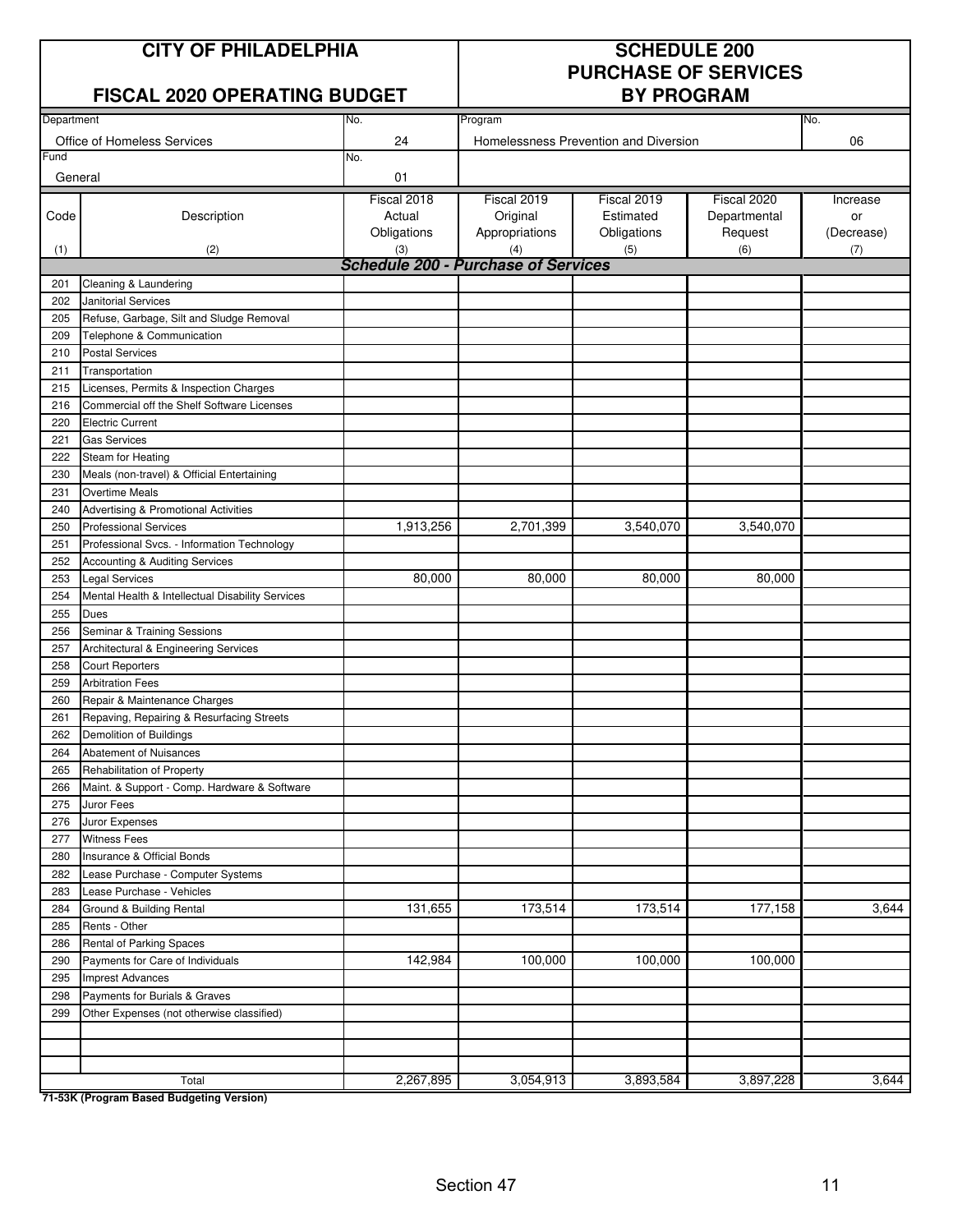# CITY OF PHILADELPHIA

## FISCAL 2020 OPERATING BUDGET

## SCHEDULE 200 PURCHASE OF SERVICES BY PROGRAM

| Department | No. | Program | No. |
|---|---|---|---|
| Office of Homeless Services | 24 | Homelessness Prevention and Diversion | 06 |
| **Fund** | **No.** | | |
| General | 01 | | |

| Code (1) | Description (2) | Fiscal 2018 Actual Obligations (3) | Fiscal 2019 Original Appropriations (4) | Fiscal 2019 Estimated Obligations (5) | Fiscal 2020 Departmental Request (6) | Increase or (Decrease) (7) |
|---|---|---|---|---|---|---|
| | ***Schedule 200 - Purchase of Services*** | | | | | |
| 201 | Cleaning & Laundering | | | | | |
| 202 | Janitorial Services | | | | | |
| 205 | Refuse, Garbage, Silt and Sludge Removal | | | | | |
| 209 | Telephone & Communication | | | | | |
| 210 | Postal Services | | | | | |
| 211 | Transportation | | | | | |
| 215 | Licenses, Permits & Inspection Charges | | | | | |
| 216 | Commercial off the Shelf Software Licenses | | | | | |
| 220 | Electric Current | | | | | |
| 221 | Gas Services | | | | | |
| 222 | Steam for Heating | | | | | |
| 230 | Meals (non-travel) & Official Entertaining | | | | | |
| 231 | Overtime Meals | | | | | |
| 240 | Advertising & Promotional Activities | | | | | |
| 250 | Professional Services | 1,913,256 | 2,701,399 | 3,540,070 | 3,540,070 | |
| 251 | Professional Svcs. - Information Technology | | | | | |
| 252 | Accounting & Auditing Services | | | | | |
| 253 | Legal Services | 80,000 | 80,000 | 80,000 | 80,000 | |
| 254 | Mental Health & Intellectual Disability Services | | | | | |
| 255 | Dues | | | | | |
| 256 | Seminar & Training Sessions | | | | | |
| 257 | Architectural & Engineering Services | | | | | |
| 258 | Court Reporters | | | | | |
| 259 | Arbitration Fees | | | | | |
| 260 | Repair & Maintenance Charges | | | | | |
| 261 | Repaving, Repairing & Resurfacing Streets | | | | | |
| 262 | Demolition of Buildings | | | | | |
| 264 | Abatement of Nuisances | | | | | |
| 265 | Rehabilitation of Property | | | | | |
| 266 | Maint. & Support - Comp. Hardware & Software | | | | | |
| 275 | Juror Fees | | | | | |
| 276 | Juror Expenses | | | | | |
| 277 | Witness Fees | | | | | |
| 280 | Insurance & Official Bonds | | | | | |
| 282 | Lease Purchase - Computer Systems | | | | | |
| 283 | Lease Purchase - Vehicles | | | | | |
| 284 | Ground & Building Rental | 131,655 | 173,514 | 173,514 | 177,158 | 3,644 |
| 285 | Rents - Other | | | | | |
| 286 | Rental of Parking Spaces | | | | | |
| 290 | Payments for Care of Individuals | 142,984 | 100,000 | 100,000 | 100,000 | |
| 295 | Imprest Advances | | | | | |
| 298 | Payments for Burials & Graves | | | | | |
| 299 | Other Expenses (not otherwise classified) | | | | | |
| | | | | | | |
| | | | | | | |
| | | | | | | |
| | Total | 2,267,895 | 3,054,913 | 3,893,584 | 3,897,228 | 3,644 |

**71-53K (Program Based Budgeting Version)**

Section 47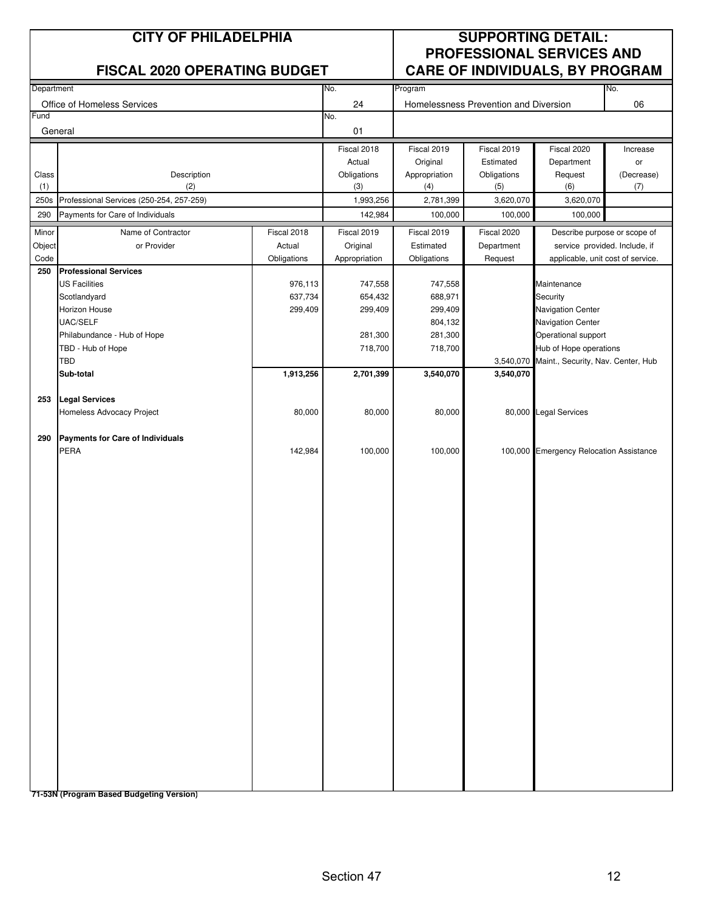# CITY OF PHILADELPHIA

## FISCAL 2020 OPERATING BUDGET

## SUPPORTING DETAIL: PROFESSIONAL SERVICES AND CARE OF INDIVIDUALS, BY PROGRAM

| Department | No. | Program | No. |
|---|---|---|---|
| Office of Homeless Services | 24 | Homelessness Prevention and Diversion | 06 |
| **Fund** | **No.** | | |
| General | 01 | | |

| Class (1) | Description (2) | Fiscal 2018 Actual Obligations (3) | Fiscal 2019 Original Appropriation (4) | Fiscal 2019 Estimated Obligations (5) | Fiscal 2020 Department Request (6) | Increase or (Decrease) (7) |
|---|---|---|---|---|---|---|
| 250s | Professional Services (250-254, 257-259) | 1,993,256 | 2,781,399 | 3,620,070 | 3,620,070 | |
| 290 | Payments for Care of Individuals | 142,984 | 100,000 | 100,000 | 100,000 | |

| Minor Object Code | Name of Contractor or Provider | Fiscal 2018 Actual Obligations | Fiscal 2019 Original Appropriation | Fiscal 2019 Estimated Obligations | Fiscal 2020 Department Request | Describe purpose or scope of service provided. Include, if applicable, unit cost of service. |
|---|---|---|---|---|---|---|
| **250** | **Professional Services** | | | | | |
| | US Facilities | 976,113 | 747,558 | 747,558 | | Maintenance |
| | Scotlandyard | 637,734 | 654,432 | 688,971 | | Security |
| | Horizon House | 299,409 | 299,409 | 299,409 | | Navigation Center |
| | UAC/SELF | | | 804,132 | | Navigation Center |
| | Philabundance - Hub of Hope | | 281,300 | 281,300 | | Operational support |
| | TBD - Hub of Hope | | 718,700 | 718,700 | | Hub of Hope operations |
| | TBD | | | | 3,540,070 | Maint., Security, Nav. Center, Hub |
| | **Sub-total** | **1,913,256** | **2,701,399** | **3,540,070** | **3,540,070** | |
| **253** | **Legal Services** | | | | | |
| | Homeless Advocacy Project | 80,000 | 80,000 | 80,000 | 80,000 | Legal Services |
| **290** | **Payments for Care of Individuals** | | | | | |
| | PERA | 142,984 | 100,000 | 100,000 | 100,000 | Emergency Relocation Assistance |

**71-53N (Program Based Budgeting Version)**

Section 47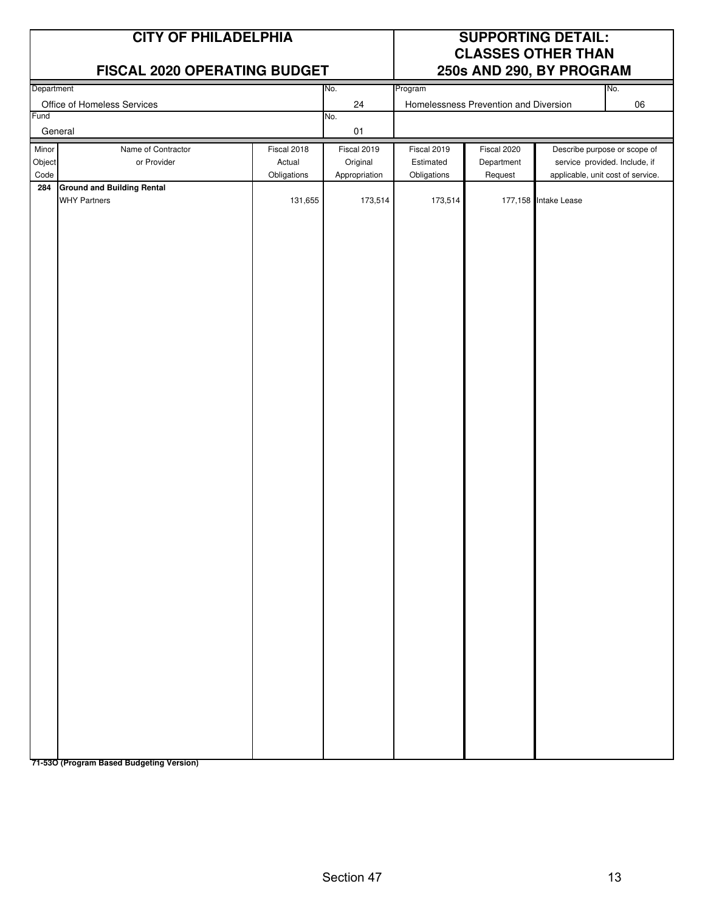# CITY OF PHILADELPHIA

# FISCAL 2020 OPERATING BUDGET

# SUPPORTING DETAIL: CLASSES OTHER THAN 250s AND 290, BY PROGRAM

| Department | No. | Program | No. |
|---|---|---|---|
| Office of Homeless Services | 24 | Homelessness Prevention and Diversion | 06 |
| **Fund** | **No.** | | |
| General | 01 | | |

| Minor Object Code | Name of Contractor or Provider | Fiscal 2018 Actual Obligations | Fiscal 2019 Original Appropriation | Fiscal 2019 Estimated Obligations | Fiscal 2020 Department Request | Describe purpose or scope of service provided. Include, if applicable, unit cost of service. |
|---|---|---|---|---|---|---|
| **284** | **Ground and Building Rental** | | | | | |
| | WHY Partners | 131,655 | 173,514 | 173,514 | 177,158 | Intake Lease |

**71-53O (Program Based Budgeting Version)**

Section 47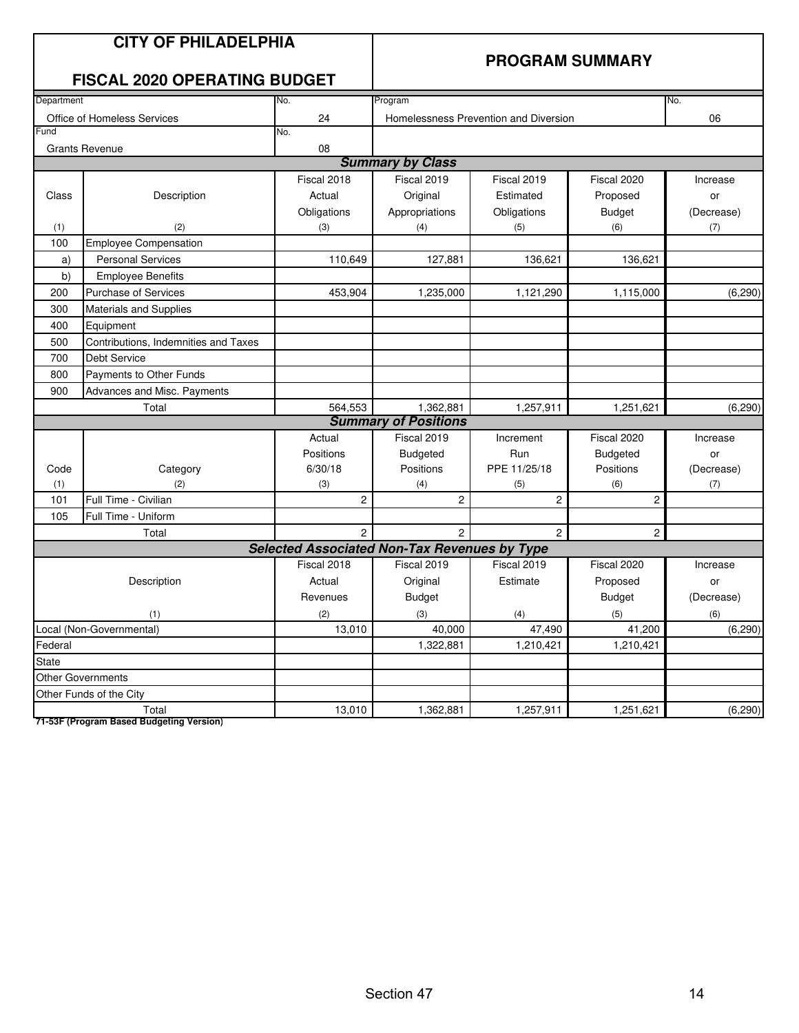# CITY OF PHILADELPHIA

## FISCAL 2020 OPERATING BUDGET

## PROGRAM SUMMARY

| Department | No. | Program | No. |
|---|---|---|---|
| Office of Homeless Services | 24 | Homelessness Prevention and Diversion | 06 |
| Fund | No. | | |
| Grants Revenue | 08 | | |

### Summary by Class

| Class (1) | Description (2) | Fiscal 2018 Actual Obligations (3) | Fiscal 2019 Original Appropriations (4) | Fiscal 2019 Estimated Obligations (5) | Fiscal 2020 Proposed Budget (6) | Increase or (Decrease) (7) |
|---|---|---|---|---|---|---|
| 100 | Employee Compensation | | | | | |
| a) | Personal Services | 110,649 | 127,881 | 136,621 | 136,621 | |
| b) | Employee Benefits | | | | | |
| 200 | Purchase of Services | 453,904 | 1,235,000 | 1,121,290 | 1,115,000 | (6,290) |
| 300 | Materials and Supplies | | | | | |
| 400 | Equipment | | | | | |
| 500 | Contributions, Indemnities and Taxes | | | | | |
| 700 | Debt Service | | | | | |
| 800 | Payments to Other Funds | | | | | |
| 900 | Advances and Misc. Payments | | | | | |
| | Total | 564,553 | 1,362,881 | 1,257,911 | 1,251,621 | (6,290) |

### Summary of Positions

| Code (1) | Category (2) | Actual Positions 6/30/18 (3) | Fiscal 2019 Budgeted Positions (4) | Increment Run PPE 11/25/18 (5) | Fiscal 2020 Budgeted Positions (6) | Increase or (Decrease) (7) |
|---|---|---|---|---|---|---|
| 101 | Full Time - Civilian | 2 | 2 | 2 | 2 | |
| 105 | Full Time - Uniform | | | | | |
| | Total | 2 | 2 | 2 | 2 | |

### Selected Associated Non-Tax Revenues by Type

| Description (1) | Fiscal 2018 Actual Revenues (2) | Fiscal 2019 Original Budget (3) | Fiscal 2019 Estimate (4) | Fiscal 2020 Proposed Budget (5) | Increase or (Decrease) (6) |
|---|---|---|---|---|---|
| Local (Non-Governmental) | 13,010 | 40,000 | 47,490 | 41,200 | (6,290) |
| Federal | | 1,322,881 | 1,210,421 | 1,210,421 | |
| State | | | | | |
| Other Governments | | | | | |
| Other Funds of the City | | | | | |
| Total | 13,010 | 1,362,881 | 1,257,911 | 1,251,621 | (6,290) |

**71-53F (Program Based Budgeting Version)**

Section 47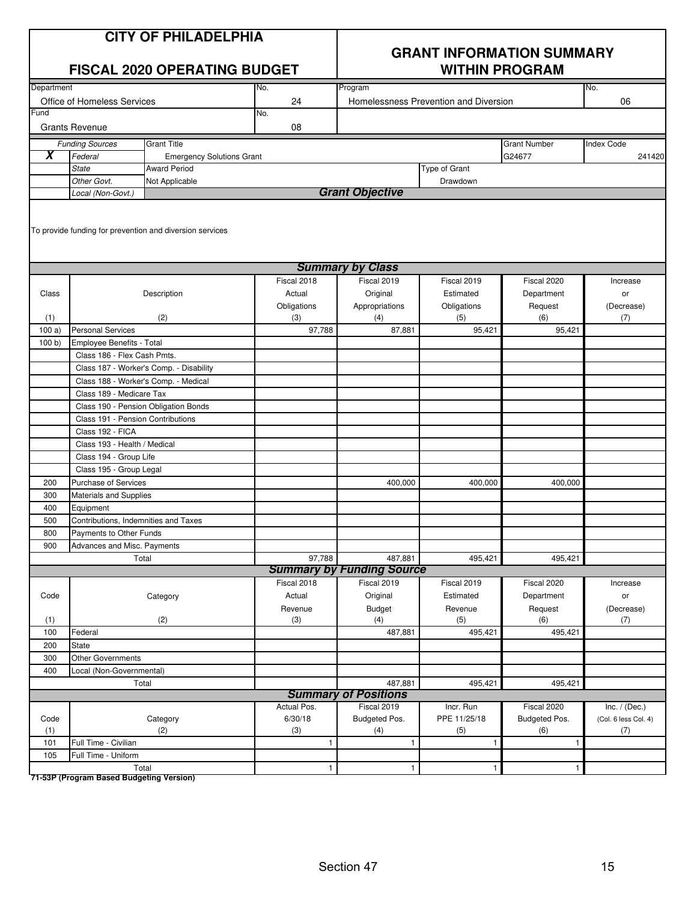# CITY OF PHILADELPHIA

## FISCAL 2020 OPERATING BUDGET

## GRANT INFORMATION SUMMARY WITHIN PROGRAM

| Department | No. | Program | No. |
|---|---|---|---|
| Office of Homeless Services | 24 | Homelessness Prevention and Diversion | 06 |
| **Fund** | **No.** | | |
| Grants Revenue | 08 | | |

| | Funding Sources | Grant Title | Grant Number | Index Code |
|---|---|---|---|---|
| X | Federal | Emergency Solutions Grant | G24677 | 241420 |
| | State | Award Period | Type of Grant | |
| | Other Govt. | Not Applicable | Drawdown | |
| | Local (Non-Govt.) | | | |

### Grant Objective

To provide funding for prevention and diversion services

### Summary by Class

| Class (1) | Description (2) | Fiscal 2018 Actual Obligations (3) | Fiscal 2019 Original Appropriations (4) | Fiscal 2019 Estimated Obligations (5) | Fiscal 2020 Department Request (6) | Increase or (Decrease) (7) |
|---|---|---|---|---|---|---|
| 100 a) | Personal Services | 97,788 | 87,881 | 95,421 | 95,421 | |
| 100 b) | Employee Benefits - Total | | | | | |
| | Class 186 - Flex Cash Pmts. | | | | | |
| | Class 187 - Worker's Comp. - Disability | | | | | |
| | Class 188 - Worker's Comp. - Medical | | | | | |
| | Class 189 - Medicare Tax | | | | | |
| | Class 190 - Pension Obligation Bonds | | | | | |
| | Class 191 - Pension Contributions | | | | | |
| | Class 192 - FICA | | | | | |
| | Class 193 - Health / Medical | | | | | |
| | Class 194 - Group Life | | | | | |
| | Class 195 - Group Legal | | | | | |
| 200 | Purchase of Services | | 400,000 | 400,000 | 400,000 | |
| 300 | Materials and Supplies | | | | | |
| 400 | Equipment | | | | | |
| 500 | Contributions, Indemnities and Taxes | | | | | |
| 800 | Payments to Other Funds | | | | | |
| 900 | Advances and Misc. Payments | | | | | |
| | Total | 97,788 | 487,881 | 495,421 | 495,421 | |

### Summary by Funding Source

| Code (1) | Category (2) | Fiscal 2018 Actual Revenue (3) | Fiscal 2019 Original Budget (4) | Fiscal 2019 Estimated Revenue (5) | Fiscal 2020 Department Request (6) | Increase or (Decrease) (7) |
|---|---|---|---|---|---|---|
| 100 | Federal | | 487,881 | 495,421 | 495,421 | |
| 200 | State | | | | | |
| 300 | Other Governments | | | | | |
| 400 | Local (Non-Governmental) | | | | | |
| | Total | | 487,881 | 495,421 | 495,421 | |

### Summary of Positions

| Code (1) | Category (2) | Actual Pos. 6/30/18 (3) | Fiscal 2019 Budgeted Pos. (4) | Incr. Run PPE 11/25/18 (5) | Fiscal 2020 Budgeted Pos. (6) | Inc. / (Dec.) (Col. 6 less Col. 4) (7) |
|---|---|---|---|---|---|---|
| 101 | Full Time - Civilian | 1 | 1 | 1 | 1 | |
| 105 | Full Time - Uniform | | | | | |
| | Total | 1 | 1 | 1 | 1 | |

71-53P (Program Based Budgeting Version)

Section 47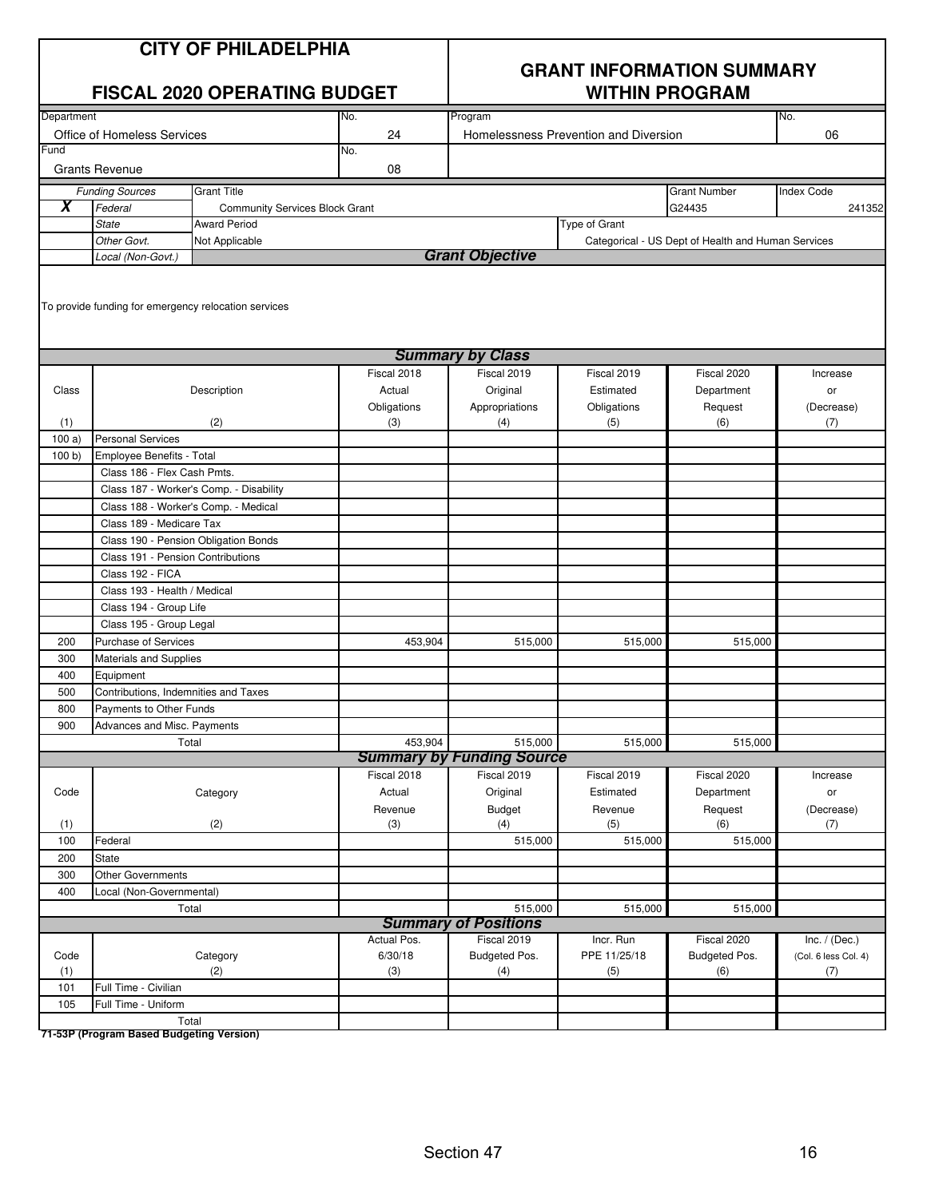# CITY OF PHILADELPHIA

## FISCAL 2020 OPERATING BUDGET

## GRANT INFORMATION SUMMARY WITHIN PROGRAM

| Department | No. | Program | No. |
|---|---|---|---|
| Office of Homeless Services | 24 | Homelessness Prevention and Diversion | 06 |

| Fund | No. |
|---|---|
| Grants Revenue | 08 |

| | Funding Sources | Grant Title | Grant Number | Index Code |
|---|---|---|---|---|
| **X** | *Federal* | Community Services Block Grant | G24435 | 241352 |
| | *State* | Award Period | Type of Grant | |
| | *Other Govt.* | Not Applicable | Categorical - US Dept of Health and Human Services | |
| | *Local (Non-Govt.)* | | | |

### *Grant Objective*

To provide funding for emergency relocation services

### *Summary by Class*

| Class (1) | Description (2) | Fiscal 2018 Actual Obligations (3) | Fiscal 2019 Original Appropriations (4) | Fiscal 2019 Estimated Obligations (5) | Fiscal 2020 Department Request (6) | Increase or (Decrease) (7) |
|---|---|---|---|---|---|---|
| 100 a) | Personal Services | | | | | |
| 100 b) | Employee Benefits - Total | | | | | |
| | Class 186 - Flex Cash Pmts. | | | | | |
| | Class 187 - Worker's Comp. - Disability | | | | | |
| | Class 188 - Worker's Comp. - Medical | | | | | |
| | Class 189 - Medicare Tax | | | | | |
| | Class 190 - Pension Obligation Bonds | | | | | |
| | Class 191 - Pension Contributions | | | | | |
| | Class 192 - FICA | | | | | |
| | Class 193 - Health / Medical | | | | | |
| | Class 194 - Group Life | | | | | |
| | Class 195 - Group Legal | | | | | |
| 200 | Purchase of Services | 453,904 | 515,000 | 515,000 | 515,000 | |
| 300 | Materials and Supplies | | | | | |
| 400 | Equipment | | | | | |
| 500 | Contributions, Indemnities and Taxes | | | | | |
| 800 | Payments to Other Funds | | | | | |
| 900 | Advances and Misc. Payments | | | | | |
| | Total | 453,904 | 515,000 | 515,000 | 515,000 | |

### *Summary by Funding Source*

| Code (1) | Category (2) | Fiscal 2018 Actual Revenue (3) | Fiscal 2019 Original Budget (4) | Fiscal 2019 Estimated Revenue (5) | Fiscal 2020 Department Request (6) | Increase or (Decrease) (7) |
|---|---|---|---|---|---|---|
| 100 | Federal | | 515,000 | 515,000 | 515,000 | |
| 200 | State | | | | | |
| 300 | Other Governments | | | | | |
| 400 | Local (Non-Governmental) | | | | | |
| | Total | | 515,000 | 515,000 | 515,000 | |

### *Summary of Positions*

| Code (1) | Category (2) | Actual Pos. 6/30/18 (3) | Fiscal 2019 Budgeted Pos. (4) | Incr. Run PPE 11/25/18 (5) | Fiscal 2020 Budgeted Pos. (6) | Inc. / (Dec.) (Col. 6 less Col. 4) (7) |
|---|---|---|---|---|---|---|
| 101 | Full Time - Civilian | | | | | |
| 105 | Full Time - Uniform | | | | | |
| | Total | | | | | |

**71-53P (Program Based Budgeting Version)**

Section 47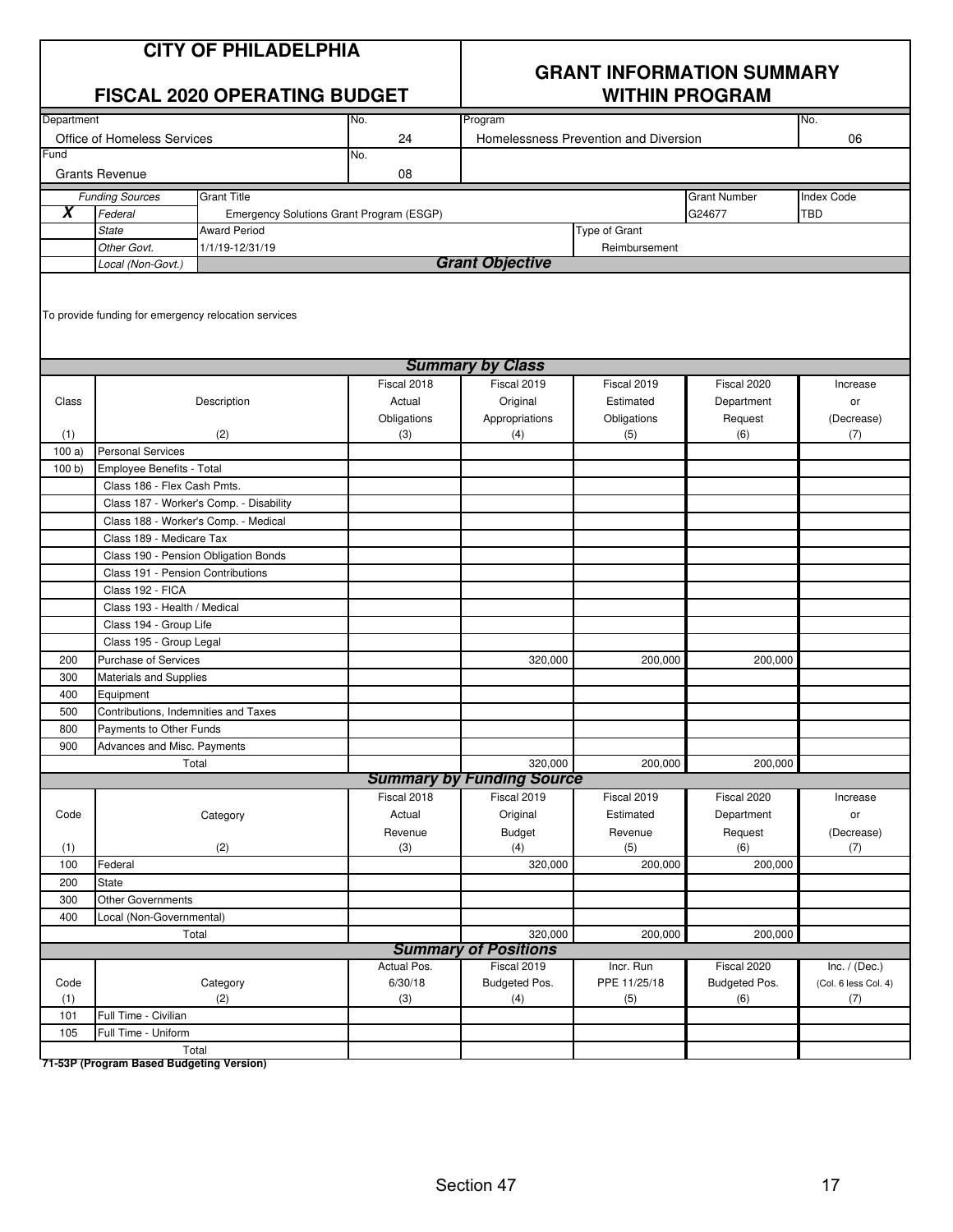# CITY OF PHILADELPHIA

## FISCAL 2020 OPERATING BUDGET

## GRANT INFORMATION SUMMARY WITHIN PROGRAM

| Department | No. | Program | No. |
|---|---|---|---|
| Office of Homeless Services | 24 | Homelessness Prevention and Diversion | 06 |
| **Fund** | **No.** | | |
| Grants Revenue | 08 | | |

| | Funding Sources | Grant Title | Grant Number | Index Code |
|---|---|---|---|---|
| X | Federal | Emergency Solutions Grant Program (ESGP) | G24677 | TBD |
| | State | Award Period | Type of Grant | |
| | Other Govt. | 1/1/19-12/31/19 | Reimbursement | |
| | Local (Non-Govt.) | | | |

### Grant Objective

To provide funding for emergency relocation services

### Summary by Class

| Class (1) | Description (2) | Fiscal 2018 Actual Obligations (3) | Fiscal 2019 Original Appropriations (4) | Fiscal 2019 Estimated Obligations (5) | Fiscal 2020 Department Request (6) | Increase or (Decrease) (7) |
|---|---|---|---|---|---|---|
| 100 a) | Personal Services | | | | | |
| 100 b) | Employee Benefits - Total | | | | | |
| | Class 186 - Flex Cash Pmts. | | | | | |
| | Class 187 - Worker's Comp. - Disability | | | | | |
| | Class 188 - Worker's Comp. - Medical | | | | | |
| | Class 189 - Medicare Tax | | | | | |
| | Class 190 - Pension Obligation Bonds | | | | | |
| | Class 191 - Pension Contributions | | | | | |
| | Class 192 - FICA | | | | | |
| | Class 193 - Health / Medical | | | | | |
| | Class 194 - Group Life | | | | | |
| | Class 195 - Group Legal | | | | | |
| 200 | Purchase of Services | | 320,000 | 200,000 | 200,000 | |
| 300 | Materials and Supplies | | | | | |
| 400 | Equipment | | | | | |
| 500 | Contributions, Indemnities and Taxes | | | | | |
| 800 | Payments to Other Funds | | | | | |
| 900 | Advances and Misc. Payments | | | | | |
| | Total | | 320,000 | 200,000 | 200,000 | |

### Summary by Funding Source

| Code (1) | Category (2) | Fiscal 2018 Actual Revenue (3) | Fiscal 2019 Original Budget (4) | Fiscal 2019 Estimated Revenue (5) | Fiscal 2020 Department Request (6) | Increase or (Decrease) (7) |
|---|---|---|---|---|---|---|
| 100 | Federal | | 320,000 | 200,000 | 200,000 | |
| 200 | State | | | | | |
| 300 | Other Governments | | | | | |
| 400 | Local (Non-Governmental) | | | | | |
| | Total | | 320,000 | 200,000 | 200,000 | |

### Summary of Positions

| Code (1) | Category (2) | Actual Pos. 6/30/18 (3) | Fiscal 2019 Budgeted Pos. (4) | Incr. Run PPE 11/25/18 (5) | Fiscal 2020 Budgeted Pos. (6) | Inc. / (Dec.) (Col. 6 less Col. 4) (7) |
|---|---|---|---|---|---|---|
| 101 | Full Time - Civilian | | | | | |
| 105 | Full Time - Uniform | | | | | |
| | Total | | | | | |

**71-53P (Program Based Budgeting Version)**

Section 47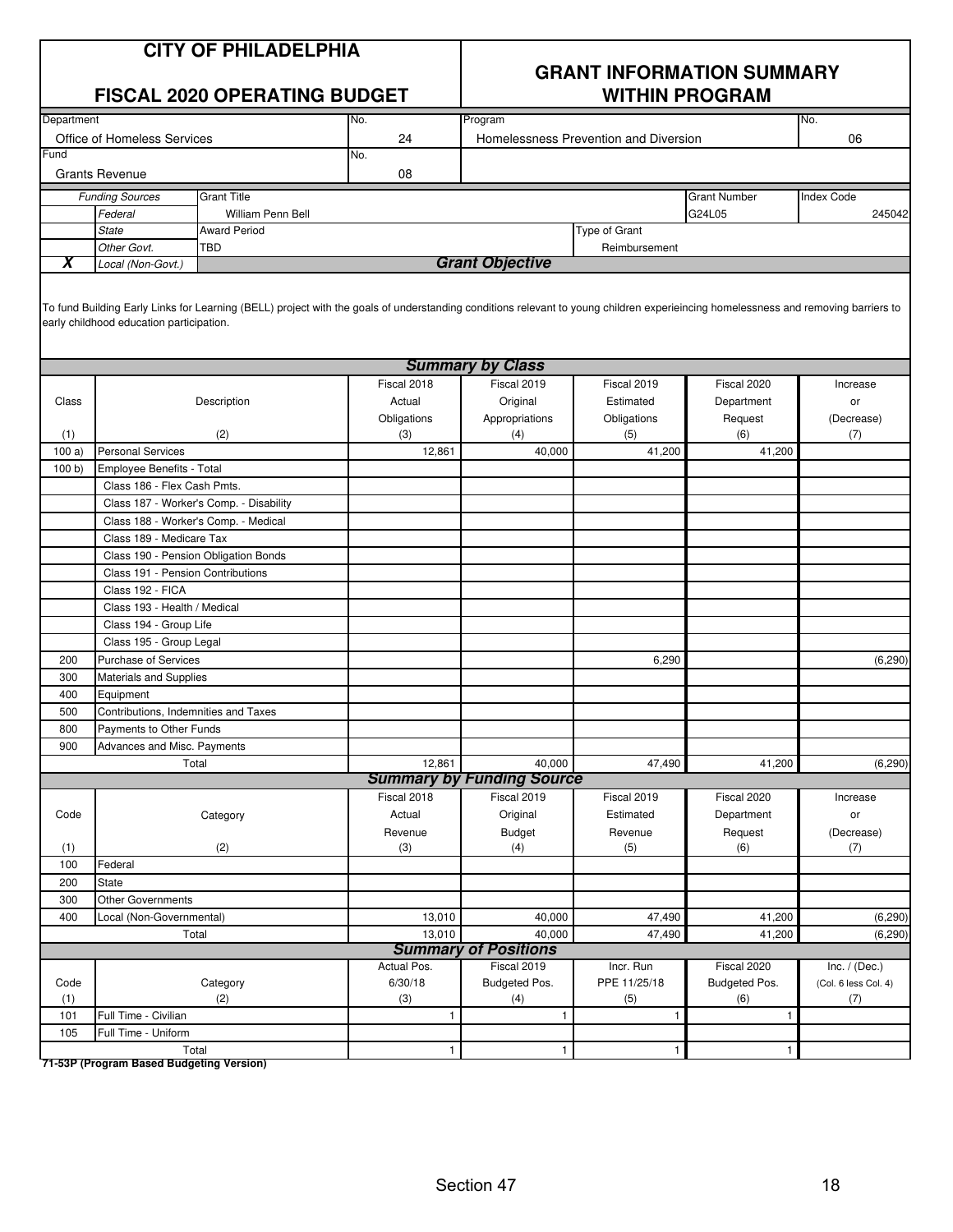# CITY OF PHILADELPHIA

## FISCAL 2020 OPERATING BUDGET

## GRANT INFORMATION SUMMARY WITHIN PROGRAM

| Department | No. | Program | No. |
|---|---|---|---|
| Office of Homeless Services | 24 | Homelessness Prevention and Diversion | 06 |

| Fund | No. |
|---|---|
| Grants Revenue | 08 |

| | Funding Sources | Grant Title | Grant Number | Index Code |
|---|---|---|---|---|
| | Federal | William Penn Bell | G24L05 | 245042 |
| | State | Award Period | Type of Grant | |
| | Other Govt. | TBD | Reimbursement | |
| X | Local (Non-Govt.) | | | |

### Grant Objective

To fund Building Early Links for Learning (BELL) project with the goals of understanding conditions relevant to young children experieincing homelessness and removing barriers to early childhood education participation.

### Summary by Class

| Class (1) | Description (2) | Fiscal 2018 Actual Obligations (3) | Fiscal 2019 Original Appropriations (4) | Fiscal 2019 Estimated Obligations (5) | Fiscal 2020 Department Request (6) | Increase or (Decrease) (7) |
|---|---|---|---|---|---|---|
| 100 a) | Personal Services | 12,861 | 40,000 | 41,200 | 41,200 | |
| 100 b) | Employee Benefits - Total | | | | | |
| | Class 186 - Flex Cash Pmts. | | | | | |
| | Class 187 - Worker's Comp. - Disability | | | | | |
| | Class 188 - Worker's Comp. - Medical | | | | | |
| | Class 189 - Medicare Tax | | | | | |
| | Class 190 - Pension Obligation Bonds | | | | | |
| | Class 191 - Pension Contributions | | | | | |
| | Class 192 - FICA | | | | | |
| | Class 193 - Health / Medical | | | | | |
| | Class 194 - Group Life | | | | | |
| | Class 195 - Group Legal | | | | | |
| 200 | Purchase of Services | | | 6,290 | | (6,290) |
| 300 | Materials and Supplies | | | | | |
| 400 | Equipment | | | | | |
| 500 | Contributions, Indemnities and Taxes | | | | | |
| 800 | Payments to Other Funds | | | | | |
| 900 | Advances and Misc. Payments | | | | | |
| | Total | 12,861 | 40,000 | 47,490 | 41,200 | (6,290) |

### Summary by Funding Source

| Code (1) | Category (2) | Fiscal 2018 Actual Revenue (3) | Fiscal 2019 Original Budget (4) | Fiscal 2019 Estimated Revenue (5) | Fiscal 2020 Department Request (6) | Increase or (Decrease) (7) |
|---|---|---|---|---|---|---|
| 100 | Federal | | | | | |
| 200 | State | | | | | |
| 300 | Other Governments | | | | | |
| 400 | Local (Non-Governmental) | 13,010 | 40,000 | 47,490 | 41,200 | (6,290) |
| | Total | 13,010 | 40,000 | 47,490 | 41,200 | (6,290) |

### Summary of Positions

| Code (1) | Category (2) | Actual Pos. 6/30/18 (3) | Fiscal 2019 Budgeted Pos. (4) | Incr. Run PPE 11/25/18 (5) | Fiscal 2020 Budgeted Pos. (6) | Inc. / (Dec.) (Col. 6 less Col. 4) (7) |
|---|---|---|---|---|---|---|
| 101 | Full Time - Civilian | 1 | 1 | 1 | 1 | |
| 105 | Full Time - Uniform | | | | | |
| | Total | 1 | 1 | 1 | 1 | |

71-53P (Program Based Budgeting Version)

Section 47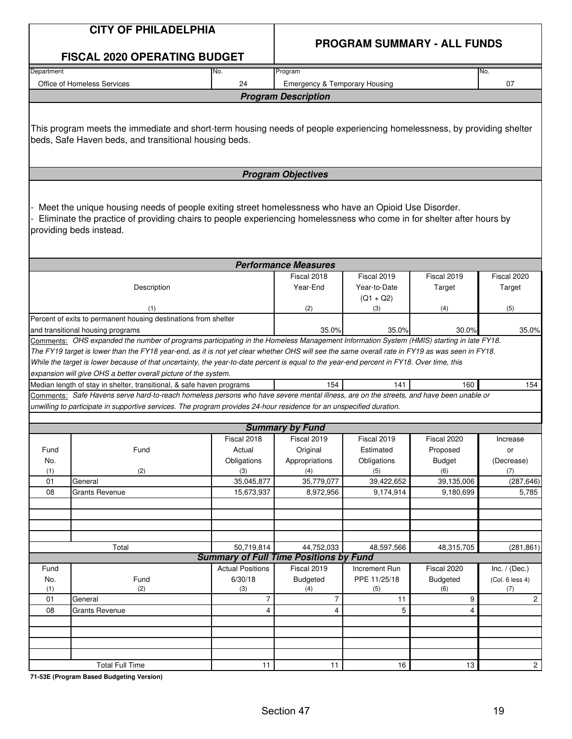# CITY OF PHILADELPHIA

## FISCAL 2020 OPERATING BUDGET

## PROGRAM SUMMARY - ALL FUNDS

| Department | No. | Program | No. |
|---|---|---|---|
| Office of Homeless Services | 24 | Emergency & Temporary Housing | 07 |

### Program Description

This program meets the immediate and short-term housing needs of people experiencing homelessness, by providing shelter beds, Safe Haven beds, and transitional housing beds.

### Program Objectives

- Meet the unique housing needs of people exiting street homelessness who have an Opioid Use Disorder.
- Eliminate the practice of providing chairs to people experiencing homelessness who come in for shelter after hours by providing beds instead.

### Performance Measures

| Description (1) | Fiscal 2018 Year-End (2) | Fiscal 2019 Year-to-Date (Q1 + Q2) (3) | Fiscal 2019 Target (4) | Fiscal 2020 Target (5) |
|---|---|---|---|---|
| Percent of exits to permanent housing destinations from shelter and transitional housing programs | 35.0% | 35.0% | 30.0% | 35.0% |
| Median length of stay in shelter, transitional, & safe haven programs | 154 | 141 | 160 | 154 |

Comments (Percent of exits): *OHS expanded the number of programs participating in the Homeless Management Information System (HMIS) starting in late FY18. The FY19 target is lower than the FY18 year-end, as it is not yet clear whether OHS will see the same overall rate in FY19 as was seen in FY18. While the target is lower because of that uncertainty, the year-to-date percent is equal to the year-end percent in FY18. Over time, this expansion will give OHS a better overall picture of the system.*

Comments (Median length of stay): *Safe Havens serve hard-to-reach homeless persons who have severe mental illness, are on the streets, and have been unable or unwilling to participate in supportive services. The program provides 24-hour residence for an unspecified duration.*

### Summary by Fund

| Fund No. (1) | Fund (2) | Fiscal 2018 Actual Obligations (3) | Fiscal 2019 Original Appropriations (4) | Fiscal 2019 Estimated Obligations (5) | Fiscal 2020 Proposed Budget (6) | Increase or (Decrease) (7) |
|---|---|---|---|---|---|---|
| 01 | General | 35,045,877 | 35,779,077 | 39,422,652 | 39,135,006 | (287,646) |
| 08 | Grants Revenue | 15,673,937 | 8,972,956 | 9,174,914 | 9,180,699 | 5,785 |
| | Total | 50,719,814 | 44,752,033 | 48,597,566 | 48,315,705 | (281,861) |

### Summary of Full Time Positions by Fund

| Fund No. (1) | Fund (2) | Actual Positions 6/30/18 (3) | Fiscal 2019 Budgeted (4) | Increment Run PPE 11/25/18 (5) | Fiscal 2020 Budgeted (6) | Inc. / (Dec.) (Col. 6 less 4) (7) |
|---|---|---|---|---|---|---|
| 01 | General | 7 | 7 | 11 | 9 | 2 |
| 08 | Grants Revenue | 4 | 4 | 5 | 4 | |
| | Total Full Time | 11 | 11 | 16 | 13 | 2 |

71-53E (Program Based Budgeting Version)

Section 47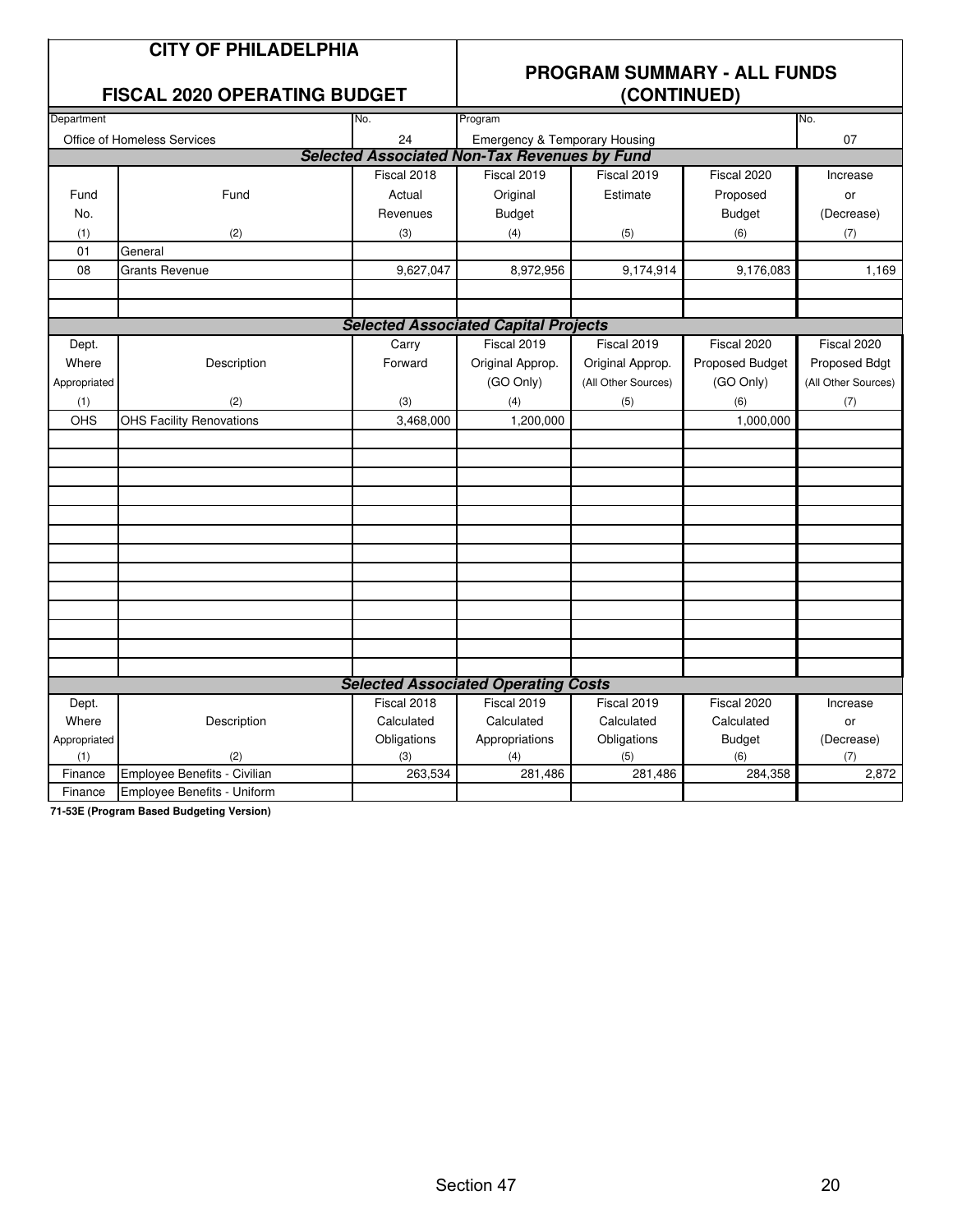**CITY OF PHILADELPHIA**

**FISCAL 2020 OPERATING BUDGET**

## PROGRAM SUMMARY - ALL FUNDS (CONTINUED)

| Department | No. | Program | No. |
|---|---|---|---|
| Office of Homeless Services | 24 | Emergency & Temporary Housing | 07 |

### Selected Associated Non-Tax Revenues by Fund

| Fund No. (1) | Fund (2) | Fiscal 2018 Actual Revenues (3) | Fiscal 2019 Original Budget (4) | Fiscal 2019 Estimate (5) | Fiscal 2020 Proposed Budget (6) | Increase or (Decrease) (7) |
|---|---|---|---|---|---|---|
| 01 | General | | | | | |
| 08 | Grants Revenue | 9,627,047 | 8,972,956 | 9,174,914 | 9,176,083 | 1,169 |

### Selected Associated Capital Projects

| Dept. Where Appropriated (1) | Description (2) | Carry Forward (3) | Fiscal 2019 Original Approp. (GO Only) (4) | Fiscal 2019 Original Approp. (All Other Sources) (5) | Fiscal 2020 Proposed Budget (GO Only) (6) | Fiscal 2020 Proposed Bdgt (All Other Sources) (7) |
|---|---|---|---|---|---|---|
| OHS | OHS Facility Renovations | 3,468,000 | 1,200,000 | | 1,000,000 | |

### Selected Associated Operating Costs

| Dept. Where Appropriated (1) | Description (2) | Fiscal 2018 Calculated Obligations (3) | Fiscal 2019 Calculated Appropriations (4) | Fiscal 2019 Calculated Obligations (5) | Fiscal 2020 Calculated Budget (6) | Increase or (Decrease) (7) |
|---|---|---|---|---|---|---|
| Finance | Employee Benefits - Civilian | 263,534 | 281,486 | 281,486 | 284,358 | 2,872 |
| Finance | Employee Benefits - Uniform | | | | | |

**71-53E (Program Based Budgeting Version)**

Section 47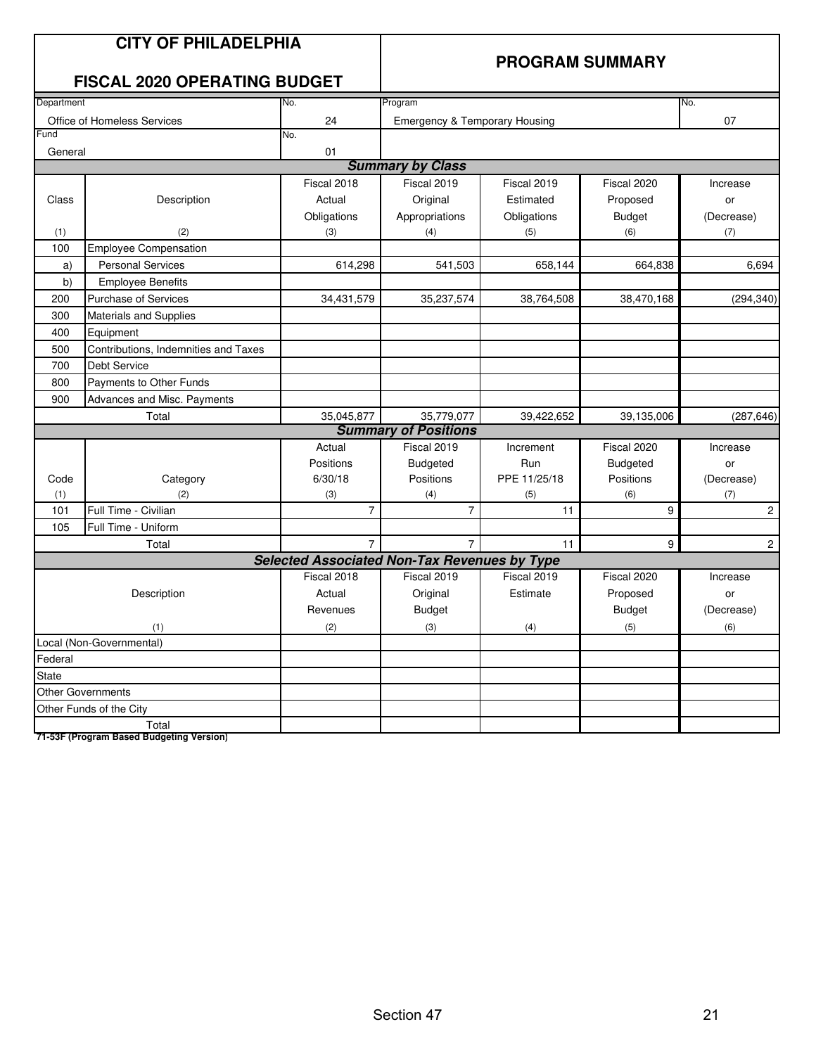# CITY OF PHILADELPHIA

## FISCAL 2020 OPERATING BUDGET

## PROGRAM SUMMARY

| Department | No. | Program | No. |
|---|---|---|---|
| Office of Homeless Services | 24 | Emergency & Temporary Housing | 07 |
| **Fund** | **No.** | | |
| General | 01 | | |

### Summary by Class

| Class (1) | Description (2) | Fiscal 2018 Actual Obligations (3) | Fiscal 2019 Original Appropriations (4) | Fiscal 2019 Estimated Obligations (5) | Fiscal 2020 Proposed Budget (6) | Increase or (Decrease) (7) |
|---|---|---|---|---|---|---|
| 100 | Employee Compensation | | | | | |
| a) | Personal Services | 614,298 | 541,503 | 658,144 | 664,838 | 6,694 |
| b) | Employee Benefits | | | | | |
| 200 | Purchase of Services | 34,431,579 | 35,237,574 | 38,764,508 | 38,470,168 | (294,340) |
| 300 | Materials and Supplies | | | | | |
| 400 | Equipment | | | | | |
| 500 | Contributions, Indemnities and Taxes | | | | | |
| 700 | Debt Service | | | | | |
| 800 | Payments to Other Funds | | | | | |
| 900 | Advances and Misc. Payments | | | | | |
| | Total | 35,045,877 | 35,779,077 | 39,422,652 | 39,135,006 | (287,646) |

### Summary of Positions

| Code (1) | Category (2) | Actual Positions 6/30/18 (3) | Fiscal 2019 Budgeted Positions (4) | Increment Run PPE 11/25/18 (5) | Fiscal 2020 Budgeted Positions (6) | Increase or (Decrease) (7) |
|---|---|---|---|---|---|---|
| 101 | Full Time - Civilian | 7 | 7 | 11 | 9 | 2 |
| 105 | Full Time - Uniform | | | | | |
| | Total | 7 | 7 | 11 | 9 | 2 |

### Selected Associated Non-Tax Revenues by Type

| Description (1) | Fiscal 2018 Actual Revenues (2) | Fiscal 2019 Original Budget (3) | Fiscal 2019 Estimate (4) | Fiscal 2020 Proposed Budget (5) | Increase or (Decrease) (6) |
|---|---|---|---|---|---|
| Local (Non-Governmental) | | | | | |
| Federal | | | | | |
| State | | | | | |
| Other Governments | | | | | |
| Other Funds of the City | | | | | |
| Total | | | | | |

**71-53F (Program Based Budgeting Version)**

Section 47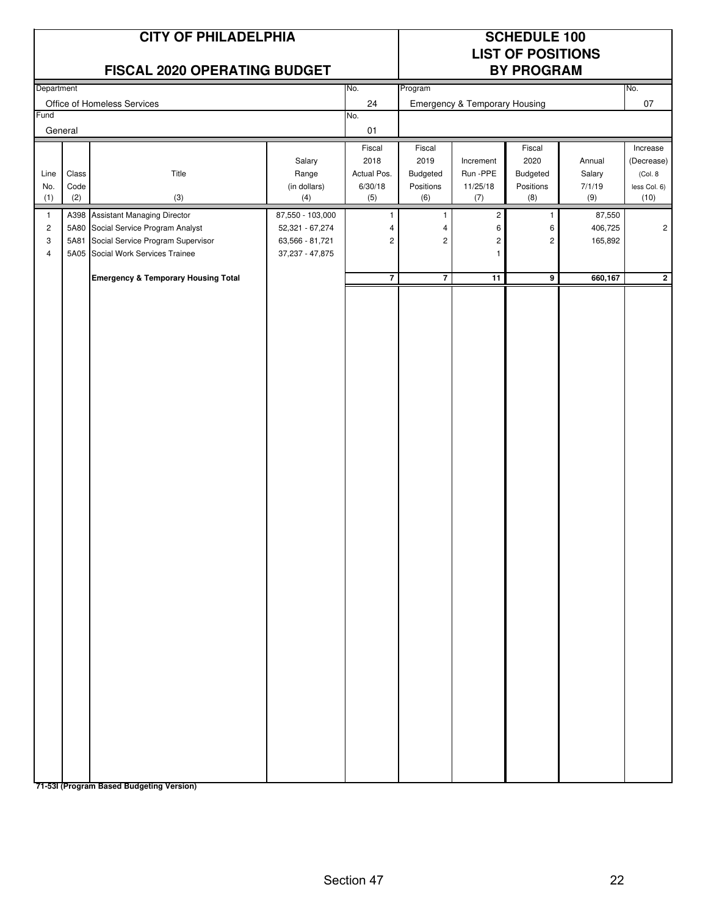# CITY OF PHILADELPHIA

## FISCAL 2020 OPERATING BUDGET

## SCHEDULE 100 LIST OF POSITIONS BY PROGRAM

| Department | No. | Program | No. |
|---|---|---|---|
| Office of Homeless Services | 24 | Emergency & Temporary Housing | 07 |
| Fund | No. | | |
| General | 01 | | |

| Line No. (1) | Class Code (2) | Title (3) | Salary Range (in dollars) (4) | Fiscal 2018 Actual Pos. 6/30/18 (5) | Fiscal 2019 Budgeted Positions (6) | Increment Run -PPE 11/25/18 (7) | Fiscal 2020 Budgeted Positions (8) | Annual Salary 7/1/19 (9) | Increase (Decrease) (Col. 8 less Col. 6) (10) |
|---|---|---|---|---|---|---|---|---|---|
| 1 | A398 | Assistant Managing Director | 87,550 - 103,000 | 1 | 1 | 2 | 1 | 87,550 | |
| 2 | 5A80 | Social Service Program Analyst | 52,321 - 67,274 | 4 | 4 | 6 | 6 | 406,725 | 2 |
| 3 | 5A81 | Social Service Program Supervisor | 63,566 - 81,721 | 2 | 2 | 2 | 2 | 165,892 | |
| 4 | 5A05 | Social Work Services Trainee | 37,237 - 47,875 | | | 1 | | | |
| | | **Emergency & Temporary Housing Total** | | **7** | **7** | **11** | **9** | **660,167** | **2** |

**71-53I (Program Based Budgeting Version)**

Section 47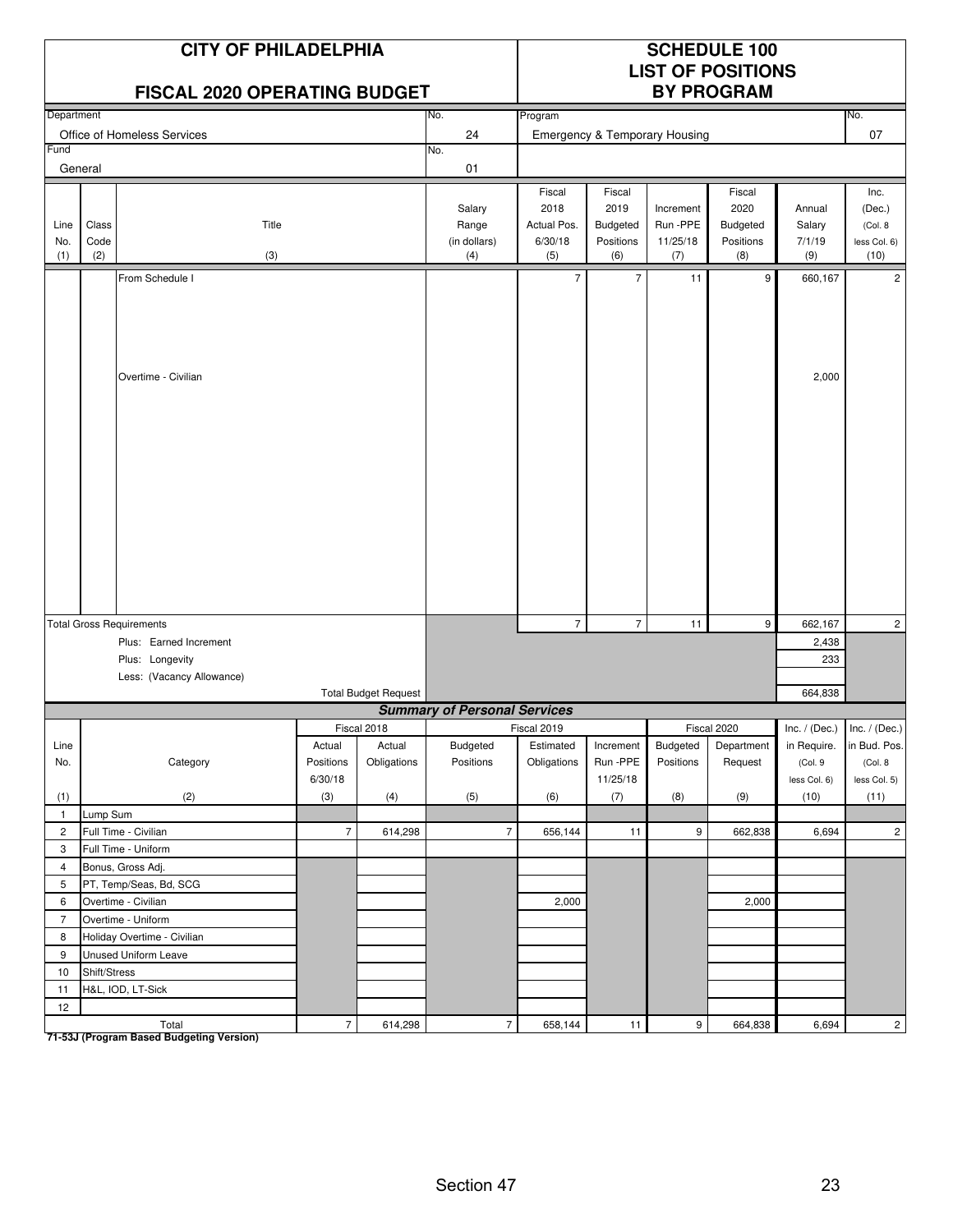# CITY OF PHILADELPHIA

## FISCAL 2020 OPERATING BUDGET

## SCHEDULE 100 LIST OF POSITIONS BY PROGRAM

| Department | No. | Program | No. |
|---|---|---|---|
| Office of Homeless Services | 24 | Emergency & Temporary Housing | 07 |
| **Fund** | **No.** | | |
| General | 01 | | |

| Line No. (1) | Class Code (2) | Title (3) | Salary Range (in dollars) (4) | Fiscal 2018 Actual Pos. 6/30/18 (5) | Fiscal 2019 Budgeted Positions (6) | Increment Run -PPE 11/25/18 (7) | Fiscal 2020 Budgeted Positions (8) | Annual Salary 7/1/19 (9) | Inc. (Dec.) (Col. 8 less Col. 6) (10) |
|---|---|---|---|---|---|---|---|---|---|
| | | From Schedule I | | 7 | 7 | 11 | 9 | 660,167 | 2 |
| | | Overtime - Civilian | | | | | | 2,000 | |
| | | Total Gross Requirements | | 7 | 7 | 11 | 9 | 662,167 | 2 |
| | | Plus: Earned Increment | | | | | | 2,438 | |
| | | Plus: Longevity | | | | | | 233 | |
| | | Less: (Vacancy Allowance) | | | | | | | |
| | | Total Budget Request | | | | | | 664,838 | |

### Summary of Personal Services

| Line No. (1) | Category (2) | Fiscal 2018 Actual Positions 6/30/18 (3) | Fiscal 2018 Actual Obligations (4) | Fiscal 2019 Budgeted Positions (5) | Fiscal 2019 Estimated Obligations (6) | Increment Run -PPE 11/25/18 (7) | Fiscal 2020 Budgeted Positions (8) | Fiscal 2020 Department Request (9) | Inc. / (Dec.) in Require. (Col. 9 less Col. 6) (10) | Inc. / (Dec.) in Bud. Pos. (Col. 8 less Col. 5) (11) |
|---|---|---|---|---|---|---|---|---|---|---|
| 1 | Lump Sum | | | | | | | | | |
| 2 | Full Time - Civilian | 7 | 614,298 | 7 | 656,144 | 11 | 9 | 662,838 | 6,694 | 2 |
| 3 | Full Time - Uniform | | | | | | | | | |
| 4 | Bonus, Gross Adj. | | | | | | | | | |
| 5 | PT, Temp/Seas, Bd, SCG | | | | | | | | | |
| 6 | Overtime - Civilian | | | | 2,000 | | | 2,000 | | |
| 7 | Overtime - Uniform | | | | | | | | | |
| 8 | Holiday Overtime - Civilian | | | | | | | | | |
| 9 | Unused Uniform Leave | | | | | | | | | |
| 10 | Shift/Stress | | | | | | | | | |
| 11 | H&L, IOD, LT-Sick | | | | | | | | | |
| 12 | | | | | | | | | | |
| | Total | 7 | 614,298 | 7 | 658,144 | 11 | 9 | 664,838 | 6,694 | 2 |

**71-53J (Program Based Budgeting Version)**

Section 47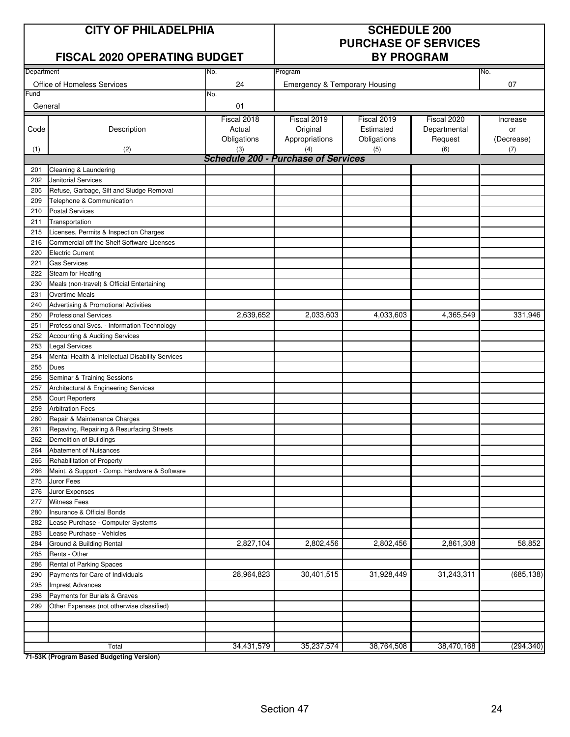# CITY OF PHILADELPHIA

## FISCAL 2020 OPERATING BUDGET

## SCHEDULE 200 PURCHASE OF SERVICES BY PROGRAM

| Department | No. | Program | No. |
|---|---|---|---|
| Office of Homeless Services | 24 | Emergency & Temporary Housing | 07 |
| **Fund** | **No.** | | |
| General | 01 | | |

| Code (1) | Description (2) | Fiscal 2018 Actual Obligations (3) | Fiscal 2019 Original Appropriations (4) | Fiscal 2019 Estimated Obligations (5) | Fiscal 2020 Departmental Request (6) | Increase or (Decrease) (7) |
|---|---|---|---|---|---|---|
| | ***Schedule 200 - Purchase of Services*** | | | | | |
| 201 | Cleaning & Laundering | | | | | |
| 202 | Janitorial Services | | | | | |
| 205 | Refuse, Garbage, Silt and Sludge Removal | | | | | |
| 209 | Telephone & Communication | | | | | |
| 210 | Postal Services | | | | | |
| 211 | Transportation | | | | | |
| 215 | Licenses, Permits & Inspection Charges | | | | | |
| 216 | Commercial off the Shelf Software Licenses | | | | | |
| 220 | Electric Current | | | | | |
| 221 | Gas Services | | | | | |
| 222 | Steam for Heating | | | | | |
| 230 | Meals (non-travel) & Official Entertaining | | | | | |
| 231 | Overtime Meals | | | | | |
| 240 | Advertising & Promotional Activities | | | | | |
| 250 | Professional Services | 2,639,652 | 2,033,603 | 4,033,603 | 4,365,549 | 331,946 |
| 251 | Professional Svcs. - Information Technology | | | | | |
| 252 | Accounting & Auditing Services | | | | | |
| 253 | Legal Services | | | | | |
| 254 | Mental Health & Intellectual Disability Services | | | | | |
| 255 | Dues | | | | | |
| 256 | Seminar & Training Sessions | | | | | |
| 257 | Architectural & Engineering Services | | | | | |
| 258 | Court Reporters | | | | | |
| 259 | Arbitration Fees | | | | | |
| 260 | Repair & Maintenance Charges | | | | | |
| 261 | Repaving, Repairing & Resurfacing Streets | | | | | |
| 262 | Demolition of Buildings | | | | | |
| 264 | Abatement of Nuisances | | | | | |
| 265 | Rehabilitation of Property | | | | | |
| 266 | Maint. & Support - Comp. Hardware & Software | | | | | |
| 275 | Juror Fees | | | | | |
| 276 | Juror Expenses | | | | | |
| 277 | Witness Fees | | | | | |
| 280 | Insurance & Official Bonds | | | | | |
| 282 | Lease Purchase - Computer Systems | | | | | |
| 283 | Lease Purchase - Vehicles | | | | | |
| 284 | Ground & Building Rental | 2,827,104 | 2,802,456 | 2,802,456 | 2,861,308 | 58,852 |
| 285 | Rents - Other | | | | | |
| 286 | Rental of Parking Spaces | | | | | |
| 290 | Payments for Care of Individuals | 28,964,823 | 30,401,515 | 31,928,449 | 31,243,311 | (685,138) |
| 295 | Imprest Advances | | | | | |
| 298 | Payments for Burials & Graves | | | | | |
| 299 | Other Expenses (not otherwise classified) | | | | | |
| | | | | | | |
| | | | | | | |
| | | | | | | |
| | Total | 34,431,579 | 35,237,574 | 38,764,508 | 38,470,168 | (294,340) |

**71-53K (Program Based Budgeting Version)**

Section 47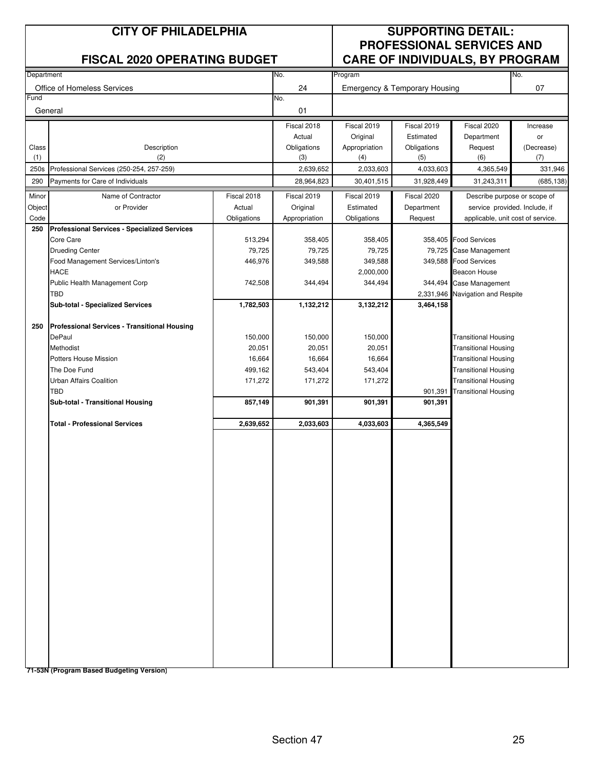# CITY OF PHILADELPHIA

## FISCAL 2020 OPERATING BUDGET

## SUPPORTING DETAIL: PROFESSIONAL SERVICES AND CARE OF INDIVIDUALS, BY PROGRAM

| Department | No. | Program | No. |
|---|---|---|---|
| Office of Homeless Services | 24 | Emergency & Temporary Housing | 07 |
| **Fund** | **No.** | | |
| General | 01 | | |

| Class (1) | Description (2) | Fiscal 2018 Actual Obligations (3) | Fiscal 2019 Original Appropriation (4) | Fiscal 2019 Estimated Obligations (5) | Fiscal 2020 Department Request (6) | Increase or (Decrease) (7) |
|---|---|---|---|---|---|---|
| 250s | Professional Services (250-254, 257-259) | 2,639,652 | 2,033,603 | 4,033,603 | 4,365,549 | 331,946 |
| 290 | Payments for Care of Individuals | 28,964,823 | 30,401,515 | 31,928,449 | 31,243,311 | (685,138) |

| Minor Object Code | Name of Contractor or Provider | Fiscal 2018 Actual Obligations | Fiscal 2019 Original Appropriation | Fiscal 2019 Estimated Obligations | Fiscal 2020 Department Request | Describe purpose or scope of service provided. Include, if applicable, unit cost of service. |
|---|---|---|---|---|---|---|
| **250** | **Professional Services - Specialized Services** | | | | | |
| | Core Care | 513,294 | 358,405 | 358,405 | 358,405 | Food Services |
| | Drueding Center | 79,725 | 79,725 | 79,725 | 79,725 | Case Management |
| | Food Management Services/Linton's | 446,976 | 349,588 | 349,588 | 349,588 | Food Services |
| | HACE | | | 2,000,000 | | Beacon House |
| | Public Health Management Corp | 742,508 | 344,494 | 344,494 | 344,494 | Case Management |
| | TBD | | | | 2,331,946 | Navigation and Respite |
| | **Sub-total - Specialized Services** | **1,782,503** | **1,132,212** | **3,132,212** | **3,464,158** | |
| **250** | **Professional Services - Transitional Housing** | | | | | |
| | DePaul | 150,000 | 150,000 | 150,000 | | Transitional Housing |
| | Methodist | 20,051 | 20,051 | 20,051 | | Transitional Housing |
| | Potters House Mission | 16,664 | 16,664 | 16,664 | | Transitional Housing |
| | The Doe Fund | 499,162 | 543,404 | 543,404 | | Transitional Housing |
| | Urban Affairs Coalition | 171,272 | 171,272 | 171,272 | | Transitional Housing |
| | TBD | | | | 901,391 | Transitional Housing |
| | **Sub-total - Transitional Housing** | **857,149** | **901,391** | **901,391** | **901,391** | |
| | **Total - Professional Services** | **2,639,652** | **2,033,603** | **4,033,603** | **4,365,549** | |

**71-53N (Program Based Budgeting Version)**

Section 47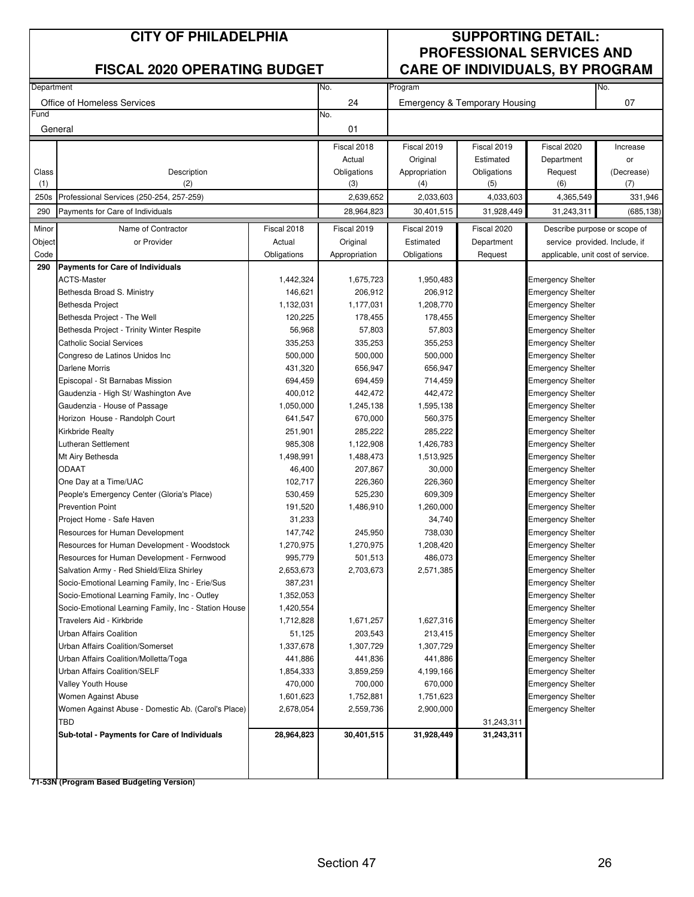# CITY OF PHILADELPHIA

## FISCAL 2020 OPERATING BUDGET

## SUPPORTING DETAIL: PROFESSIONAL SERVICES AND CARE OF INDIVIDUALS, BY PROGRAM

| Department | No. | Program | No. |
|---|---|---|---|
| Office of Homeless Services | 24 | Emergency & Temporary Housing | 07 |
| Fund | No. | | |
| General | 01 | | |

| Class (1) | Description (2) | Fiscal 2018 Actual Obligations (3) | Fiscal 2019 Original Appropriation (4) | Fiscal 2019 Estimated Obligations (5) | Fiscal 2020 Department Request (6) | Increase or (Decrease) (7) |
|---|---|---|---|---|---|---|
| 250s | Professional Services (250-254, 257-259) | 2,639,652 | 2,033,603 | 4,033,603 | 4,365,549 | 331,946 |
| 290 | Payments for Care of Individuals | 28,964,823 | 30,401,515 | 31,928,449 | 31,243,311 | (685,138) |

| Minor Object Code | Name of Contractor or Provider | Fiscal 2018 Actual Obligations | Fiscal 2019 Original Appropriation | Fiscal 2019 Estimated Obligations | Fiscal 2020 Department Request | Describe purpose or scope of service provided. Include, if applicable, unit cost of service. |
|---|---|---|---|---|---|---|
| **290** | **Payments for Care of Individuals** | | | | | |
| | ACTS-Master | 1,442,324 | 1,675,723 | 1,950,483 | | Emergency Shelter |
| | Bethesda Broad S. Ministry | 146,621 | 206,912 | 206,912 | | Emergency Shelter |
| | Bethesda Project | 1,132,031 | 1,177,031 | 1,208,770 | | Emergency Shelter |
| | Bethesda Project - The Well | 120,225 | 178,455 | 178,455 | | Emergency Shelter |
| | Bethesda Project - Trinity Winter Respite | 56,968 | 57,803 | 57,803 | | Emergency Shelter |
| | Catholic Social Services | 335,253 | 335,253 | 355,253 | | Emergency Shelter |
| | Congreso de Latinos Unidos Inc | 500,000 | 500,000 | 500,000 | | Emergency Shelter |
| | Darlene Morris | 431,320 | 656,947 | 656,947 | | Emergency Shelter |
| | Episcopal - St Barnabas Mission | 694,459 | 694,459 | 714,459 | | Emergency Shelter |
| | Gaudenzia - High St/ Washington Ave | 400,012 | 442,472 | 442,472 | | Emergency Shelter |
| | Gaudenzia - House of Passage | 1,050,000 | 1,245,138 | 1,595,138 | | Emergency Shelter |
| | Horizon House - Randolph Court | 641,547 | 670,000 | 560,375 | | Emergency Shelter |
| | Kirkbride Realty | 251,901 | 285,222 | 285,222 | | Emergency Shelter |
| | Lutheran Settlement | 985,308 | 1,122,908 | 1,426,783 | | Emergency Shelter |
| | Mt Airy Bethesda | 1,498,991 | 1,488,473 | 1,513,925 | | Emergency Shelter |
| | ODAAT | 46,400 | 207,867 | 30,000 | | Emergency Shelter |
| | One Day at a Time/UAC | 102,717 | 226,360 | 226,360 | | Emergency Shelter |
| | People's Emergency Center (Gloria's Place) | 530,459 | 525,230 | 609,309 | | Emergency Shelter |
| | Prevention Point | 191,520 | 1,486,910 | 1,260,000 | | Emergency Shelter |
| | Project Home - Safe Haven | 31,233 | | 34,740 | | Emergency Shelter |
| | Resources for Human Development | 147,742 | 245,950 | 738,030 | | Emergency Shelter |
| | Resources for Human Development - Woodstock | 1,270,975 | 1,270,975 | 1,208,420 | | Emergency Shelter |
| | Resources for Human Development - Fernwood | 995,779 | 501,513 | 486,073 | | Emergency Shelter |
| | Salvation Army - Red Shield/Eliza Shirley | 2,653,673 | 2,703,673 | 2,571,385 | | Emergency Shelter |
| | Socio-Emotional Learning Family, Inc - Erie/Sus | 387,231 | | | | Emergency Shelter |
| | Socio-Emotional Learning Family, Inc - Outley | 1,352,053 | | | | Emergency Shelter |
| | Socio-Emotional Learning Family, Inc - Station House | 1,420,554 | | | | Emergency Shelter |
| | Travelers Aid - Kirkbride | 1,712,828 | 1,671,257 | 1,627,316 | | Emergency Shelter |
| | Urban Affairs Coalition | 51,125 | 203,543 | 213,415 | | Emergency Shelter |
| | Urban Affairs Coalition/Somerset | 1,337,678 | 1,307,729 | 1,307,729 | | Emergency Shelter |
| | Urban Affairs Coalition/Molletta/Toga | 441,886 | 441,836 | 441,886 | | Emergency Shelter |
| | Urban Affairs Coalition/SELF | 1,854,333 | 3,859,259 | 4,199,166 | | Emergency Shelter |
| | Valley Youth House | 470,000 | 700,000 | 670,000 | | Emergency Shelter |
| | Women Against Abuse | 1,601,623 | 1,752,881 | 1,751,623 | | Emergency Shelter |
| | Women Against Abuse - Domestic Ab. (Carol's Place) | 2,678,054 | 2,559,736 | 2,900,000 | | Emergency Shelter |
| | TBD | | | | 31,243,311 | |
| | **Sub-total - Payments for Care of Individuals** | **28,964,823** | **30,401,515** | **31,928,449** | **31,243,311** | |

**71-53N (Program Based Budgeting Version)**

Section 47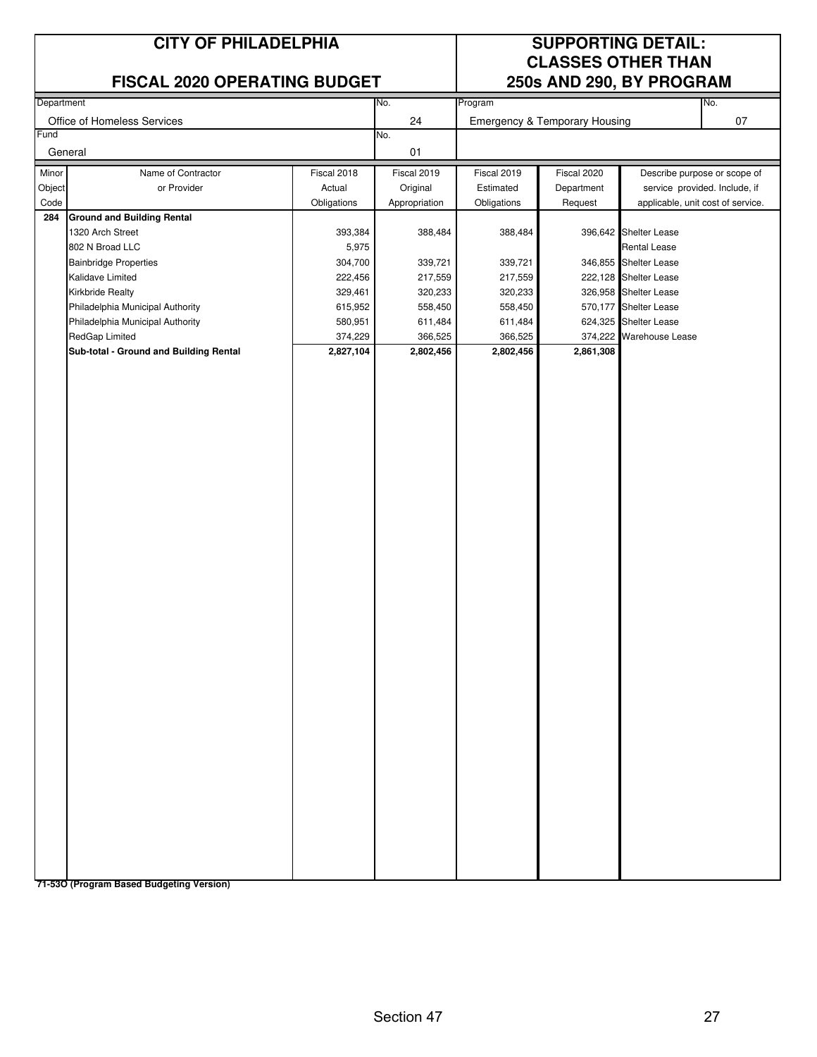# CITY OF PHILADELPHIA

## FISCAL 2020 OPERATING BUDGET

## SUPPORTING DETAIL: CLASSES OTHER THAN 250s AND 290, BY PROGRAM

| Department | No. | Program | No. |
|---|---|---|---|
| Office of Homeless Services | 24 | Emergency & Temporary Housing | 07 |
| **Fund** | **No.** | | |
| General | 01 | | |

| Minor Object Code | Name of Contractor or Provider | Fiscal 2018 Actual Obligations | Fiscal 2019 Original Appropriation | Fiscal 2019 Estimated Obligations | Fiscal 2020 Department Request | Describe purpose or scope of service provided. Include, if applicable, unit cost of service. |
|---|---|---|---|---|---|---|
| **284** | **Ground and Building Rental** | | | | | |
| | 1320 Arch Street | 393,384 | 388,484 | 388,484 | 396,642 | Shelter Lease |
| | 802 N Broad LLC | 5,975 | | | | Rental Lease |
| | Bainbridge Properties | 304,700 | 339,721 | 339,721 | 346,855 | Shelter Lease |
| | Kalidave Limited | 222,456 | 217,559 | 217,559 | 222,128 | Shelter Lease |
| | Kirkbride Realty | 329,461 | 320,233 | 320,233 | 326,958 | Shelter Lease |
| | Philadelphia Municipal Authority | 615,952 | 558,450 | 558,450 | 570,177 | Shelter Lease |
| | Philadelphia Municipal Authority | 580,951 | 611,484 | 611,484 | 624,325 | Shelter Lease |
| | RedGap Limited | 374,229 | 366,525 | 366,525 | 374,222 | Warehouse Lease |
| | **Sub-total - Ground and Building Rental** | **2,827,104** | **2,802,456** | **2,802,456** | **2,861,308** | |

**71-53O (Program Based Budgeting Version)**

Section 47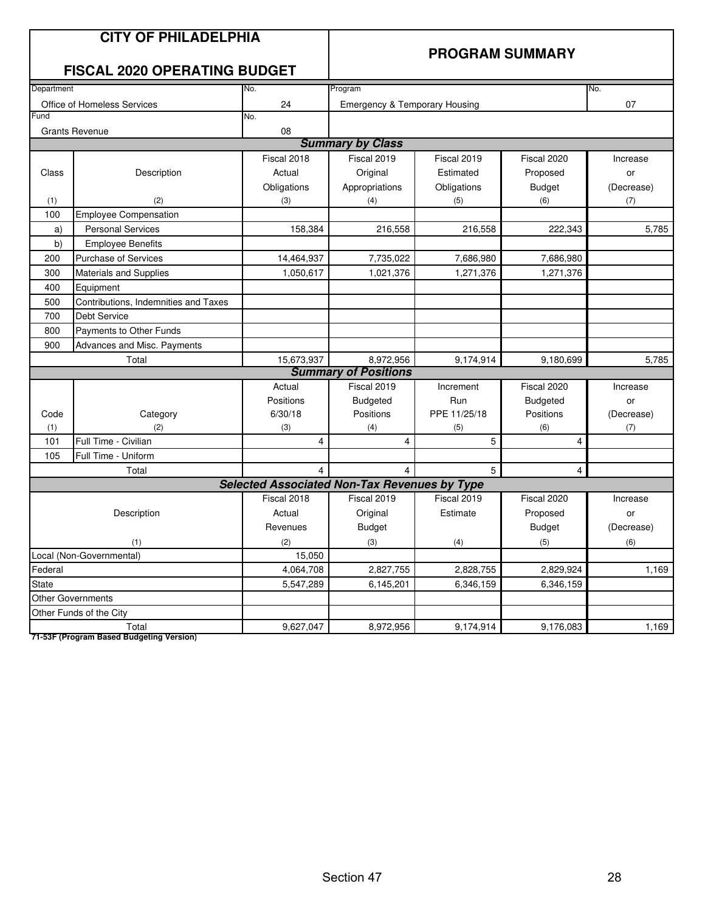# CITY OF PHILADELPHIA

## FISCAL 2020 OPERATING BUDGET

## PROGRAM SUMMARY

| Department | No. | Program | No. |
|---|---|---|---|
| Office of Homeless Services | 24 | Emergency & Temporary Housing | 07 |
| **Fund** | **No.** | | |
| Grants Revenue | 08 | | |

### *Summary by Class*

| Class (1) | Description (2) | Fiscal 2018 Actual Obligations (3) | Fiscal 2019 Original Appropriations (4) | Fiscal 2019 Estimated Obligations (5) | Fiscal 2020 Proposed Budget (6) | Increase or (Decrease) (7) |
|---|---|---|---|---|---|---|
| 100 | Employee Compensation | | | | | |
| a) | Personal Services | 158,384 | 216,558 | 216,558 | 222,343 | 5,785 |
| b) | Employee Benefits | | | | | |
| 200 | Purchase of Services | 14,464,937 | 7,735,022 | 7,686,980 | 7,686,980 | |
| 300 | Materials and Supplies | 1,050,617 | 1,021,376 | 1,271,376 | 1,271,376 | |
| 400 | Equipment | | | | | |
| 500 | Contributions, Indemnities and Taxes | | | | | |
| 700 | Debt Service | | | | | |
| 800 | Payments to Other Funds | | | | | |
| 900 | Advances and Misc. Payments | | | | | |
| | Total | 15,673,937 | 8,972,956 | 9,174,914 | 9,180,699 | 5,785 |

### *Summary of Positions*

| Code (1) | Category (2) | Actual Positions 6/30/18 (3) | Fiscal 2019 Budgeted Positions (4) | Increment Run PPE 11/25/18 (5) | Fiscal 2020 Budgeted Positions (6) | Increase or (Decrease) (7) |
|---|---|---|---|---|---|---|
| 101 | Full Time - Civilian | 4 | 4 | 5 | 4 | |
| 105 | Full Time - Uniform | | | | | |
| | Total | 4 | 4 | 5 | 4 | |

### *Selected Associated Non-Tax Revenues by Type*

| Description (1) | Fiscal 2018 Actual Revenues (2) | Fiscal 2019 Original Budget (3) | Fiscal 2019 Estimate (4) | Fiscal 2020 Proposed Budget (5) | Increase or (Decrease) (6) |
|---|---|---|---|---|---|
| Local (Non-Governmental) | 15,050 | | | | |
| Federal | 4,064,708 | 2,827,755 | 2,828,755 | 2,829,924 | 1,169 |
| State | 5,547,289 | 6,145,201 | 6,346,159 | 6,346,159 | |
| Other Governments | | | | | |
| Other Funds of the City | | | | | |
| Total | 9,627,047 | 8,972,956 | 9,174,914 | 9,176,083 | 1,169 |

**71-53F (Program Based Budgeting Version)**

Section 47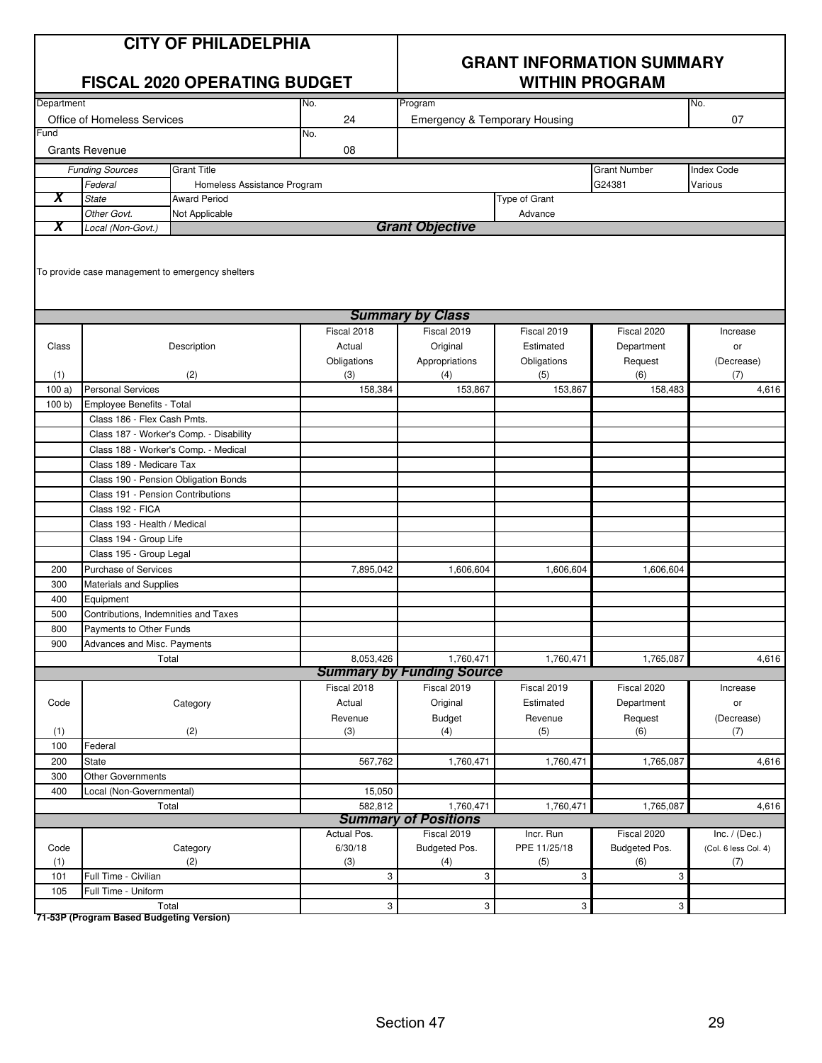# CITY OF PHILADELPHIA

## FISCAL 2020 OPERATING BUDGET

## GRANT INFORMATION SUMMARY WITHIN PROGRAM

| Department | No. | Program | No. |
|---|---|---|---|
| Office of Homeless Services | 24 | Emergency & Temporary Housing | 07 |

| Fund | No. |
|---|---|
| Grants Revenue | 08 |

| | *Funding Sources* | Grant Title | Grant Number | Index Code |
|---|---|---|---|---|
| | *Federal* | Homeless Assistance Program | G24381 | Various |
| **X** | *State* | Award Period | Type of Grant | |
| | *Other Govt.* | Not Applicable | Advance | |
| **X** | *Local (Non-Govt.)* | | | |

### *Grant Objective*

To provide case management to emergency shelters

### *Summary by Class*

| Class (1) | Description (2) | Fiscal 2018 Actual Obligations (3) | Fiscal 2019 Original Appropriations (4) | Fiscal 2019 Estimated Obligations (5) | Fiscal 2020 Department Request (6) | Increase or (Decrease) (7) |
|---|---|---|---|---|---|---|
| 100 a) | Personal Services | 158,384 | 153,867 | 153,867 | 158,483 | 4,616 |
| 100 b) | Employee Benefits - Total | | | | | |
| | Class 186 - Flex Cash Pmts. | | | | | |
| | Class 187 - Worker's Comp. - Disability | | | | | |
| | Class 188 - Worker's Comp. - Medical | | | | | |
| | Class 189 - Medicare Tax | | | | | |
| | Class 190 - Pension Obligation Bonds | | | | | |
| | Class 191 - Pension Contributions | | | | | |
| | Class 192 - FICA | | | | | |
| | Class 193 - Health / Medical | | | | | |
| | Class 194 - Group Life | | | | | |
| | Class 195 - Group Legal | | | | | |
| 200 | Purchase of Services | 7,895,042 | 1,606,604 | 1,606,604 | 1,606,604 | |
| 300 | Materials and Supplies | | | | | |
| 400 | Equipment | | | | | |
| 500 | Contributions, Indemnities and Taxes | | | | | |
| 800 | Payments to Other Funds | | | | | |
| 900 | Advances and Misc. Payments | | | | | |
| | Total | 8,053,426 | 1,760,471 | 1,760,471 | 1,765,087 | 4,616 |

### *Summary by Funding Source*

| Code (1) | Category (2) | Fiscal 2018 Actual Revenue (3) | Fiscal 2019 Original Budget (4) | Fiscal 2019 Estimated Revenue (5) | Fiscal 2020 Department Request (6) | Increase or (Decrease) (7) |
|---|---|---|---|---|---|---|
| 100 | Federal | | | | | |
| 200 | State | 567,762 | 1,760,471 | 1,760,471 | 1,765,087 | 4,616 |
| 300 | Other Governments | | | | | |
| 400 | Local (Non-Governmental) | 15,050 | | | | |
| | Total | 582,812 | 1,760,471 | 1,760,471 | 1,765,087 | 4,616 |

### *Summary of Positions*

| Code (1) | Category (2) | Actual Pos. 6/30/18 (3) | Fiscal 2019 Budgeted Pos. (4) | Incr. Run PPE 11/25/18 (5) | Fiscal 2020 Budgeted Pos. (6) | Inc. / (Dec.) (Col. 6 less Col. 4) (7) |
|---|---|---|---|---|---|---|
| 101 | Full Time - Civilian | 3 | 3 | 3 | 3 | |
| 105 | Full Time - Uniform | | | | | |
| | Total | 3 | 3 | 3 | 3 | |

**71-53P (Program Based Budgeting Version)**

Section 47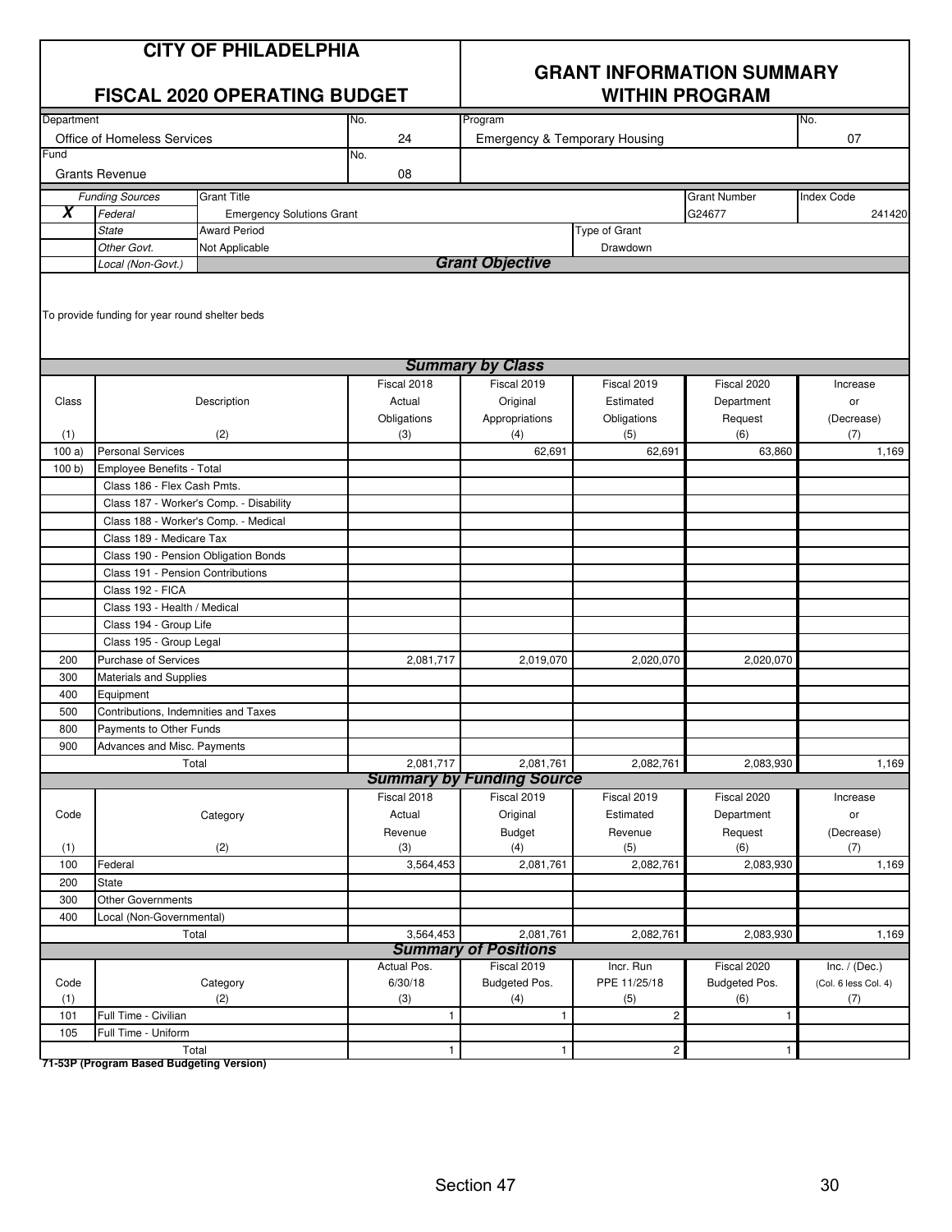# CITY OF PHILADELPHIA

## FISCAL 2020 OPERATING BUDGET

## GRANT INFORMATION SUMMARY WITHIN PROGRAM

| Department | No. | Program | No. |
|---|---|---|---|
| Office of Homeless Services | 24 | Emergency & Temporary Housing | 07 |

| Fund | No. |
|---|---|
| Grants Revenue | 08 |

| | Funding Sources | Grant Title | Grant Number | Index Code |
|---|---|---|---|---|
| X | Federal | Emergency Solutions Grant | G24677 | 241420 |
| | State | Award Period | Type of Grant | |
| | Other Govt. | Not Applicable | Drawdown | |
| | Local (Non-Govt.) | | | |

### *Grant Objective*

To provide funding for year round shelter beds

### *Summary by Class*

| Class (1) | Description (2) | Fiscal 2018 Actual Obligations (3) | Fiscal 2019 Original Appropriations (4) | Fiscal 2019 Estimated Obligations (5) | Fiscal 2020 Department Request (6) | Increase or (Decrease) (7) |
|---|---|---|---|---|---|---|
| 100 a) | Personal Services | | 62,691 | 62,691 | 63,860 | 1,169 |
| 100 b) | Employee Benefits - Total | | | | | |
| | Class 186 - Flex Cash Pmts. | | | | | |
| | Class 187 - Worker's Comp. - Disability | | | | | |
| | Class 188 - Worker's Comp. - Medical | | | | | |
| | Class 189 - Medicare Tax | | | | | |
| | Class 190 - Pension Obligation Bonds | | | | | |
| | Class 191 - Pension Contributions | | | | | |
| | Class 192 - FICA | | | | | |
| | Class 193 - Health / Medical | | | | | |
| | Class 194 - Group Life | | | | | |
| | Class 195 - Group Legal | | | | | |
| 200 | Purchase of Services | 2,081,717 | 2,019,070 | 2,020,070 | 2,020,070 | |
| 300 | Materials and Supplies | | | | | |
| 400 | Equipment | | | | | |
| 500 | Contributions, Indemnities and Taxes | | | | | |
| 800 | Payments to Other Funds | | | | | |
| 900 | Advances and Misc. Payments | | | | | |
| | Total | 2,081,717 | 2,081,761 | 2,082,761 | 2,083,930 | 1,169 |

### *Summary by Funding Source*

| Code (1) | Category (2) | Fiscal 2018 Actual Revenue (3) | Fiscal 2019 Original Budget (4) | Fiscal 2019 Estimated Revenue (5) | Fiscal 2020 Department Request (6) | Increase or (Decrease) (7) |
|---|---|---|---|---|---|---|
| 100 | Federal | 3,564,453 | 2,081,761 | 2,082,761 | 2,083,930 | 1,169 |
| 200 | State | | | | | |
| 300 | Other Governments | | | | | |
| 400 | Local (Non-Governmental) | | | | | |
| | Total | 3,564,453 | 2,081,761 | 2,082,761 | 2,083,930 | 1,169 |

### *Summary of Positions*

| Code (1) | Category (2) | Actual Pos. 6/30/18 (3) | Fiscal 2019 Budgeted Pos. (4) | Incr. Run PPE 11/25/18 (5) | Fiscal 2020 Budgeted Pos. (6) | Inc. / (Dec.) (Col. 6 less Col. 4) (7) |
|---|---|---|---|---|---|---|
| 101 | Full Time - Civilian | 1 | 1 | 2 | 1 | |
| 105 | Full Time - Uniform | | | | | |
| | Total | 1 | 1 | 2 | 1 | |

**71-53P (Program Based Budgeting Version)**

Section 47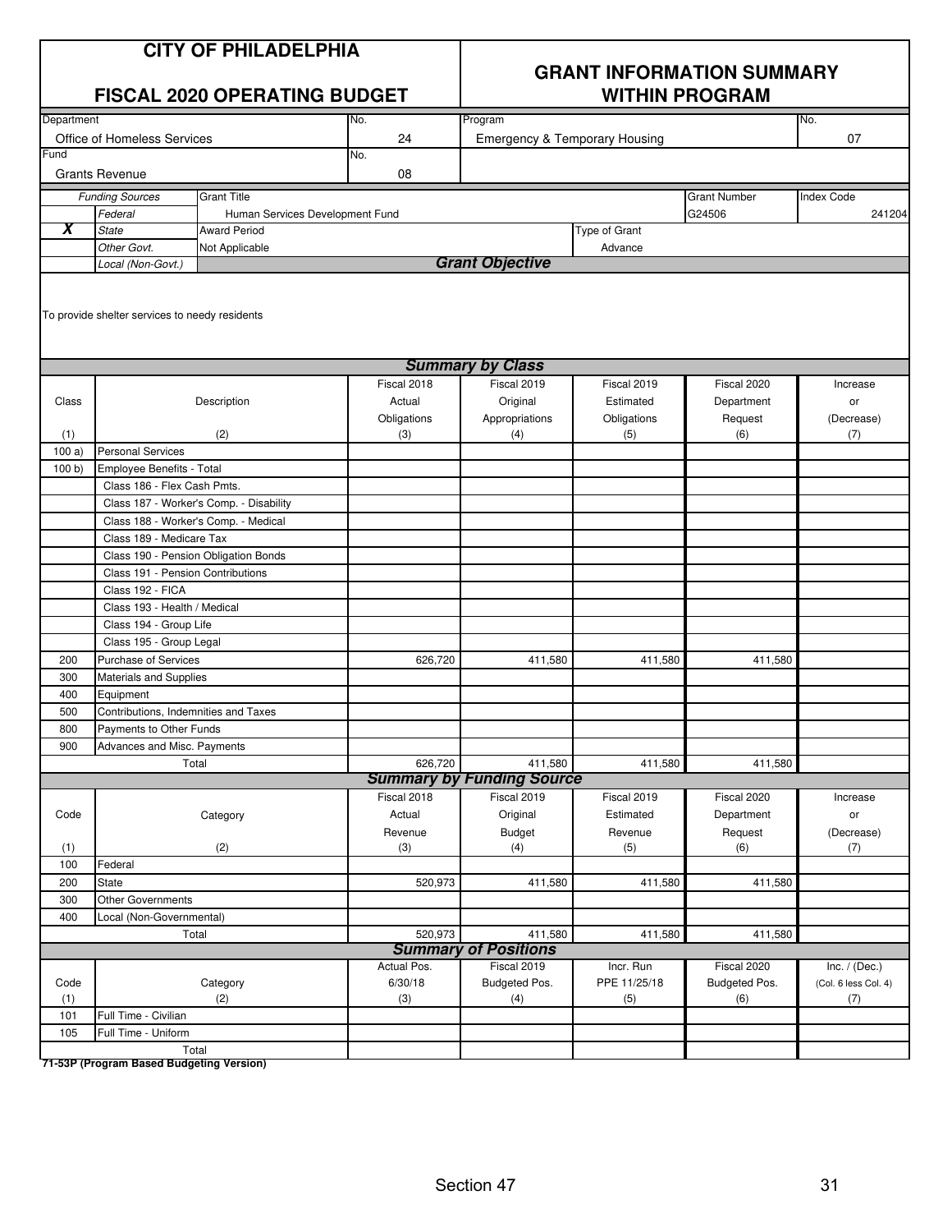# CITY OF PHILADELPHIA

## FISCAL 2020 OPERATING BUDGET

## GRANT INFORMATION SUMMARY WITHIN PROGRAM

| Department | No. | Program | No. |
|---|---|---|---|
| Office of Homeless Services | 24 | Emergency & Temporary Housing | 07 |
| **Fund** | **No.** | | |
| Grants Revenue | 08 | | |

| | Funding Sources | Grant Title | | Grant Number | Index Code |
|---|---|---|---|---|---|
| | *Federal* | Human Services Development Fund | | G24506 | 241204 |
| **X** | *State* | Award Period | Type of Grant | | |
| | *Other Govt.* | Not Applicable | Advance | | |
| | *Local (Non-Govt.)* | | | | |

### Grant Objective

To provide shelter services to needy residents

### Summary by Class

| Class (1) | Description (2) | Fiscal 2018 Actual Obligations (3) | Fiscal 2019 Original Appropriations (4) | Fiscal 2019 Estimated Obligations (5) | Fiscal 2020 Department Request (6) | Increase or (Decrease) (7) |
|---|---|---|---|---|---|---|
| 100 a) | Personal Services | | | | | |
| 100 b) | Employee Benefits - Total | | | | | |
| | Class 186 - Flex Cash Pmts. | | | | | |
| | Class 187 - Worker's Comp. - Disability | | | | | |
| | Class 188 - Worker's Comp. - Medical | | | | | |
| | Class 189 - Medicare Tax | | | | | |
| | Class 190 - Pension Obligation Bonds | | | | | |
| | Class 191 - Pension Contributions | | | | | |
| | Class 192 - FICA | | | | | |
| | Class 193 - Health / Medical | | | | | |
| | Class 194 - Group Life | | | | | |
| | Class 195 - Group Legal | | | | | |
| 200 | Purchase of Services | 626,720 | 411,580 | 411,580 | 411,580 | |
| 300 | Materials and Supplies | | | | | |
| 400 | Equipment | | | | | |
| 500 | Contributions, Indemnities and Taxes | | | | | |
| 800 | Payments to Other Funds | | | | | |
| 900 | Advances and Misc. Payments | | | | | |
| | Total | 626,720 | 411,580 | 411,580 | 411,580 | |

### Summary by Funding Source

| Code (1) | Category (2) | Fiscal 2018 Actual Revenue (3) | Fiscal 2019 Original Budget (4) | Fiscal 2019 Estimated Revenue (5) | Fiscal 2020 Department Request (6) | Increase or (Decrease) (7) |
|---|---|---|---|---|---|---|
| 100 | Federal | | | | | |
| 200 | State | 520,973 | 411,580 | 411,580 | 411,580 | |
| 300 | Other Governments | | | | | |
| 400 | Local (Non-Governmental) | | | | | |
| | Total | 520,973 | 411,580 | 411,580 | 411,580 | |

### Summary of Positions

| Code (1) | Category (2) | Actual Pos. 6/30/18 (3) | Fiscal 2019 Budgeted Pos. (4) | Incr. Run PPE 11/25/18 (5) | Fiscal 2020 Budgeted Pos. (6) | Inc. / (Dec.) (Col. 6 less Col. 4) (7) |
|---|---|---|---|---|---|---|
| 101 | Full Time - Civilian | | | | | |
| 105 | Full Time - Uniform | | | | | |
| | Total | | | | | |

**71-53P (Program Based Budgeting Version)**

Section 47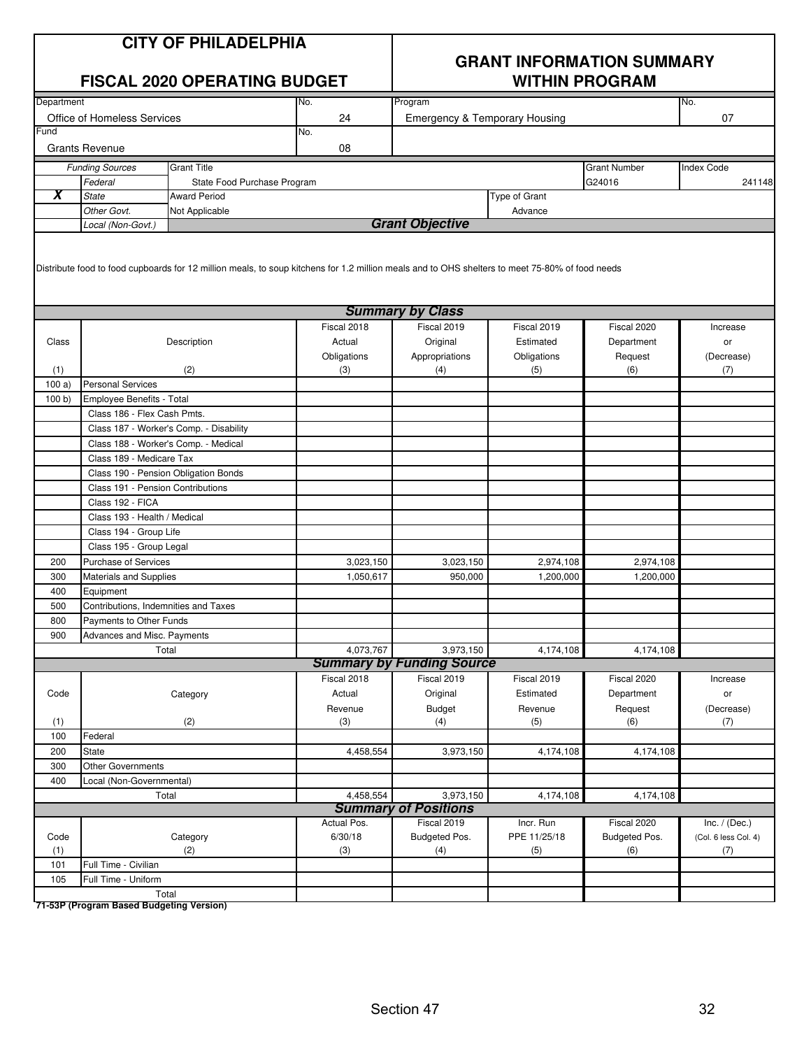# CITY OF PHILADELPHIA

## FISCAL 2020 OPERATING BUDGET

## GRANT INFORMATION SUMMARY WITHIN PROGRAM

| Department | No. | Program | No. |
|---|---|---|---|
| Office of Homeless Services | 24 | Emergency & Temporary Housing | 07 |
| **Fund** | **No.** | | |
| Grants Revenue | 08 | | |

| | Funding Sources | Grant Title | Grant Number | Index Code |
|---|---|---|---|---|
| | *Federal* | State Food Purchase Program | G24016 | 241148 |
| **X** | *State* | Award Period | Type of Grant | |
| | *Other Govt.* | Not Applicable | Advance | |
| | *Local (Non-Govt.)* | | | |

### *Grant Objective*

Distribute food to food cupboards for 12 million meals, to soup kitchens for 1.2 million meals and to OHS shelters to meet 75-80% of food needs

### *Summary by Class*

| Class (1) | Description (2) | Fiscal 2018 Actual Obligations (3) | Fiscal 2019 Original Appropriations (4) | Fiscal 2019 Estimated Obligations (5) | Fiscal 2020 Department Request (6) | Increase or (Decrease) (7) |
|---|---|---|---|---|---|---|
| 100 a) | Personal Services | | | | | |
| 100 b) | Employee Benefits - Total | | | | | |
| | Class 186 - Flex Cash Pmts. | | | | | |
| | Class 187 - Worker's Comp. - Disability | | | | | |
| | Class 188 - Worker's Comp. - Medical | | | | | |
| | Class 189 - Medicare Tax | | | | | |
| | Class 190 - Pension Obligation Bonds | | | | | |
| | Class 191 - Pension Contributions | | | | | |
| | Class 192 - FICA | | | | | |
| | Class 193 - Health / Medical | | | | | |
| | Class 194 - Group Life | | | | | |
| | Class 195 - Group Legal | | | | | |
| 200 | Purchase of Services | 3,023,150 | 3,023,150 | 2,974,108 | 2,974,108 | |
| 300 | Materials and Supplies | 1,050,617 | 950,000 | 1,200,000 | 1,200,000 | |
| 400 | Equipment | | | | | |
| 500 | Contributions, Indemnities and Taxes | | | | | |
| 800 | Payments to Other Funds | | | | | |
| 900 | Advances and Misc. Payments | | | | | |
| | Total | 4,073,767 | 3,973,150 | 4,174,108 | 4,174,108 | |

### *Summary by Funding Source*

| Code (1) | Category (2) | Fiscal 2018 Actual Revenue (3) | Fiscal 2019 Original Budget (4) | Fiscal 2019 Estimated Revenue (5) | Fiscal 2020 Department Request (6) | Increase or (Decrease) (7) |
|---|---|---|---|---|---|---|
| 100 | Federal | | | | | |
| 200 | State | 4,458,554 | 3,973,150 | 4,174,108 | 4,174,108 | |
| 300 | Other Governments | | | | | |
| 400 | Local (Non-Governmental) | | | | | |
| | Total | 4,458,554 | 3,973,150 | 4,174,108 | 4,174,108 | |

### *Summary of Positions*

| Code (1) | Category (2) | Actual Pos. 6/30/18 (3) | Fiscal 2019 Budgeted Pos. (4) | Incr. Run PPE 11/25/18 (5) | Fiscal 2020 Budgeted Pos. (6) | Inc. / (Dec.) (Col. 6 less Col. 4) (7) |
|---|---|---|---|---|---|---|
| 101 | Full Time - Civilian | | | | | |
| 105 | Full Time - Uniform | | | | | |
| | Total | | | | | |

**71-53P (Program Based Budgeting Version)**

Section 47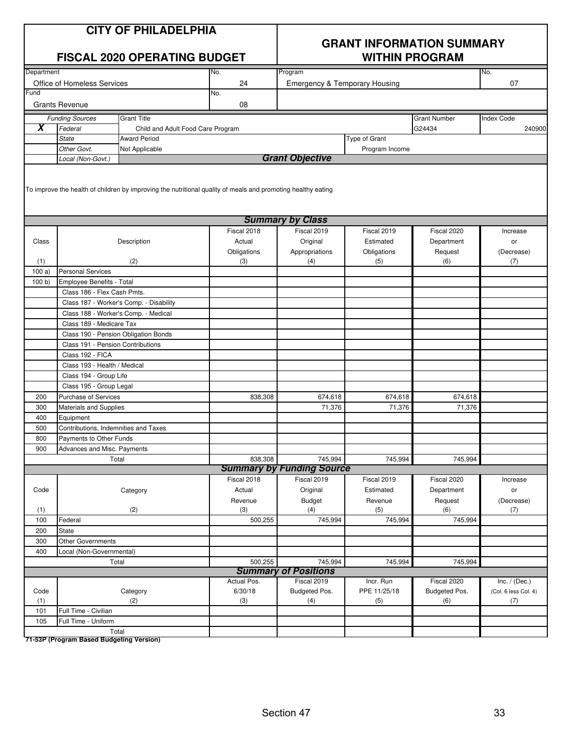# CITY OF PHILADELPHIA

## FISCAL 2020 OPERATING BUDGET

## GRANT INFORMATION SUMMARY WITHIN PROGRAM

| Department | No. | Program | No. |
|---|---|---|---|
| Office of Homeless Services | 24 | Emergency & Temporary Housing | 07 |

| Fund | No. |
|---|---|
| Grants Revenue | 08 |

| | Funding Sources | Grant Title | Grant Number | Index Code |
|---|---|---|---|---|
| **X** | *Federal* | Child and Adult Food Care Program | G24434 | 240900 |
| | *State* | Award Period | Type of Grant | |
| | *Other Govt.* | Not Applicable | Program Income | |
| | *Local (Non-Govt.)* | | | |

**Grant Objective**

To improve the health of children by improving the nutritional quality of meals and promoting healthy eating

**Summary by Class**

| Class (1) | Description (2) | Fiscal 2018 Actual Obligations (3) | Fiscal 2019 Original Appropriations (4) | Fiscal 2019 Estimated Obligations (5) | Fiscal 2020 Department Request (6) | Increase or (Decrease) (7) |
|---|---|---|---|---|---|---|
| 100 a) | Personal Services | | | | | |
| 100 b) | Employee Benefits - Total | | | | | |
| | Class 186 - Flex Cash Pmts. | | | | | |
| | Class 187 - Worker's Comp. - Disability | | | | | |
| | Class 188 - Worker's Comp. - Medical | | | | | |
| | Class 189 - Medicare Tax | | | | | |
| | Class 190 - Pension Obligation Bonds | | | | | |
| | Class 191 - Pension Contributions | | | | | |
| | Class 192 - FICA | | | | | |
| | Class 193 - Health / Medical | | | | | |
| | Class 194 - Group Life | | | | | |
| | Class 195 - Group Legal | | | | | |
| 200 | Purchase of Services | 838,308 | 674,618 | 674,618 | 674,618 | |
| 300 | Materials and Supplies | | 71,376 | 71,376 | 71,376 | |
| 400 | Equipment | | | | | |
| 500 | Contributions, Indemnities and Taxes | | | | | |
| 800 | Payments to Other Funds | | | | | |
| 900 | Advances and Misc. Payments | | | | | |
| | Total | 838,308 | 745,994 | 745,994 | 745,994 | |

**Summary by Funding Source**

| Code (1) | Category (2) | Fiscal 2018 Actual Revenue (3) | Fiscal 2019 Original Budget (4) | Fiscal 2019 Estimated Revenue (5) | Fiscal 2020 Department Request (6) | Increase or (Decrease) (7) |
|---|---|---|---|---|---|---|
| 100 | Federal | 500,255 | 745,994 | 745,994 | 745,994 | |
| 200 | State | | | | | |
| 300 | Other Governments | | | | | |
| 400 | Local (Non-Governmental) | | | | | |
| | Total | 500,255 | 745,994 | 745,994 | 745,994 | |

**Summary of Positions**

| Code (1) | Category (2) | Actual Pos. 6/30/18 (3) | Fiscal 2019 Budgeted Pos. (4) | Incr. Run PPE 11/25/18 (5) | Fiscal 2020 Budgeted Pos. (6) | Inc. / (Dec.) (Col. 6 less Col. 4) (7) |
|---|---|---|---|---|---|---|
| 101 | Full Time - Civilian | | | | | |
| 105 | Full Time - Uniform | | | | | |
| | Total | | | | | |

**71-53P (Program Based Budgeting Version)**

Section 47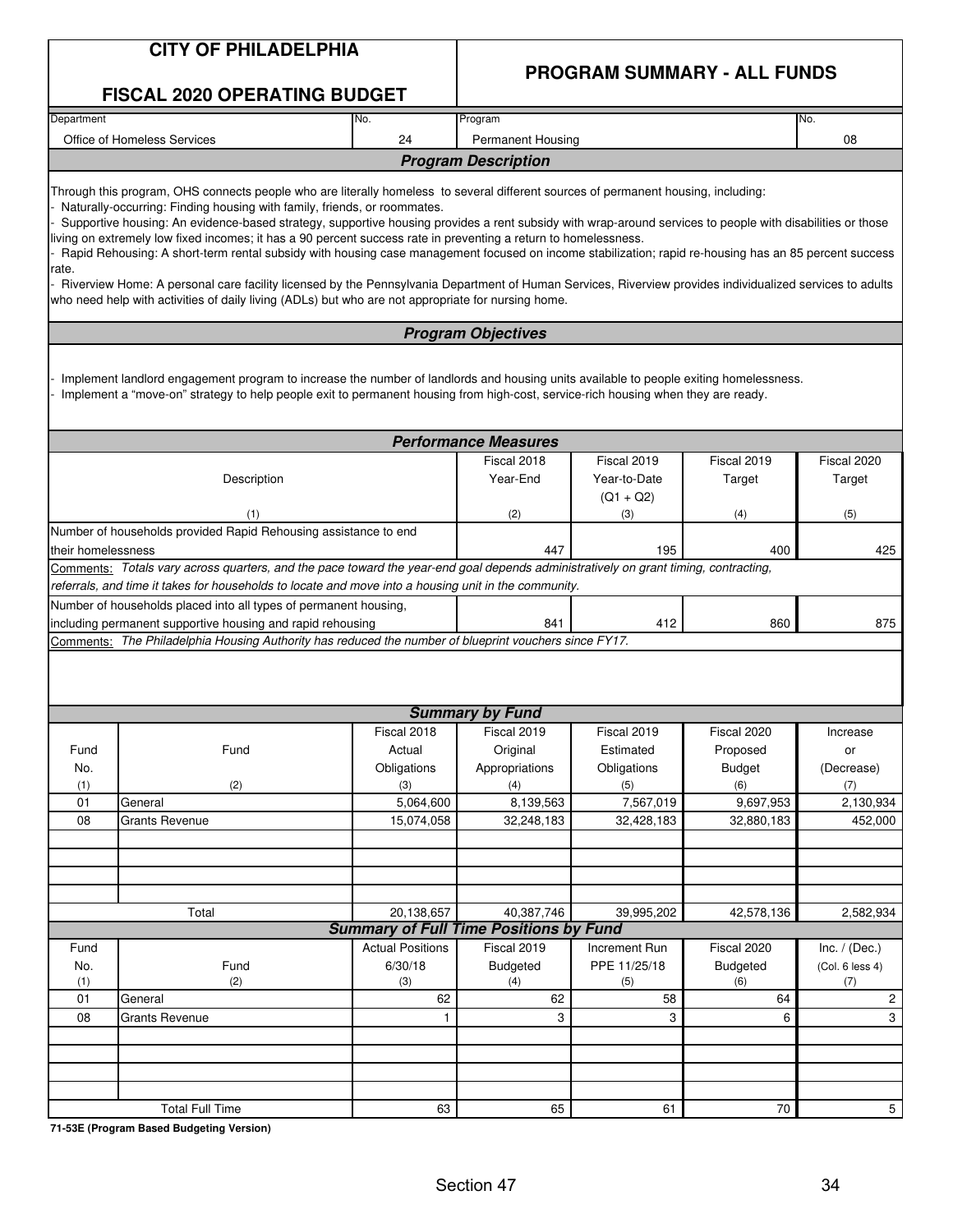# CITY OF PHILADELPHIA

## FISCAL 2020 OPERATING BUDGET

## PROGRAM SUMMARY - ALL FUNDS

| Department | No. | Program | No. |
|---|---|---|---|
| Office of Homeless Services | 24 | Permanent Housing | 08 |

### Program Description

Through this program, OHS connects people who are literally homeless to several different sources of permanent housing, including:

- Naturally-occurring: Finding housing with family, friends, or roommates.
- Supportive housing: An evidence-based strategy, supportive housing provides a rent subsidy with wrap-around services to people with disabilities or those living on extremely low fixed incomes; it has a 90 percent success rate in preventing a return to homelessness.
- Rapid Rehousing: A short-term rental subsidy with housing case management focused on income stabilization; rapid re-housing has an 85 percent success rate.
- Riverview Home: A personal care facility licensed by the Pennsylvania Department of Human Services, Riverview provides individualized services to adults who need help with activities of daily living (ADLs) but who are not appropriate for nursing home.

### Program Objectives

- Implement landlord engagement program to increase the number of landlords and housing units available to people exiting homelessness.
- Implement a "move-on" strategy to help people exit to permanent housing from high-cost, service-rich housing when they are ready.

### Performance Measures

| Description | Fiscal 2018 Year-End | Fiscal 2019 Year-to-Date (Q1 + Q2) | Fiscal 2019 Target | Fiscal 2020 Target |
|---|---|---|---|---|
| (1) | (2) | (3) | (4) | (5) |
| Number of households provided Rapid Rehousing assistance to end their homelessness | 447 | 195 | 400 | 425 |
| Comments: *Totals vary across quarters, and the pace toward the year-end goal depends administratively on grant timing, contracting, referrals, and time it takes for households to locate and move into a housing unit in the community.* | | | | |
| Number of households placed into all types of permanent housing, including permanent supportive housing and rapid rehousing | 841 | 412 | 860 | 875 |
| Comments: *The Philadelphia Housing Authority has reduced the number of blueprint vouchers since FY17.* | | | | |

### Summary by Fund

| Fund No. | Fund | Fiscal 2018 Actual Obligations | Fiscal 2019 Original Appropriations | Fiscal 2019 Estimated Obligations | Fiscal 2020 Proposed Budget | Increase or (Decrease) |
|---|---|---|---|---|---|---|
| (1) | (2) | (3) | (4) | (5) | (6) | (7) |
| 01 | General | 5,064,600 | 8,139,563 | 7,567,019 | 9,697,953 | 2,130,934 |
| 08 | Grants Revenue | 15,074,058 | 32,248,183 | 32,428,183 | 32,880,183 | 452,000 |
| | Total | 20,138,657 | 40,387,746 | 39,995,202 | 42,578,136 | 2,582,934 |

### Summary of Full Time Positions by Fund

| Fund No. | Fund | Actual Positions 6/30/18 | Fiscal 2019 Budgeted | Increment Run PPE 11/25/18 | Fiscal 2020 Budgeted | Inc. / (Dec.) (Col. 6 less 4) |
|---|---|---|---|---|---|---|
| (1) | (2) | (3) | (4) | (5) | (6) | (7) |
| 01 | General | 62 | 62 | 58 | 64 | 2 |
| 08 | Grants Revenue | 1 | 3 | 3 | 6 | 3 |
| | Total Full Time | 63 | 65 | 61 | 70 | 5 |

**71-53E (Program Based Budgeting Version)**

Section 47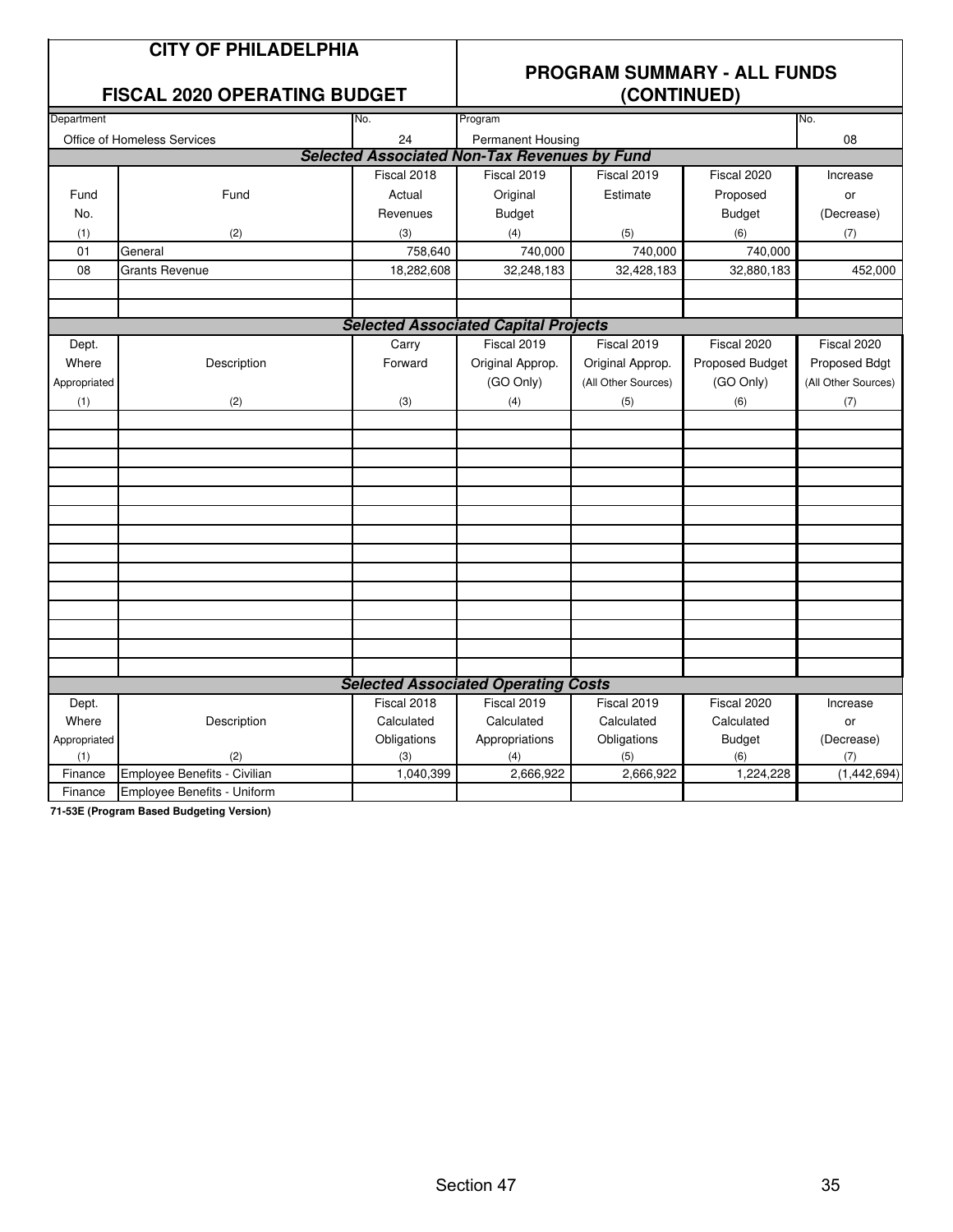# CITY OF PHILADELPHIA

## FISCAL 2020 OPERATING BUDGET

## PROGRAM SUMMARY - ALL FUNDS (CONTINUED)

| Department | No. | Program | No. |
|---|---|---|---|
| Office of Homeless Services | 24 | Permanent Housing | 08 |

***Selected Associated Non-Tax Revenues by Fund***

| Fund No. (1) | Fund (2) | Fiscal 2018 Actual Revenues (3) | Fiscal 2019 Original Budget (4) | Fiscal 2019 Estimate (5) | Fiscal 2020 Proposed Budget (6) | Increase or (Decrease) (7) |
|---|---|---|---|---|---|---|
| 01 | General | 758,640 | 740,000 | 740,000 | 740,000 | |
| 08 | Grants Revenue | 18,282,608 | 32,248,183 | 32,428,183 | 32,880,183 | 452,000 |
| | | | | | | |
| | | | | | | |

***Selected Associated Capital Projects***

| Dept. Where Appropriated (1) | Description (2) | Carry Forward (3) | Fiscal 2019 Original Approp. (GO Only) (4) | Fiscal 2019 Original Approp. (All Other Sources) (5) | Fiscal 2020 Proposed Budget (GO Only) (6) | Fiscal 2020 Proposed Bdgt (All Other Sources) (7) |
|---|---|---|---|---|---|---|
| | | | | | | |

***Selected Associated Operating Costs***

| Dept. Where Appropriated (1) | Description (2) | Fiscal 2018 Calculated Obligations (3) | Fiscal 2019 Calculated Appropriations (4) | Fiscal 2019 Calculated Obligations (5) | Fiscal 2020 Calculated Budget (6) | Increase or (Decrease) (7) |
|---|---|---|---|---|---|---|
| Finance | Employee Benefits - Civilian | 1,040,399 | 2,666,922 | 2,666,922 | 1,224,228 | (1,442,694) |
| Finance | Employee Benefits - Uniform | | | | | |

**71-53E (Program Based Budgeting Version)**

Section 47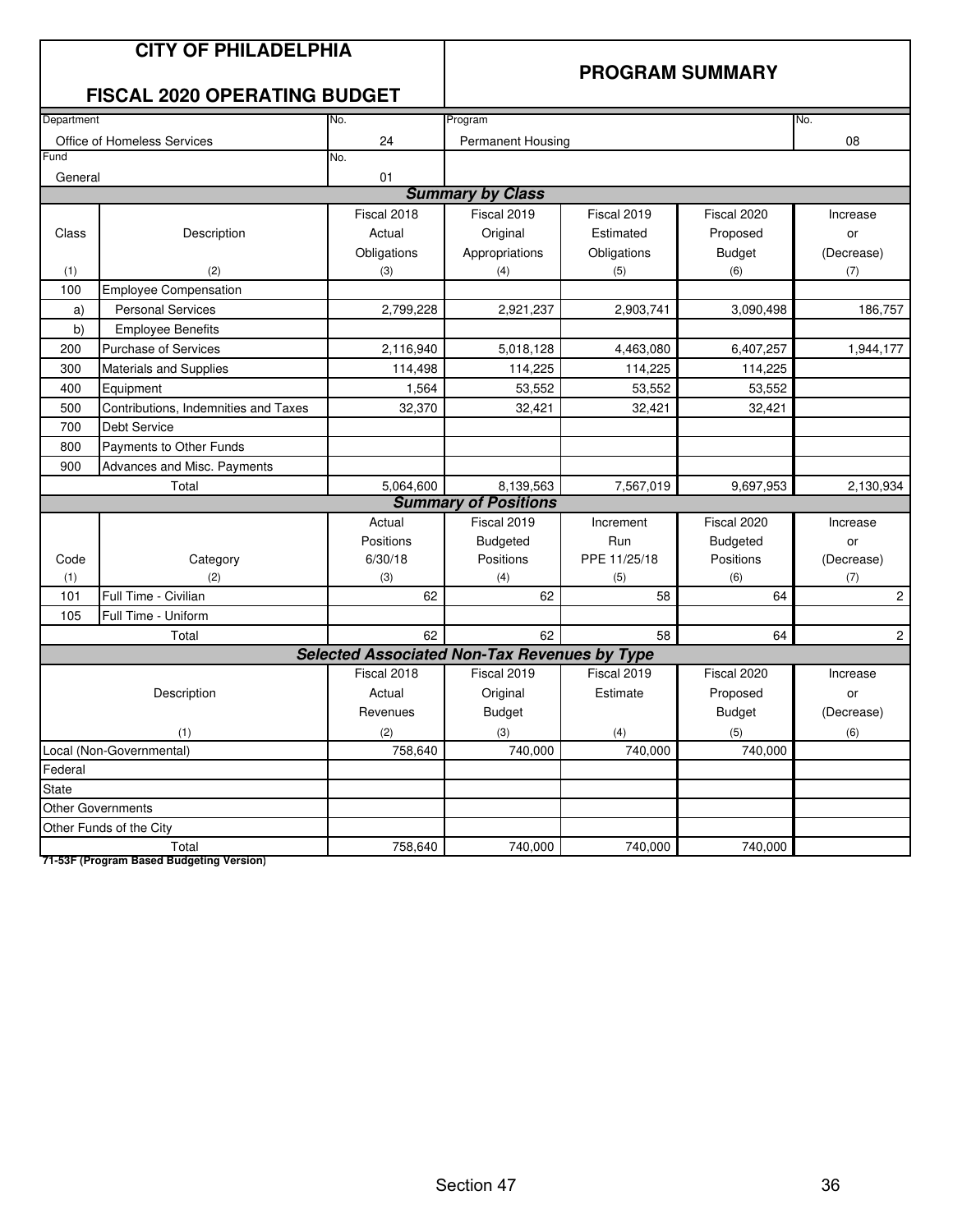# CITY OF PHILADELPHIA

## FISCAL 2020 OPERATING BUDGET

## PROGRAM SUMMARY

| Department | No. | Program | No. |
|---|---|---|---|
| Office of Homeless Services | 24 | Permanent Housing | 08 |
| Fund | No. | | |
| General | 01 | | |

### Summary by Class

| Class | Description | Fiscal 2018 Actual Obligations | Fiscal 2019 Original Appropriations | Fiscal 2019 Estimated Obligations | Fiscal 2020 Proposed Budget | Increase or (Decrease) |
|---|---|---|---|---|---|---|
| (1) | (2) | (3) | (4) | (5) | (6) | (7) |
| 100 | Employee Compensation | | | | | |
| a) | Personal Services | 2,799,228 | 2,921,237 | 2,903,741 | 3,090,498 | 186,757 |
| b) | Employee Benefits | | | | | |
| 200 | Purchase of Services | 2,116,940 | 5,018,128 | 4,463,080 | 6,407,257 | 1,944,177 |
| 300 | Materials and Supplies | 114,498 | 114,225 | 114,225 | 114,225 | |
| 400 | Equipment | 1,564 | 53,552 | 53,552 | 53,552 | |
| 500 | Contributions, Indemnities and Taxes | 32,370 | 32,421 | 32,421 | 32,421 | |
| 700 | Debt Service | | | | | |
| 800 | Payments to Other Funds | | | | | |
| 900 | Advances and Misc. Payments | | | | | |
| | Total | 5,064,600 | 8,139,563 | 7,567,019 | 9,697,953 | 2,130,934 |

### Summary of Positions

| Code | Category | Actual Positions 6/30/18 | Fiscal 2019 Budgeted Positions | Increment Run PPE 11/25/18 | Fiscal 2020 Budgeted Positions | Increase or (Decrease) |
|---|---|---|---|---|---|---|
| (1) | (2) | (3) | (4) | (5) | (6) | (7) |
| 101 | Full Time - Civilian | 62 | 62 | 58 | 64 | 2 |
| 105 | Full Time - Uniform | | | | | |
| | Total | 62 | 62 | 58 | 64 | 2 |

### Selected Associated Non-Tax Revenues by Type

| Description | Fiscal 2018 Actual Revenues | Fiscal 2019 Original Budget | Fiscal 2019 Estimate | Fiscal 2020 Proposed Budget | Increase or (Decrease) |
|---|---|---|---|---|---|
| (1) | (2) | (3) | (4) | (5) | (6) |
| Local (Non-Governmental) | 758,640 | 740,000 | 740,000 | 740,000 | |
| Federal | | | | | |
| State | | | | | |
| Other Governments | | | | | |
| Other Funds of the City | | | | | |
| Total | 758,640 | 740,000 | 740,000 | 740,000 | |

**71-53F (Program Based Budgeting Version)**

Section 47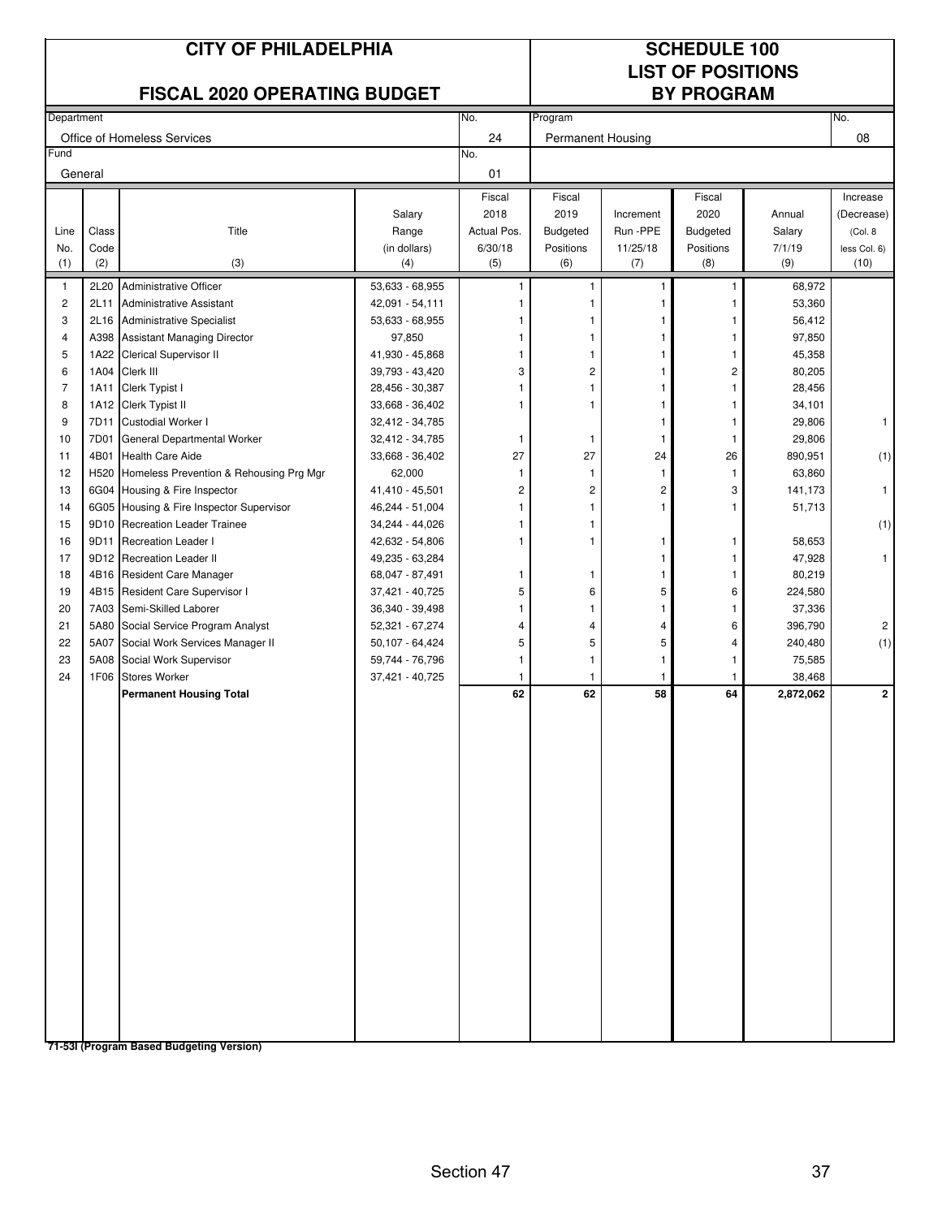# CITY OF PHILADELPHIA

## FISCAL 2020 OPERATING BUDGET

# SCHEDULE 100
## LIST OF POSITIONS BY PROGRAM

| Department | No. | Program | No. |
|---|---|---|---|
| Office of Homeless Services | 24 | Permanent Housing | 08 |
| **Fund** | **No.** | | |
| General | 01 | | |

| Line No. (1) | Class Code (2) | Title (3) | Salary Range (in dollars) (4) | Fiscal 2018 Actual Pos. 6/30/18 (5) | Fiscal 2019 Budgeted Positions (6) | Increment Run -PPE 11/25/18 (7) | Fiscal 2020 Budgeted Positions (8) | Annual Salary 7/1/19 (9) | Increase (Decrease) (Col. 8 less Col. 6) (10) |
|---|---|---|---|---|---|---|---|---|---|
| 1 | 2L20 | Administrative Officer | 53,633 - 68,955 | 1 | 1 | 1 | 1 | 68,972 | |
| 2 | 2L11 | Administrative Assistant | 42,091 - 54,111 | 1 | 1 | 1 | 1 | 53,360 | |
| 3 | 2L16 | Administrative Specialist | 53,633 - 68,955 | 1 | 1 | 1 | 1 | 56,412 | |
| 4 | A398 | Assistant Managing Director | 97,850 | 1 | 1 | 1 | 1 | 97,850 | |
| 5 | 1A22 | Clerical Supervisor II | 41,930 - 45,868 | 1 | 1 | 1 | 1 | 45,358 | |
| 6 | 1A04 | Clerk III | 39,793 - 43,420 | 3 | 2 | 1 | 2 | 80,205 | |
| 7 | 1A11 | Clerk Typist I | 28,456 - 30,387 | 1 | 1 | 1 | 1 | 28,456 | |
| 8 | 1A12 | Clerk Typist II | 33,668 - 36,402 | 1 | 1 | 1 | 1 | 34,101 | |
| 9 | 7D11 | Custodial Worker I | 32,412 - 34,785 | | | 1 | 1 | 29,806 | 1 |
| 10 | 7D01 | General Departmental Worker | 32,412 - 34,785 | 1 | 1 | 1 | 1 | 29,806 | |
| 11 | 4B01 | Health Care Aide | 33,668 - 36,402 | 27 | 27 | 24 | 26 | 890,951 | (1) |
| 12 | H520 | Homeless Prevention & Rehousing Prg Mgr | 62,000 | 1 | 1 | 1 | 1 | 63,860 | |
| 13 | 6G04 | Housing & Fire Inspector | 41,410 - 45,501 | 2 | 2 | 2 | 3 | 141,173 | 1 |
| 14 | 6G05 | Housing & Fire Inspector Supervisor | 46,244 - 51,004 | 1 | 1 | 1 | 1 | 51,713 | |
| 15 | 9D10 | Recreation Leader Trainee | 34,244 - 44,026 | 1 | 1 | | | | (1) |
| 16 | 9D11 | Recreation Leader I | 42,632 - 54,806 | 1 | 1 | 1 | 1 | 58,653 | |
| 17 | 9D12 | Recreation Leader II | 49,235 - 63,284 | | | 1 | 1 | 47,928 | 1 |
| 18 | 4B16 | Resident Care Manager | 68,047 - 87,491 | 1 | 1 | 1 | 1 | 80,219 | |
| 19 | 4B15 | Resident Care Supervisor I | 37,421 - 40,725 | 5 | 6 | 5 | 6 | 224,580 | |
| 20 | 7A03 | Semi-Skilled Laborer | 36,340 - 39,498 | 1 | 1 | 1 | 1 | 37,336 | |
| 21 | 5A80 | Social Service Program Analyst | 52,321 - 67,274 | 4 | 4 | 4 | 6 | 396,790 | 2 |
| 22 | 5A07 | Social Work Services Manager II | 50,107 - 64,424 | 5 | 5 | 5 | 4 | 240,480 | (1) |
| 23 | 5A08 | Social Work Supervisor | 59,744 - 76,796 | 1 | 1 | 1 | 1 | 75,585 | |
| 24 | 1F06 | Stores Worker | 37,421 - 40,725 | 1 | 1 | 1 | 1 | 38,468 | |
| | | **Permanent Housing Total** | | **62** | **62** | **58** | **64** | **2,872,062** | **2** |

**71-53I (Program Based Budgeting Version)**

Section 47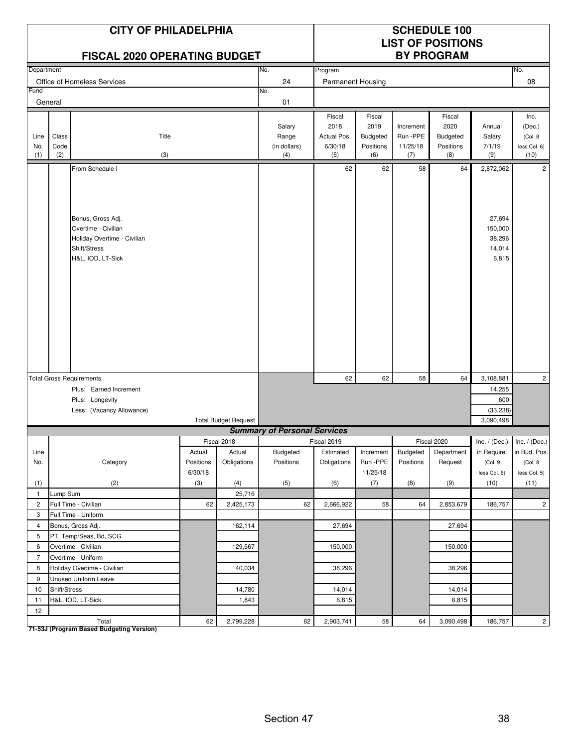# CITY OF PHILADELPHIA

## FISCAL 2020 OPERATING BUDGET

## SCHEDULE 100 LIST OF POSITIONS BY PROGRAM

| Department | No. | Program | No. |
|---|---|---|---|
| Office of Homeless Services | 24 | Permanent Housing | 08 |
| Fund | No. | | |
| General | 01 | | |

| Line No. (1) | Class Code (2) | Title (3) | Salary Range (in dollars) (4) | Fiscal 2018 Actual Pos. 6/30/18 (5) | Fiscal 2019 Budgeted Positions (6) | Increment Run-PPE 11/25/18 (7) | Fiscal 2020 Budgeted Positions (8) | Annual Salary 7/1/19 (9) | Inc. (Dec.) (Col. 8 less Col. 6) (10) |
|---|---|---|---|---|---|---|---|---|---|
| | | From Schedule I | | 62 | 62 | 58 | 64 | 2,872,062 | 2 |
| | | Bonus, Gross Adj. | | | | | | 27,694 | |
| | | Overtime - Civilian | | | | | | 150,000 | |
| | | Holiday Overtime - Civilian | | | | | | 38,296 | |
| | | Shift/Stress | | | | | | 14,014 | |
| | | H&L, IOD, LT-Sick | | | | | | 6,815 | |
| | | Total Gross Requirements | | 62 | 62 | 58 | 64 | 3,108,881 | 2 |
| | | Plus: Earned Increment | | | | | | 14,255 | |
| | | Plus: Longevity | | | | | | 600 | |
| | | Less: (Vacancy Allowance) | | | | | | (33,238) | |
| | | Total Budget Request | | | | | | 3,090,498 | |

### Summary of Personal Services

| Line No. (1) | Category (2) | Fiscal 2018 Actual Positions 6/30/18 (3) | Fiscal 2018 Actual Obligations (4) | Fiscal 2019 Budgeted Positions (5) | Fiscal 2019 Estimated Obligations (6) | Increment Run-PPE 11/25/18 (7) | Fiscal 2020 Budgeted Positions (8) | Fiscal 2020 Department Request (9) | Inc. / (Dec.) in Require. (Col. 9 less Col. 6) (10) | Inc. / (Dec.) in Bud. Pos. (Col. 8 less Col. 5) (11) |
|---|---|---|---|---|---|---|---|---|---|---|
| 1 | Lump Sum | | 25,716 | | | | | | | |
| 2 | Full Time - Civilian | 62 | 2,425,173 | 62 | 2,666,922 | 58 | 64 | 2,853,679 | 186,757 | 2 |
| 3 | Full Time - Uniform | | | | | | | | | |
| 4 | Bonus, Gross Adj. | | 162,114 | | 27,694 | | | 27,694 | | |
| 5 | PT, Temp/Seas, Bd, SCG | | | | | | | | | |
| 6 | Overtime - Civilian | | 129,567 | | 150,000 | | | 150,000 | | |
| 7 | Overtime - Uniform | | | | | | | | | |
| 8 | Holiday Overtime - Civilian | | 40,034 | | 38,296 | | | 38,296 | | |
| 9 | Unused Uniform Leave | | | | | | | | | |
| 10 | Shift/Stress | | 14,780 | | 14,014 | | | 14,014 | | |
| 11 | H&L, IOD, LT-Sick | | 1,843 | | 6,815 | | | 6,815 | | |
| 12 | | | | | | | | | | |
| | Total | 62 | 2,799,228 | 62 | 2,903,741 | 58 | 64 | 3,090,498 | 186,757 | 2 |

**71-53J (Program Based Budgeting Version)**

Section 47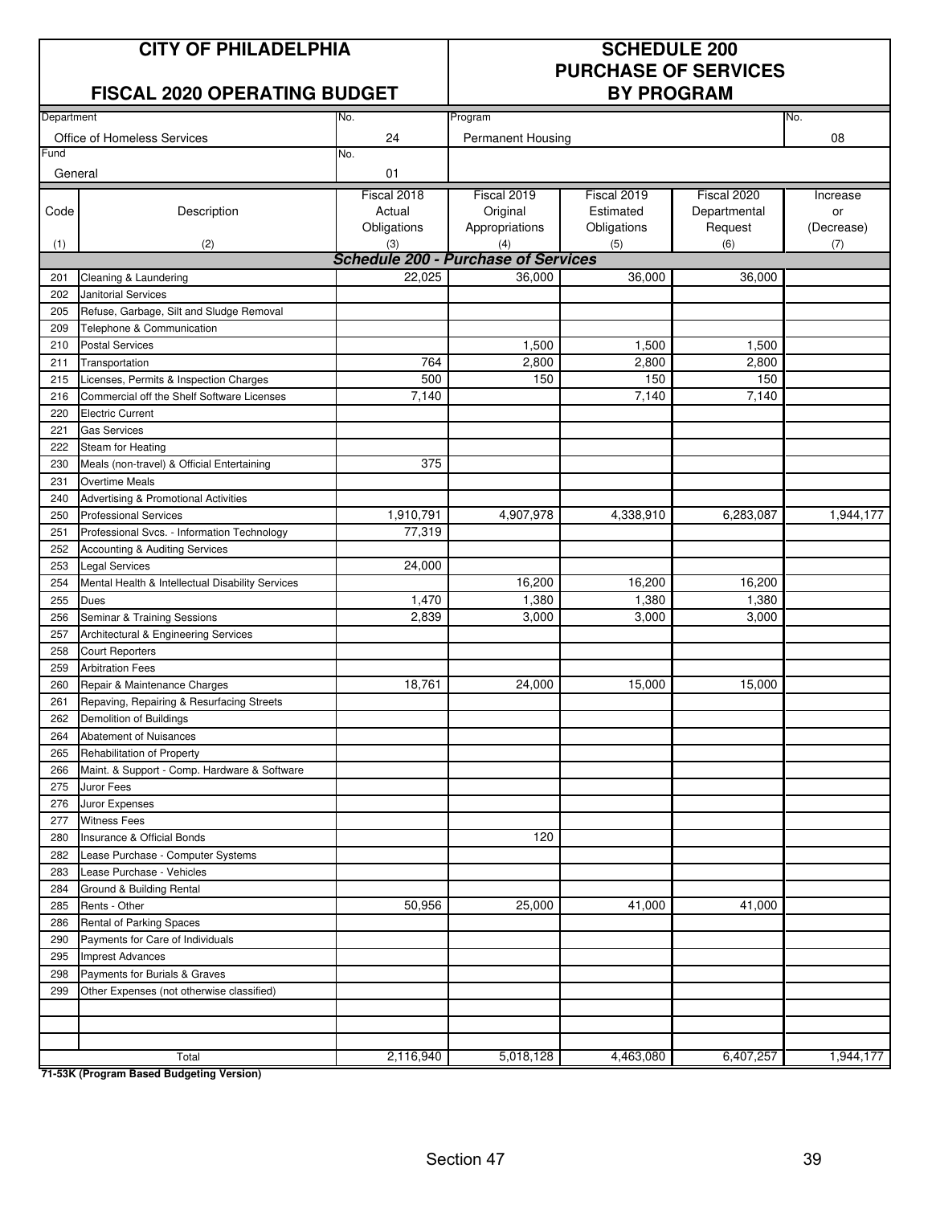| CITY OF PHILADELPHIA | | SCHEDULE 200 | | | | |
|---|---|---|---|---|---|---|
| FISCAL 2020 OPERATING BUDGET | | PURCHASE OF SERVICES BY PROGRAM | | | | |
| Department: Office of Homeless Services | No. 24 | Program: Permanent Housing | | | | No. 08 |
| Fund: General | No. 01 | | | | | |

| Code (1) | Description (2) | Fiscal 2018 Actual Obligations (3) | Fiscal 2019 Original Appropriations (4) | Fiscal 2019 Estimated Obligations (5) | Fiscal 2020 Departmental Request (6) | Increase or (Decrease) (7) |
|---|---|---|---|---|---|---|
| | ***Schedule 200 - Purchase of Services*** | | | | | |
| 201 | Cleaning & Laundering | 22,025 | 36,000 | 36,000 | 36,000 | |
| 202 | Janitorial Services | | | | | |
| 205 | Refuse, Garbage, Silt and Sludge Removal | | | | | |
| 209 | Telephone & Communication | | | | | |
| 210 | Postal Services | | 1,500 | 1,500 | 1,500 | |
| 211 | Transportation | 764 | 2,800 | 2,800 | 2,800 | |
| 215 | Licenses, Permits & Inspection Charges | 500 | 150 | 150 | 150 | |
| 216 | Commercial off the Shelf Software Licenses | 7,140 | | 7,140 | 7,140 | |
| 220 | Electric Current | | | | | |
| 221 | Gas Services | | | | | |
| 222 | Steam for Heating | | | | | |
| 230 | Meals (non-travel) & Official Entertaining | 375 | | | | |
| 231 | Overtime Meals | | | | | |
| 240 | Advertising & Promotional Activities | | | | | |
| 250 | Professional Services | 1,910,791 | 4,907,978 | 4,338,910 | 6,283,087 | 1,944,177 |
| 251 | Professional Svcs. - Information Technology | 77,319 | | | | |
| 252 | Accounting & Auditing Services | | | | | |
| 253 | Legal Services | 24,000 | | | | |
| 254 | Mental Health & Intellectual Disability Services | | 16,200 | 16,200 | 16,200 | |
| 255 | Dues | 1,470 | 1,380 | 1,380 | 1,380 | |
| 256 | Seminar & Training Sessions | 2,839 | 3,000 | 3,000 | 3,000 | |
| 257 | Architectural & Engineering Services | | | | | |
| 258 | Court Reporters | | | | | |
| 259 | Arbitration Fees | | | | | |
| 260 | Repair & Maintenance Charges | 18,761 | 24,000 | 15,000 | 15,000 | |
| 261 | Repaving, Repairing & Resurfacing Streets | | | | | |
| 262 | Demolition of Buildings | | | | | |
| 264 | Abatement of Nuisances | | | | | |
| 265 | Rehabilitation of Property | | | | | |
| 266 | Maint. & Support - Comp. Hardware & Software | | | | | |
| 275 | Juror Fees | | | | | |
| 276 | Juror Expenses | | | | | |
| 277 | Witness Fees | | | | | |
| 280 | Insurance & Official Bonds | | 120 | | | |
| 282 | Lease Purchase - Computer Systems | | | | | |
| 283 | Lease Purchase - Vehicles | | | | | |
| 284 | Ground & Building Rental | | | | | |
| 285 | Rents - Other | 50,956 | 25,000 | 41,000 | 41,000 | |
| 286 | Rental of Parking Spaces | | | | | |
| 290 | Payments for Care of Individuals | | | | | |
| 295 | Imprest Advances | | | | | |
| 298 | Payments for Burials & Graves | | | | | |
| 299 | Other Expenses (not otherwise classified) | | | | | |
| | | | | | | |
| | | | | | | |
| | | | | | | |
| | Total | 2,116,940 | 5,018,128 | 4,463,080 | 6,407,257 | 1,944,177 |

**71-53K (Program Based Budgeting Version)**

Section 47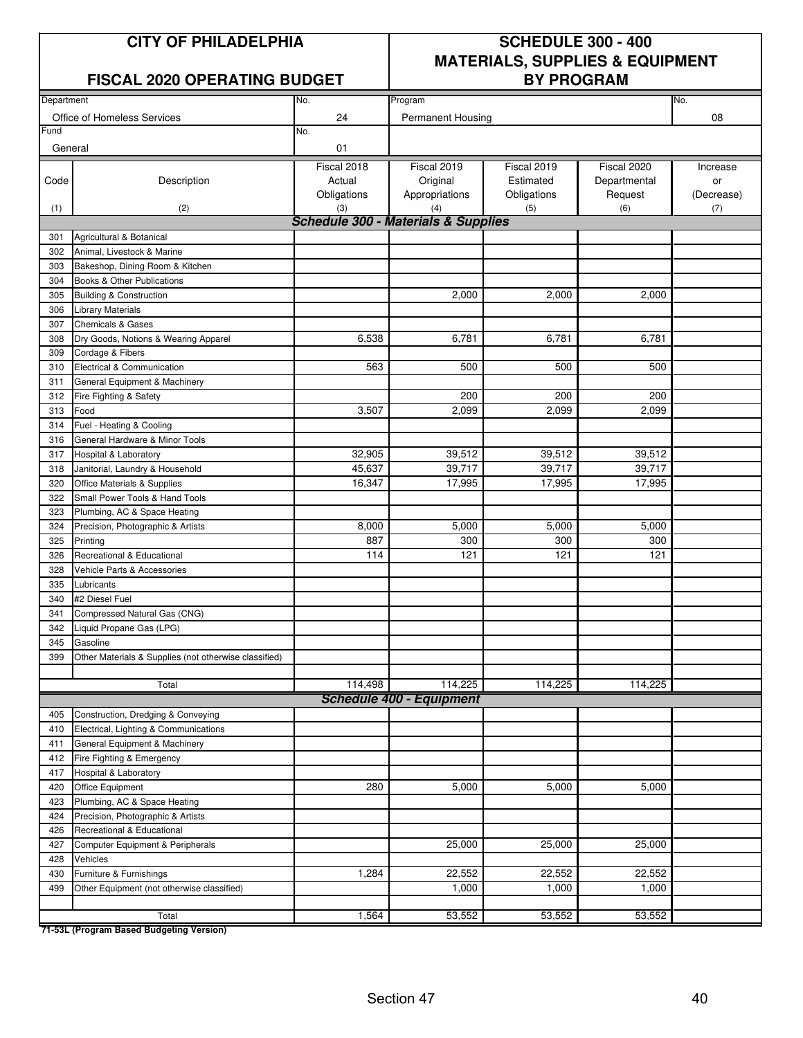# CITY OF PHILADELPHIA

## FISCAL 2020 OPERATING BUDGET

## SCHEDULE 300 - 400 MATERIALS, SUPPLIES & EQUIPMENT BY PROGRAM

| Department | No. | Program | No. |
|---|---|---|---|
| Office of Homeless Services | 24 | Permanent Housing | 08 |
| **Fund** | **No.** | | |
| General | 01 | | |

| Code (1) | Description (2) | Fiscal 2018 Actual Obligations (3) | Fiscal 2019 Original Appropriations (4) | Fiscal 2019 Estimated Obligations (5) | Fiscal 2020 Departmental Request (6) | Increase or (Decrease) (7) |
|---|---|---|---|---|---|---|
| | ***Schedule 300 - Materials & Supplies*** | | | | | |
| 301 | Agricultural & Botanical | | | | | |
| 302 | Animal, Livestock & Marine | | | | | |
| 303 | Bakeshop, Dining Room & Kitchen | | | | | |
| 304 | Books & Other Publications | | | | | |
| 305 | Building & Construction | | 2,000 | 2,000 | 2,000 | |
| 306 | Library Materials | | | | | |
| 307 | Chemicals & Gases | | | | | |
| 308 | Dry Goods, Notions & Wearing Apparel | 6,538 | 6,781 | 6,781 | 6,781 | |
| 309 | Cordage & Fibers | | | | | |
| 310 | Electrical & Communication | 563 | 500 | 500 | 500 | |
| 311 | General Equipment & Machinery | | | | | |
| 312 | Fire Fighting & Safety | | 200 | 200 | 200 | |
| 313 | Food | 3,507 | 2,099 | 2,099 | 2,099 | |
| 314 | Fuel - Heating & Cooling | | | | | |
| 316 | General Hardware & Minor Tools | | | | | |
| 317 | Hospital & Laboratory | 32,905 | 39,512 | 39,512 | 39,512 | |
| 318 | Janitorial, Laundry & Household | 45,637 | 39,717 | 39,717 | 39,717 | |
| 320 | Office Materials & Supplies | 16,347 | 17,995 | 17,995 | 17,995 | |
| 322 | Small Power Tools & Hand Tools | | | | | |
| 323 | Plumbing, AC & Space Heating | | | | | |
| 324 | Precision, Photographic & Artists | 8,000 | 5,000 | 5,000 | 5,000 | |
| 325 | Printing | 887 | 300 | 300 | 300 | |
| 326 | Recreational & Educational | 114 | 121 | 121 | 121 | |
| 328 | Vehicle Parts & Accessories | | | | | |
| 335 | Lubricants | | | | | |
| 340 | #2 Diesel Fuel | | | | | |
| 341 | Compressed Natural Gas (CNG) | | | | | |
| 342 | Liquid Propane Gas (LPG) | | | | | |
| 345 | Gasoline | | | | | |
| 399 | Other Materials & Supplies (not otherwise classified) | | | | | |
| | Total | 114,498 | 114,225 | 114,225 | 114,225 | |
| | ***Schedule 400 - Equipment*** | | | | | |
| 405 | Construction, Dredging & Conveying | | | | | |
| 410 | Electrical, Lighting & Communications | | | | | |
| 411 | General Equipment & Machinery | | | | | |
| 412 | Fire Fighting & Emergency | | | | | |
| 417 | Hospital & Laboratory | | | | | |
| 420 | Office Equipment | 280 | 5,000 | 5,000 | 5,000 | |
| 423 | Plumbing, AC & Space Heating | | | | | |
| 424 | Precision, Photographic & Artists | | | | | |
| 426 | Recreational & Educational | | | | | |
| 427 | Computer Equipment & Peripherals | | 25,000 | 25,000 | 25,000 | |
| 428 | Vehicles | | | | | |
| 430 | Furniture & Furnishings | 1,284 | 22,552 | 22,552 | 22,552 | |
| 499 | Other Equipment (not otherwise classified) | | 1,000 | 1,000 | 1,000 | |
| | Total | 1,564 | 53,552 | 53,552 | 53,552 | |

**71-53L (Program Based Budgeting Version)**

Section 47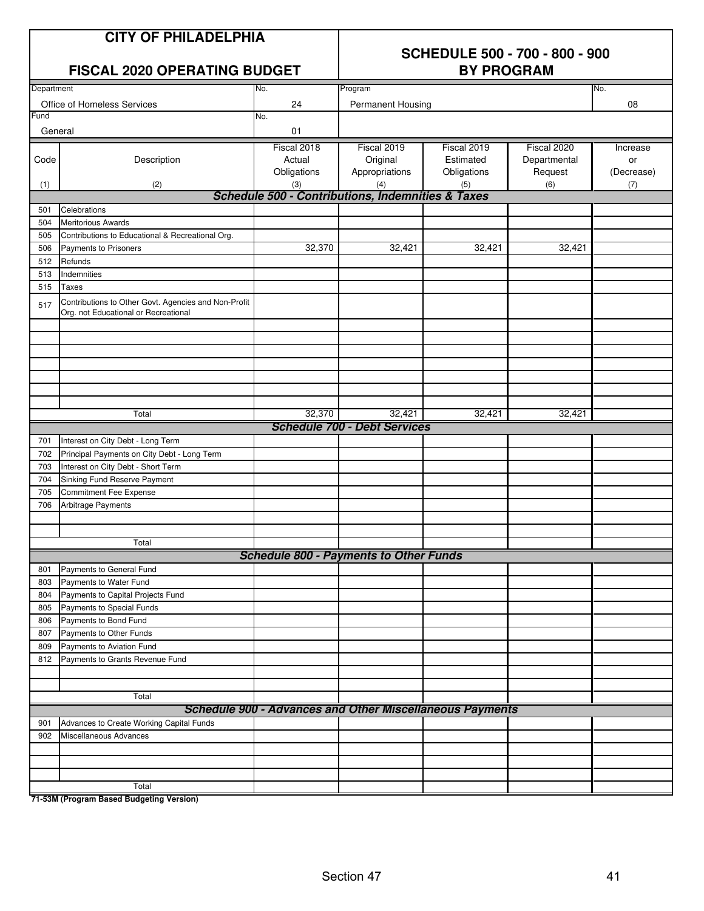# CITY OF PHILADELPHIA

## FISCAL 2020 OPERATING BUDGET

## SCHEDULE 500 - 700 - 800 - 900 BY PROGRAM

| Department | No. | Program | No. |
|---|---|---|---|
| Office of Homeless Services | 24 | Permanent Housing | 08 |
| **Fund** | **No.** | | |
| General | 01 | | |

| Code (1) | Description (2) | Fiscal 2018 Actual Obligations (3) | Fiscal 2019 Original Appropriations (4) | Fiscal 2019 Estimated Obligations (5) | Fiscal 2020 Departmental Request (6) | Increase or (Decrease) (7) |
|---|---|---|---|---|---|---|
| | ***Schedule 500 - Contributions, Indemnities & Taxes*** | | | | | |
| 501 | Celebrations | | | | | |
| 504 | Meritorious Awards | | | | | |
| 505 | Contributions to Educational & Recreational Org. | | | | | |
| 506 | Payments to Prisoners | 32,370 | 32,421 | 32,421 | 32,421 | |
| 512 | Refunds | | | | | |
| 513 | Indemnities | | | | | |
| 515 | Taxes | | | | | |
| 517 | Contributions to Other Govt. Agencies and Non-Profit Org. not Educational or Recreational | | | | | |
| | Total | 32,370 | 32,421 | 32,421 | 32,421 | |
| | ***Schedule 700 - Debt Services*** | | | | | |
| 701 | Interest on City Debt - Long Term | | | | | |
| 702 | Principal Payments on City Debt - Long Term | | | | | |
| 703 | Interest on City Debt - Short Term | | | | | |
| 704 | Sinking Fund Reserve Payment | | | | | |
| 705 | Commitment Fee Expense | | | | | |
| 706 | Arbitrage Payments | | | | | |
| | Total | | | | | |
| | ***Schedule 800 - Payments to Other Funds*** | | | | | |
| 801 | Payments to General Fund | | | | | |
| 803 | Payments to Water Fund | | | | | |
| 804 | Payments to Capital Projects Fund | | | | | |
| 805 | Payments to Special Funds | | | | | |
| 806 | Payments to Bond Fund | | | | | |
| 807 | Payments to Other Funds | | | | | |
| 809 | Payments to Aviation Fund | | | | | |
| 812 | Payments to Grants Revenue Fund | | | | | |
| | Total | | | | | |
| | ***Schedule 900 - Advances and Other Miscellaneous Payments*** | | | | | |
| 901 | Advances to Create Working Capital Funds | | | | | |
| 902 | Miscellaneous Advances | | | | | |
| | Total | | | | | |

**71-53M (Program Based Budgeting Version)**

Section 47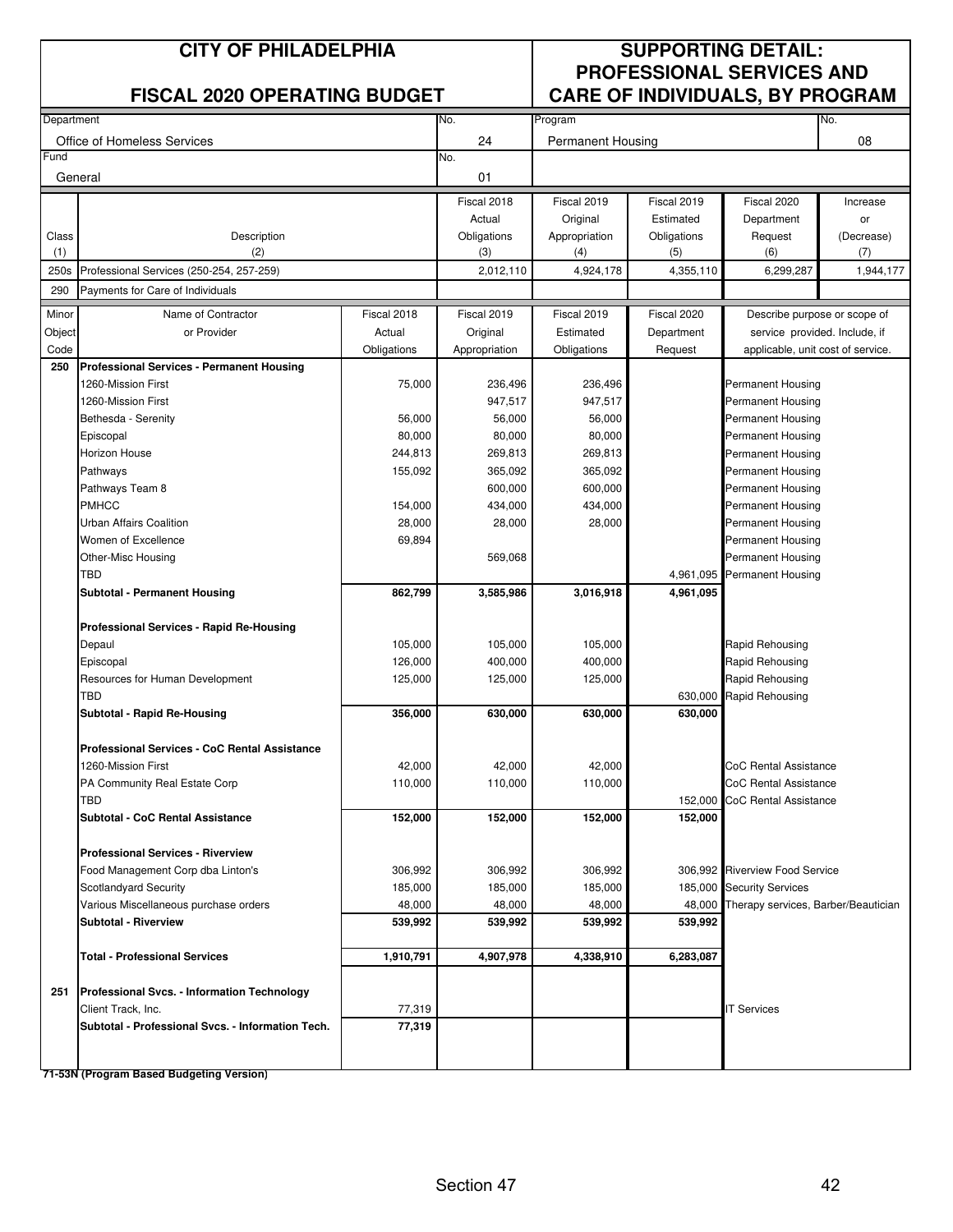# CITY OF PHILADELPHIA

## FISCAL 2020 OPERATING BUDGET

## SUPPORTING DETAIL: PROFESSIONAL SERVICES AND CARE OF INDIVIDUALS, BY PROGRAM

| Department | No. | Program | No. |
|---|---|---|---|
| Office of Homeless Services | 24 | Permanent Housing | 08 |
| **Fund** | **No.** | | |
| General | 01 | | |

| Class (1) | Description (2) | Fiscal 2018 Actual Obligations (3) | Fiscal 2019 Original Appropriation (4) | Fiscal 2019 Estimated Obligations (5) | Fiscal 2020 Department Request (6) | Increase or (Decrease) (7) |
|---|---|---|---|---|---|---|
| 250s | Professional Services (250-254, 257-259) | 2,012,110 | 4,924,178 | 4,355,110 | 6,299,287 | 1,944,177 |
| 290 | Payments for Care of Individuals | | | | | |

| Minor Object Code | Name of Contractor or Provider | Fiscal 2018 Actual Obligations | Fiscal 2019 Original Appropriation | Fiscal 2019 Estimated Obligations | Fiscal 2020 Department Request | Describe purpose or scope of service provided. Include, if applicable, unit cost of service. |
|---|---|---|---|---|---|---|
| **250** | **Professional Services - Permanent Housing** | | | | | |
| | 1260-Mission First | 75,000 | 236,496 | 236,496 | | Permanent Housing |
| | 1260-Mission First | | 947,517 | 947,517 | | Permanent Housing |
| | Bethesda - Serenity | 56,000 | 56,000 | 56,000 | | Permanent Housing |
| | Episcopal | 80,000 | 80,000 | 80,000 | | Permanent Housing |
| | Horizon House | 244,813 | 269,813 | 269,813 | | Permanent Housing |
| | Pathways | 155,092 | 365,092 | 365,092 | | Permanent Housing |
| | Pathways Team 8 | | 600,000 | 600,000 | | Permanent Housing |
| | PMHCC | 154,000 | 434,000 | 434,000 | | Permanent Housing |
| | Urban Affairs Coalition | 28,000 | 28,000 | 28,000 | | Permanent Housing |
| | Women of Excellence | 69,894 | | | | Permanent Housing |
| | Other-Misc Housing | | 569,068 | | | Permanent Housing |
| | TBD | | | | 4,961,095 | Permanent Housing |
| | **Subtotal - Permanent Housing** | **862,799** | **3,585,986** | **3,016,918** | **4,961,095** | |
| | **Professional Services - Rapid Re-Housing** | | | | | |
| | Depaul | 105,000 | 105,000 | 105,000 | | Rapid Rehousing |
| | Episcopal | 126,000 | 400,000 | 400,000 | | Rapid Rehousing |
| | Resources for Human Development | 125,000 | 125,000 | 125,000 | | Rapid Rehousing |
| | TBD | | | | 630,000 | Rapid Rehousing |
| | **Subtotal - Rapid Re-Housing** | **356,000** | **630,000** | **630,000** | **630,000** | |
| | **Professional Services - CoC Rental Assistance** | | | | | |
| | 1260-Mission First | 42,000 | 42,000 | 42,000 | | CoC Rental Assistance |
| | PA Community Real Estate Corp | 110,000 | 110,000 | 110,000 | | CoC Rental Assistance |
| | TBD | | | | 152,000 | CoC Rental Assistance |
| | **Subtotal - CoC Rental Assistance** | **152,000** | **152,000** | **152,000** | **152,000** | |
| | **Professional Services - Riverview** | | | | | |
| | Food Management Corp dba Linton's | 306,992 | 306,992 | 306,992 | 306,992 | Riverview Food Service |
| | Scotlandyard Security | 185,000 | 185,000 | 185,000 | 185,000 | Security Services |
| | Various Miscellaneous purchase orders | 48,000 | 48,000 | 48,000 | 48,000 | Therapy services, Barber/Beautician |
| | **Subtotal - Riverview** | **539,992** | **539,992** | **539,992** | **539,992** | |
| | **Total - Professional Services** | **1,910,791** | **4,907,978** | **4,338,910** | **6,283,087** | |
| **251** | **Professional Svcs. - Information Technology** | | | | | |
| | Client Track, Inc. | 77,319 | | | | IT Services |
| | **Subtotal - Professional Svcs. - Information Tech.** | **77,319** | | | | |

**71-53N (Program Based Budgeting Version)**

Section 47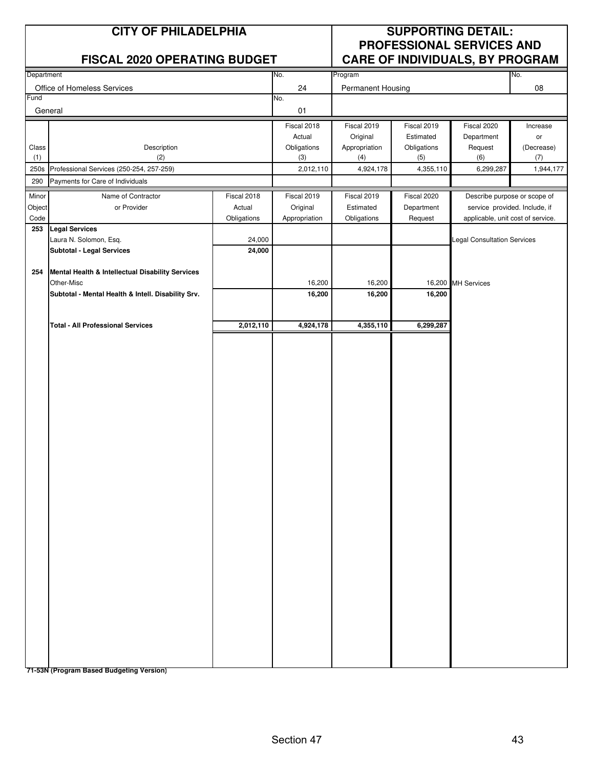# CITY OF PHILADELPHIA

## FISCAL 2020 OPERATING BUDGET

## SUPPORTING DETAIL: PROFESSIONAL SERVICES AND CARE OF INDIVIDUALS, BY PROGRAM

| Department | No. | Program | No. |
|---|---|---|---|
| Office of Homeless Services | 24 | Permanent Housing | 08 |
| **Fund** | **No.** | | |
| General | 01 | | |

| Class (1) | Description (2) | Fiscal 2018 Actual Obligations (3) | Fiscal 2019 Original Appropriation (4) | Fiscal 2019 Estimated Obligations (5) | Fiscal 2020 Department Request (6) | Increase or (Decrease) (7) |
|---|---|---|---|---|---|---|
| 250s | Professional Services (250-254, 257-259) | 2,012,110 | 4,924,178 | 4,355,110 | 6,299,287 | 1,944,177 |
| 290 | Payments for Care of Individuals | | | | | |

| Minor Object Code | Name of Contractor or Provider | Fiscal 2018 Actual Obligations | Fiscal 2019 Original Appropriation | Fiscal 2019 Estimated Obligations | Fiscal 2020 Department Request | Describe purpose or scope of service provided. Include, if applicable, unit cost of service. |
|---|---|---|---|---|---|---|
| **253** | **Legal Services** | | | | | |
| | Laura N. Solomon, Esq. | 24,000 | | | | Legal Consultation Services |
| | **Subtotal - Legal Services** | **24,000** | | | | |
| **254** | **Mental Health & Intellectual Disability Services** | | | | | |
| | Other-Misc | | 16,200 | 16,200 | 16,200 | MH Services |
| | **Subtotal - Mental Health & Intell. Disability Srv.** | | **16,200** | **16,200** | **16,200** | |
| | **Total - All Professional Services** | **2,012,110** | **4,924,178** | **4,355,110** | **6,299,287** | |

**71-53N (Program Based Budgeting Version)**

Section 47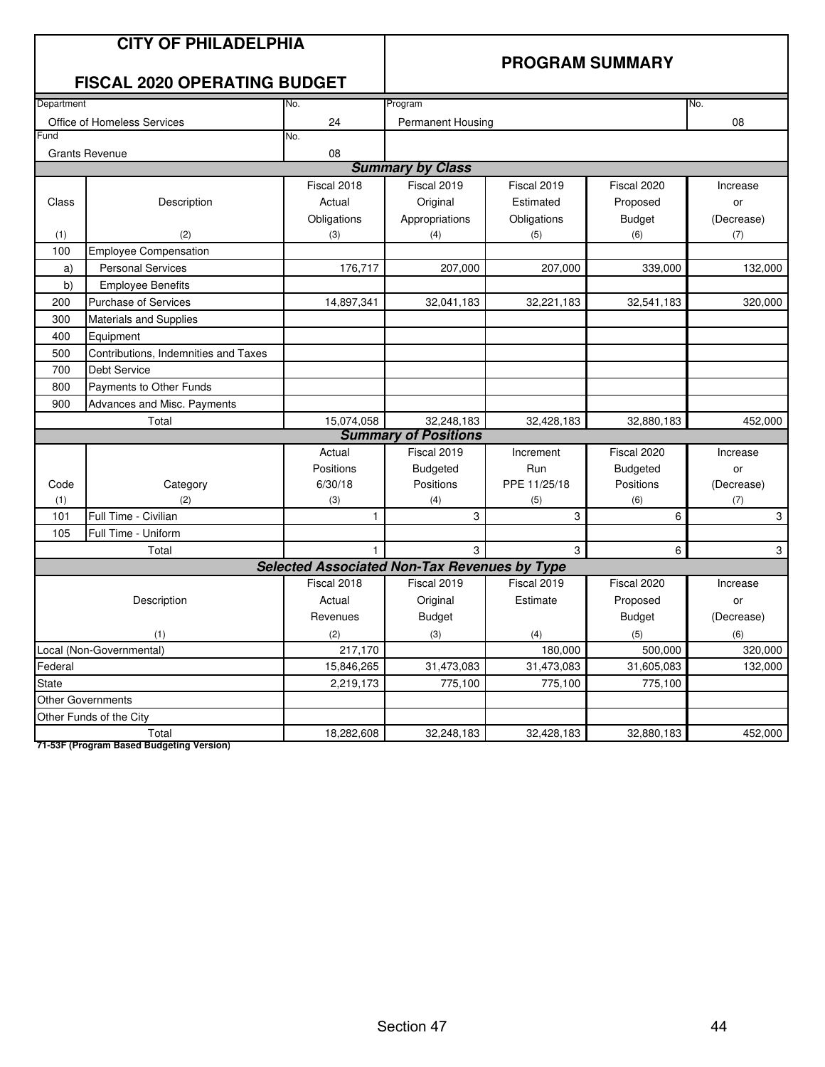# CITY OF PHILADELPHIA

## FISCAL 2020 OPERATING BUDGET

## PROGRAM SUMMARY

| Department | No. | Program | No. |
|---|---|---|---|
| Office of Homeless Services | 24 | Permanent Housing | 08 |
| **Fund** | **No.** | | |
| Grants Revenue | 08 | | |

### Summary by Class

| Class (1) | Description (2) | Fiscal 2018 Actual Obligations (3) | Fiscal 2019 Original Appropriations (4) | Fiscal 2019 Estimated Obligations (5) | Fiscal 2020 Proposed Budget (6) | Increase or (Decrease) (7) |
|---|---|---|---|---|---|---|
| 100 | Employee Compensation | | | | | |
| a) | Personal Services | 176,717 | 207,000 | 207,000 | 339,000 | 132,000 |
| b) | Employee Benefits | | | | | |
| 200 | Purchase of Services | 14,897,341 | 32,041,183 | 32,221,183 | 32,541,183 | 320,000 |
| 300 | Materials and Supplies | | | | | |
| 400 | Equipment | | | | | |
| 500 | Contributions, Indemnities and Taxes | | | | | |
| 700 | Debt Service | | | | | |
| 800 | Payments to Other Funds | | | | | |
| 900 | Advances and Misc. Payments | | | | | |
| | Total | 15,074,058 | 32,248,183 | 32,428,183 | 32,880,183 | 452,000 |

### Summary of Positions

| Code (1) | Category (2) | Actual Positions 6/30/18 (3) | Fiscal 2019 Budgeted Positions (4) | Increment Run PPE 11/25/18 (5) | Fiscal 2020 Budgeted Positions (6) | Increase or (Decrease) (7) |
|---|---|---|---|---|---|---|
| 101 | Full Time - Civilian | 1 | 3 | 3 | 6 | 3 |
| 105 | Full Time - Uniform | | | | | |
| | Total | 1 | 3 | 3 | 6 | 3 |

### Selected Associated Non-Tax Revenues by Type

| Description (1) | Fiscal 2018 Actual Revenues (2) | Fiscal 2019 Original Budget (3) | Fiscal 2019 Estimate (4) | Fiscal 2020 Proposed Budget (5) | Increase or (Decrease) (6) |
|---|---|---|---|---|---|
| Local (Non-Governmental) | 217,170 | | 180,000 | 500,000 | 320,000 |
| Federal | 15,846,265 | 31,473,083 | 31,473,083 | 31,605,083 | 132,000 |
| State | 2,219,173 | 775,100 | 775,100 | 775,100 | |
| Other Governments | | | | | |
| Other Funds of the City | | | | | |
| Total | 18,282,608 | 32,248,183 | 32,428,183 | 32,880,183 | 452,000 |

**71-53F (Program Based Budgeting Version)**

Section 47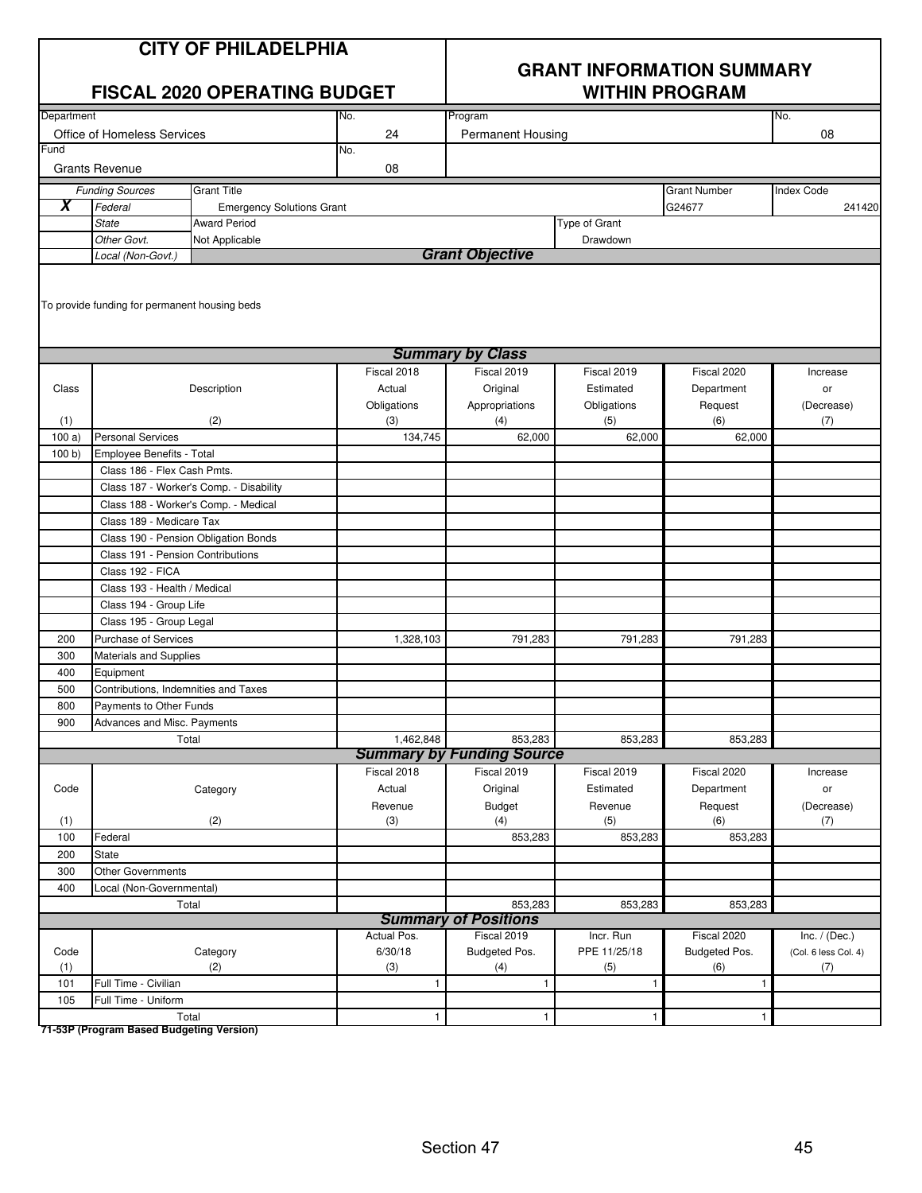# CITY OF PHILADELPHIA

## FISCAL 2020 OPERATING BUDGET

## GRANT INFORMATION SUMMARY WITHIN PROGRAM

| Department | No. | Program | No. |
|---|---|---|---|
| Office of Homeless Services | 24 | Permanent Housing | 08 |

| Fund | No. |
|---|---|
| Grants Revenue | 08 |

| | Funding Sources | Grant Title | Grant Number | Index Code |
|---|---|---|---|---|
| X | *Federal* | Emergency Solutions Grant | G24677 | 241420 |
| | *State* | Award Period | Type of Grant | |
| | *Other Govt.* | Not Applicable | Drawdown | |
| | *Local (Non-Govt.)* | | | |

### Grant Objective

To provide funding for permanent housing beds

### Summary by Class

| Class (1) | Description (2) | Fiscal 2018 Actual Obligations (3) | Fiscal 2019 Original Appropriations (4) | Fiscal 2019 Estimated Obligations (5) | Fiscal 2020 Department Request (6) | Increase or (Decrease) (7) |
|---|---|---|---|---|---|---|
| 100 a) | Personal Services | 134,745 | 62,000 | 62,000 | 62,000 | |
| 100 b) | Employee Benefits - Total | | | | | |
| | Class 186 - Flex Cash Pmts. | | | | | |
| | Class 187 - Worker's Comp. - Disability | | | | | |
| | Class 188 - Worker's Comp. - Medical | | | | | |
| | Class 189 - Medicare Tax | | | | | |
| | Class 190 - Pension Obligation Bonds | | | | | |
| | Class 191 - Pension Contributions | | | | | |
| | Class 192 - FICA | | | | | |
| | Class 193 - Health / Medical | | | | | |
| | Class 194 - Group Life | | | | | |
| | Class 195 - Group Legal | | | | | |
| 200 | Purchase of Services | 1,328,103 | 791,283 | 791,283 | 791,283 | |
| 300 | Materials and Supplies | | | | | |
| 400 | Equipment | | | | | |
| 500 | Contributions, Indemnities and Taxes | | | | | |
| 800 | Payments to Other Funds | | | | | |
| 900 | Advances and Misc. Payments | | | | | |
| | Total | 1,462,848 | 853,283 | 853,283 | 853,283 | |

### Summary by Funding Source

| Code (1) | Category (2) | Fiscal 2018 Actual Revenue (3) | Fiscal 2019 Original Budget (4) | Fiscal 2019 Estimated Revenue (5) | Fiscal 2020 Department Request (6) | Increase or (Decrease) (7) |
|---|---|---|---|---|---|---|
| 100 | Federal | | 853,283 | 853,283 | 853,283 | |
| 200 | State | | | | | |
| 300 | Other Governments | | | | | |
| 400 | Local (Non-Governmental) | | | | | |
| | Total | | 853,283 | 853,283 | 853,283 | |

### Summary of Positions

| Code (1) | Category (2) | Actual Pos. 6/30/18 (3) | Fiscal 2019 Budgeted Pos. (4) | Incr. Run PPE 11/25/18 (5) | Fiscal 2020 Budgeted Pos. (6) | Inc. / (Dec.) (Col. 6 less Col. 4) (7) |
|---|---|---|---|---|---|---|
| 101 | Full Time - Civilian | 1 | 1 | 1 | 1 | |
| 105 | Full Time - Uniform | | | | | |
| | Total | 1 | 1 | 1 | 1 | |

**71-53P (Program Based Budgeting Version)**

Section 47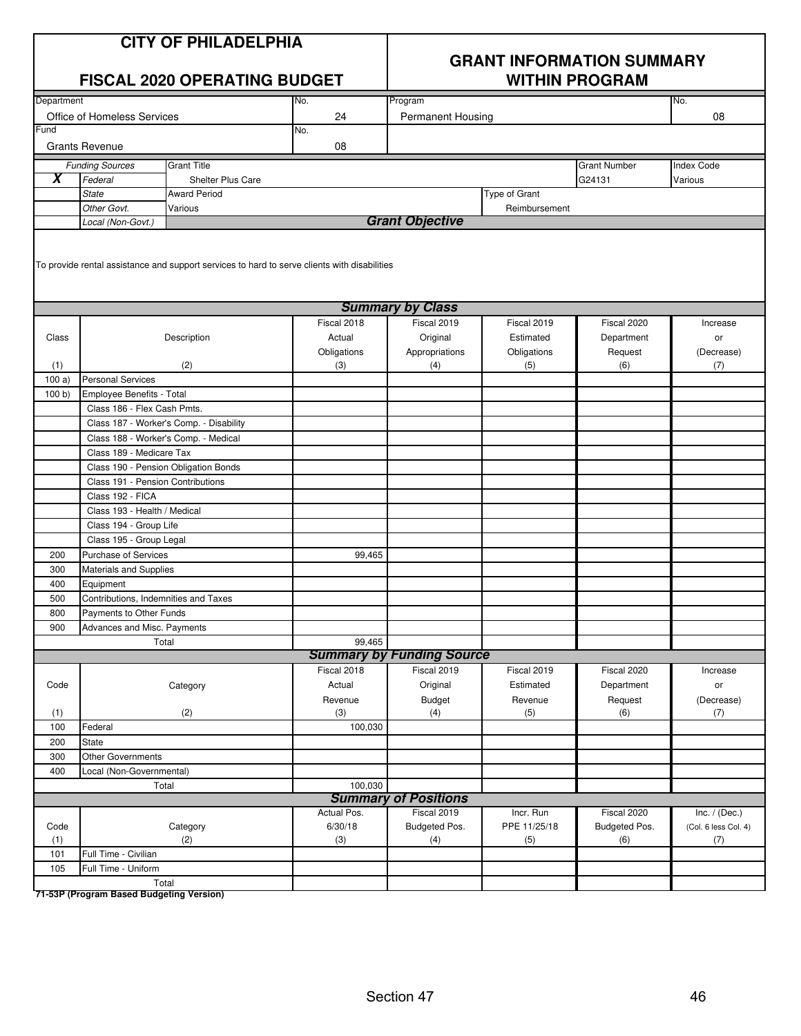# CITY OF PHILADELPHIA

## FISCAL 2020 OPERATING BUDGET

## GRANT INFORMATION SUMMARY WITHIN PROGRAM

| Department | No. | Program | No. |
|---|---|---|---|
| Office of Homeless Services | 24 | Permanent Housing | 08 |
| **Fund** | **No.** | | |
| Grants Revenue | 08 | | |

| | Funding Sources | Grant Title | Grant Number | Index Code |
|---|---|---|---|---|
| X | Federal | Shelter Plus Care | G24131 | Various |
| | State | Award Period | Type of Grant | |
| | Other Govt. | Various | Reimbursement | |
| | Local (Non-Govt.) | | | |

### Grant Objective

To provide rental assistance and support services to hard to serve clients with disabilities

### Summary by Class

| Class (1) | Description (2) | Fiscal 2018 Actual Obligations (3) | Fiscal 2019 Original Appropriations (4) | Fiscal 2019 Estimated Obligations (5) | Fiscal 2020 Department Request (6) | Increase or (Decrease) (7) |
|---|---|---|---|---|---|---|
| 100 a) | Personal Services | | | | | |
| 100 b) | Employee Benefits - Total | | | | | |
| | Class 186 - Flex Cash Pmts. | | | | | |
| | Class 187 - Worker's Comp. - Disability | | | | | |
| | Class 188 - Worker's Comp. - Medical | | | | | |
| | Class 189 - Medicare Tax | | | | | |
| | Class 190 - Pension Obligation Bonds | | | | | |
| | Class 191 - Pension Contributions | | | | | |
| | Class 192 - FICA | | | | | |
| | Class 193 - Health / Medical | | | | | |
| | Class 194 - Group Life | | | | | |
| | Class 195 - Group Legal | | | | | |
| 200 | Purchase of Services | 99,465 | | | | |
| 300 | Materials and Supplies | | | | | |
| 400 | Equipment | | | | | |
| 500 | Contributions, Indemnities and Taxes | | | | | |
| 800 | Payments to Other Funds | | | | | |
| 900 | Advances and Misc. Payments | | | | | |
| | Total | 99,465 | | | | |

### Summary by Funding Source

| Code (1) | Category (2) | Fiscal 2018 Actual Revenue (3) | Fiscal 2019 Original Budget (4) | Fiscal 2019 Estimated Revenue (5) | Fiscal 2020 Department Request (6) | Increase or (Decrease) (7) |
|---|---|---|---|---|---|---|
| 100 | Federal | 100,030 | | | | |
| 200 | State | | | | | |
| 300 | Other Governments | | | | | |
| 400 | Local (Non-Governmental) | | | | | |
| | Total | 100,030 | | | | |

### Summary of Positions

| Code (1) | Category (2) | Actual Pos. 6/30/18 (3) | Fiscal 2019 Budgeted Pos. (4) | Incr. Run PPE 11/25/18 (5) | Fiscal 2020 Budgeted Pos. (6) | Inc. / (Dec.) (Col. 6 less Col. 4) (7) |
|---|---|---|---|---|---|---|
| 101 | Full Time - Civilian | | | | | |
| 105 | Full Time - Uniform | | | | | |
| | Total | | | | | |

**71-53P (Program Based Budgeting Version)**

Section 47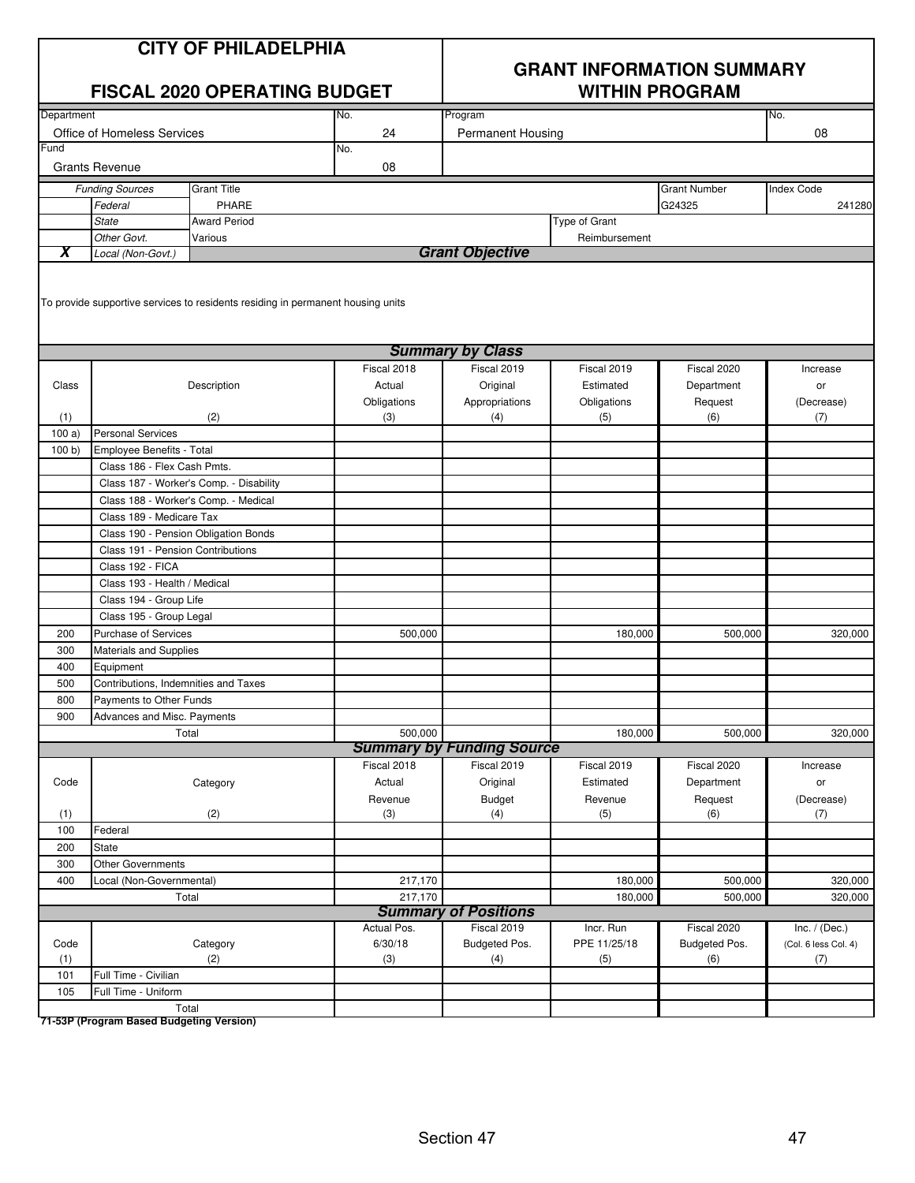# CITY OF PHILADELPHIA

## FISCAL 2020 OPERATING BUDGET

## GRANT INFORMATION SUMMARY WITHIN PROGRAM

| Department | No. | Program | No. |
|---|---|---|---|
| Office of Homeless Services | 24 | Permanent Housing | 08 |
| **Fund** | **No.** | | |
| Grants Revenue | 08 | | |

| | Funding Sources | Grant Title | Grant Number | Index Code |
|---|---|---|---|---|
| | Federal | PHARE | G24325 | 241280 |
| | State | Award Period | Type of Grant | |
| | Other Govt. | Various | Reimbursement | |
| X | Local (Non-Govt.) | | | |

### Grant Objective

To provide supportive services to residents residing in permanent housing units

### Summary by Class

| Class (1) | Description (2) | Fiscal 2018 Actual Obligations (3) | Fiscal 2019 Original Appropriations (4) | Fiscal 2019 Estimated Obligations (5) | Fiscal 2020 Department Request (6) | Increase or (Decrease) (7) |
|---|---|---|---|---|---|---|
| 100 a) | Personal Services | | | | | |
| 100 b) | Employee Benefits - Total | | | | | |
| | Class 186 - Flex Cash Pmts. | | | | | |
| | Class 187 - Worker's Comp. - Disability | | | | | |
| | Class 188 - Worker's Comp. - Medical | | | | | |
| | Class 189 - Medicare Tax | | | | | |
| | Class 190 - Pension Obligation Bonds | | | | | |
| | Class 191 - Pension Contributions | | | | | |
| | Class 192 - FICA | | | | | |
| | Class 193 - Health / Medical | | | | | |
| | Class 194 - Group Life | | | | | |
| | Class 195 - Group Legal | | | | | |
| 200 | Purchase of Services | 500,000 | | 180,000 | 500,000 | 320,000 |
| 300 | Materials and Supplies | | | | | |
| 400 | Equipment | | | | | |
| 500 | Contributions, Indemnities and Taxes | | | | | |
| 800 | Payments to Other Funds | | | | | |
| 900 | Advances and Misc. Payments | | | | | |
| | Total | 500,000 | | 180,000 | 500,000 | 320,000 |

### Summary by Funding Source

| Code (1) | Category (2) | Fiscal 2018 Actual Revenue (3) | Fiscal 2019 Original Budget (4) | Fiscal 2019 Estimated Revenue (5) | Fiscal 2020 Department Request (6) | Increase or (Decrease) (7) |
|---|---|---|---|---|---|---|
| 100 | Federal | | | | | |
| 200 | State | | | | | |
| 300 | Other Governments | | | | | |
| 400 | Local (Non-Governmental) | 217,170 | | 180,000 | 500,000 | 320,000 |
| | Total | 217,170 | | 180,000 | 500,000 | 320,000 |

### Summary of Positions

| Code (1) | Category (2) | Actual Pos. 6/30/18 (3) | Fiscal 2019 Budgeted Pos. (4) | Incr. Run PPE 11/25/18 (5) | Fiscal 2020 Budgeted Pos. (6) | Inc. / (Dec.) (Col. 6 less Col. 4) (7) |
|---|---|---|---|---|---|---|
| 101 | Full Time - Civilian | | | | | |
| 105 | Full Time - Uniform | | | | | |
| | Total | | | | | |

**71-53P (Program Based Budgeting Version)**

Section 47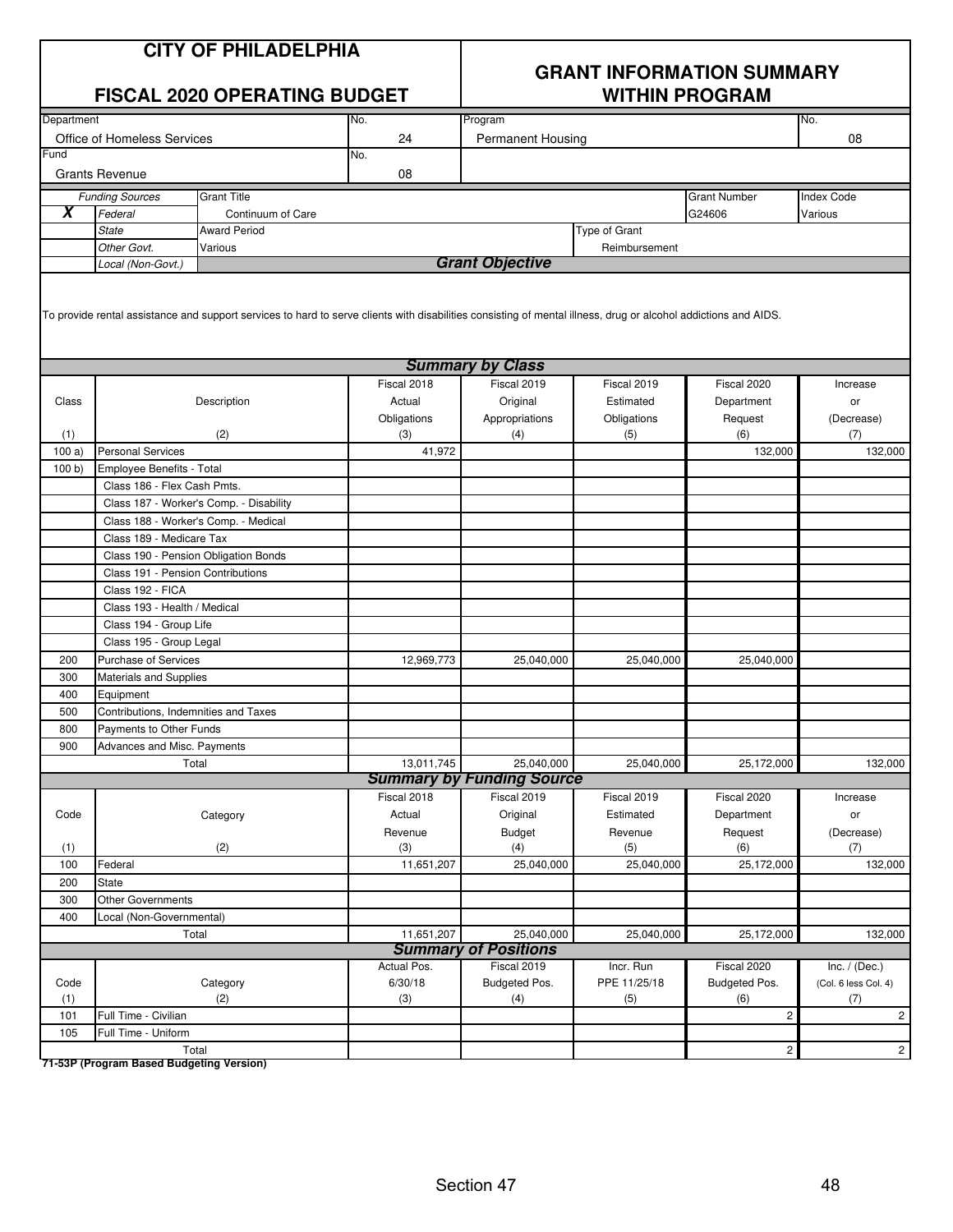# CITY OF PHILADELPHIA

## FISCAL 2020 OPERATING BUDGET

## GRANT INFORMATION SUMMARY WITHIN PROGRAM

| Department | No. | Program | No. |
|---|---|---|---|
| Office of Homeless Services | 24 | Permanent Housing | 08 |
| **Fund** | **No.** | | |
| Grants Revenue | 08 | | |

| | Funding Sources | Grant Title | Grant Number | Index Code |
|---|---|---|---|---|
| X | Federal | Continuum of Care | G24606 | Various |
| | State | Award Period | Type of Grant | |
| | Other Govt. | Various | Reimbursement | |
| | Local (Non-Govt.) | | | |

**Grant Objective**

To provide rental assistance and support services to hard to serve clients with disabilities consisting of mental illness, drug or alcohol addictions and AIDS.

**Summary by Class**

| Class (1) | Description (2) | Fiscal 2018 Actual Obligations (3) | Fiscal 2019 Original Appropriations (4) | Fiscal 2019 Estimated Obligations (5) | Fiscal 2020 Department Request (6) | Increase or (Decrease) (7) |
|---|---|---|---|---|---|---|
| 100 a) | Personal Services | 41,972 | | | 132,000 | 132,000 |
| 100 b) | Employee Benefits - Total | | | | | |
| | Class 186 - Flex Cash Pmts. | | | | | |
| | Class 187 - Worker's Comp. - Disability | | | | | |
| | Class 188 - Worker's Comp. - Medical | | | | | |
| | Class 189 - Medicare Tax | | | | | |
| | Class 190 - Pension Obligation Bonds | | | | | |
| | Class 191 - Pension Contributions | | | | | |
| | Class 192 - FICA | | | | | |
| | Class 193 - Health / Medical | | | | | |
| | Class 194 - Group Life | | | | | |
| | Class 195 - Group Legal | | | | | |
| 200 | Purchase of Services | 12,969,773 | 25,040,000 | 25,040,000 | 25,040,000 | |
| 300 | Materials and Supplies | | | | | |
| 400 | Equipment | | | | | |
| 500 | Contributions, Indemnities and Taxes | | | | | |
| 800 | Payments to Other Funds | | | | | |
| 900 | Advances and Misc. Payments | | | | | |
| | Total | 13,011,745 | 25,040,000 | 25,040,000 | 25,172,000 | 132,000 |

**Summary by Funding Source**

| Code (1) | Category (2) | Fiscal 2018 Actual Revenue (3) | Fiscal 2019 Original Budget (4) | Fiscal 2019 Estimated Revenue (5) | Fiscal 2020 Department Request (6) | Increase or (Decrease) (7) |
|---|---|---|---|---|---|---|
| 100 | Federal | 11,651,207 | 25,040,000 | 25,040,000 | 25,172,000 | 132,000 |
| 200 | State | | | | | |
| 300 | Other Governments | | | | | |
| 400 | Local (Non-Governmental) | | | | | |
| | Total | 11,651,207 | 25,040,000 | 25,040,000 | 25,172,000 | 132,000 |

**Summary of Positions**

| Code (1) | Category (2) | Actual Pos. 6/30/18 (3) | Fiscal 2019 Budgeted Pos. (4) | Incr. Run PPE 11/25/18 (5) | Fiscal 2020 Budgeted Pos. (6) | Inc. / (Dec.) (Col. 6 less Col. 4) (7) |
|---|---|---|---|---|---|---|
| 101 | Full Time - Civilian | | | | 2 | 2 |
| 105 | Full Time - Uniform | | | | | |
| | Total | | | | 2 | 2 |

**71-53P (Program Based Budgeting Version)**

Section 47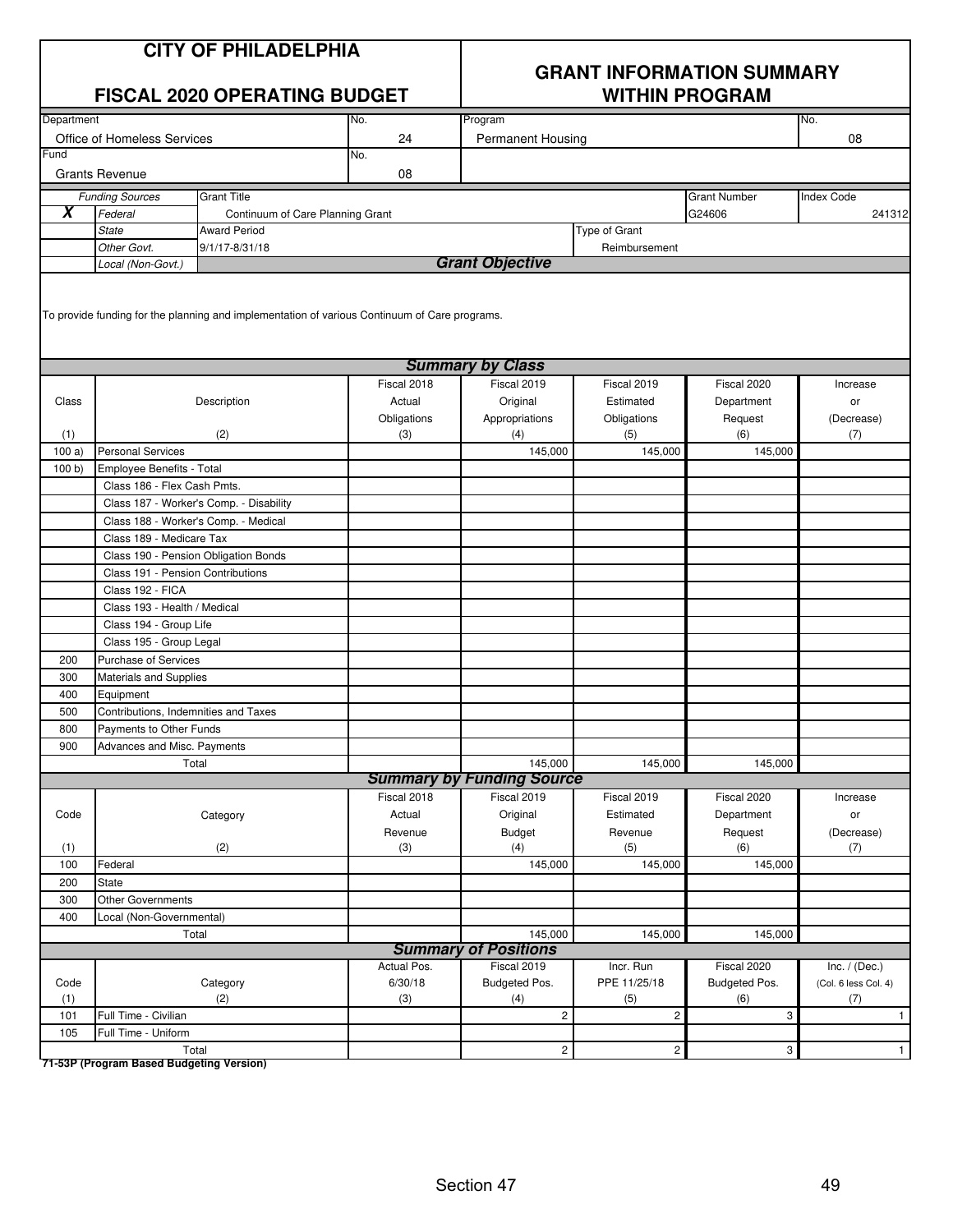# CITY OF PHILADELPHIA

## FISCAL 2020 OPERATING BUDGET

## GRANT INFORMATION SUMMARY WITHIN PROGRAM

| Department | No. | Program | No. |
|---|---|---|---|
| Office of Homeless Services | 24 | Permanent Housing | 08 |
| **Fund** | **No.** | | |
| Grants Revenue | 08 | | |

| | Funding Sources | Grant Title | Grant Number | Index Code |
|---|---|---|---|---|
| **X** | *Federal* | Continuum of Care Planning Grant | G24606 | 241312 |
| | *State* | Award Period | Type of Grant | |
| | *Other Govt.* | 9/1/17-8/31/18 | Reimbursement | |
| | *Local (Non-Govt.)* | | | |

### Grant Objective

To provide funding for the planning and implementation of various Continuum of Care programs.

### Summary by Class

| Class (1) | Description (2) | Fiscal 2018 Actual Obligations (3) | Fiscal 2019 Original Appropriations (4) | Fiscal 2019 Estimated Obligations (5) | Fiscal 2020 Department Request (6) | Increase or (Decrease) (7) |
|---|---|---|---|---|---|---|
| 100 a) | Personal Services | | 145,000 | 145,000 | 145,000 | |
| 100 b) | Employee Benefits - Total | | | | | |
| | Class 186 - Flex Cash Pmts. | | | | | |
| | Class 187 - Worker's Comp. - Disability | | | | | |
| | Class 188 - Worker's Comp. - Medical | | | | | |
| | Class 189 - Medicare Tax | | | | | |
| | Class 190 - Pension Obligation Bonds | | | | | |
| | Class 191 - Pension Contributions | | | | | |
| | Class 192 - FICA | | | | | |
| | Class 193 - Health / Medical | | | | | |
| | Class 194 - Group Life | | | | | |
| | Class 195 - Group Legal | | | | | |
| 200 | Purchase of Services | | | | | |
| 300 | Materials and Supplies | | | | | |
| 400 | Equipment | | | | | |
| 500 | Contributions, Indemnities and Taxes | | | | | |
| 800 | Payments to Other Funds | | | | | |
| 900 | Advances and Misc. Payments | | | | | |
| | Total | | 145,000 | 145,000 | 145,000 | |

### Summary by Funding Source

| Code (1) | Category (2) | Fiscal 2018 Actual Revenue (3) | Fiscal 2019 Original Budget (4) | Fiscal 2019 Estimated Revenue (5) | Fiscal 2020 Department Request (6) | Increase or (Decrease) (7) |
|---|---|---|---|---|---|---|
| 100 | Federal | | 145,000 | 145,000 | 145,000 | |
| 200 | State | | | | | |
| 300 | Other Governments | | | | | |
| 400 | Local (Non-Governmental) | | | | | |
| | Total | | 145,000 | 145,000 | 145,000 | |

### Summary of Positions

| Code (1) | Category (2) | Actual Pos. 6/30/18 (3) | Fiscal 2019 Budgeted Pos. (4) | Incr. Run PPE 11/25/18 (5) | Fiscal 2020 Budgeted Pos. (6) | Inc. / (Dec.) (Col. 6 less Col. 4) (7) |
|---|---|---|---|---|---|---|
| 101 | Full Time - Civilian | | 2 | 2 | 3 | 1 |
| 105 | Full Time - Uniform | | | | | |
| | Total | | 2 | 2 | 3 | 1 |

**71-53P (Program Based Budgeting Version)**

Section 47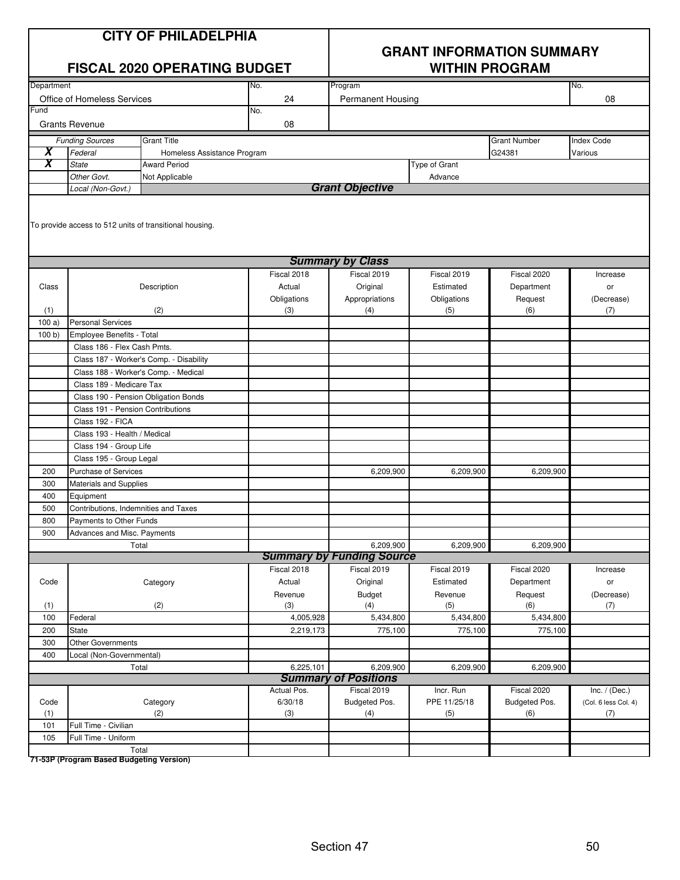# CITY OF PHILADELPHIA

## FISCAL 2020 OPERATING BUDGET

## GRANT INFORMATION SUMMARY WITHIN PROGRAM

| Department | No. | Program | No. |
|---|---|---|---|
| Office of Homeless Services | 24 | Permanent Housing | 08 |
| **Fund** | **No.** | | |
| Grants Revenue | 08 | | |

| | Funding Sources | Grant Title | | Grant Number | Index Code |
|---|---|---|---|---|---|
| X | Federal | Homeless Assistance Program | | G24381 | Various |
| X | State | Award Period | Type of Grant | | |
| | Other Govt. | Not Applicable | Advance | | |
| | Local (Non-Govt.) | | | | |

### Grant Objective

To provide access to 512 units of transitional housing.

### Summary by Class

| Class (1) | Description (2) | Fiscal 2018 Actual Obligations (3) | Fiscal 2019 Original Appropriations (4) | Fiscal 2019 Estimated Obligations (5) | Fiscal 2020 Department Request (6) | Increase or (Decrease) (7) |
|---|---|---|---|---|---|---|
| 100 a) | Personal Services | | | | | |
| 100 b) | Employee Benefits - Total | | | | | |
| | Class 186 - Flex Cash Pmts. | | | | | |
| | Class 187 - Worker's Comp. - Disability | | | | | |
| | Class 188 - Worker's Comp. - Medical | | | | | |
| | Class 189 - Medicare Tax | | | | | |
| | Class 190 - Pension Obligation Bonds | | | | | |
| | Class 191 - Pension Contributions | | | | | |
| | Class 192 - FICA | | | | | |
| | Class 193 - Health / Medical | | | | | |
| | Class 194 - Group Life | | | | | |
| | Class 195 - Group Legal | | | | | |
| 200 | Purchase of Services | | 6,209,900 | 6,209,900 | 6,209,900 | |
| 300 | Materials and Supplies | | | | | |
| 400 | Equipment | | | | | |
| 500 | Contributions, Indemnities and Taxes | | | | | |
| 800 | Payments to Other Funds | | | | | |
| 900 | Advances and Misc. Payments | | | | | |
| | Total | | 6,209,900 | 6,209,900 | 6,209,900 | |

### Summary by Funding Source

| Code (1) | Category (2) | Fiscal 2018 Actual Revenue (3) | Fiscal 2019 Original Budget (4) | Fiscal 2019 Estimated Revenue (5) | Fiscal 2020 Department Request (6) | Increase or (Decrease) (7) |
|---|---|---|---|---|---|---|
| 100 | Federal | 4,005,928 | 5,434,800 | 5,434,800 | 5,434,800 | |
| 200 | State | 2,219,173 | 775,100 | 775,100 | 775,100 | |
| 300 | Other Governments | | | | | |
| 400 | Local (Non-Governmental) | | | | | |
| | Total | 6,225,101 | 6,209,900 | 6,209,900 | 6,209,900 | |

### Summary of Positions

| Code (1) | Category (2) | Actual Pos. 6/30/18 (3) | Fiscal 2019 Budgeted Pos. (4) | Incr. Run PPE 11/25/18 (5) | Fiscal 2020 Budgeted Pos. (6) | Inc. / (Dec.) (Col. 6 less Col. 4) (7) |
|---|---|---|---|---|---|---|
| 101 | Full Time - Civilian | | | | | |
| 105 | Full Time - Uniform | | | | | |
| | Total | | | | | |

71-53P (Program Based Budgeting Version)

Section 47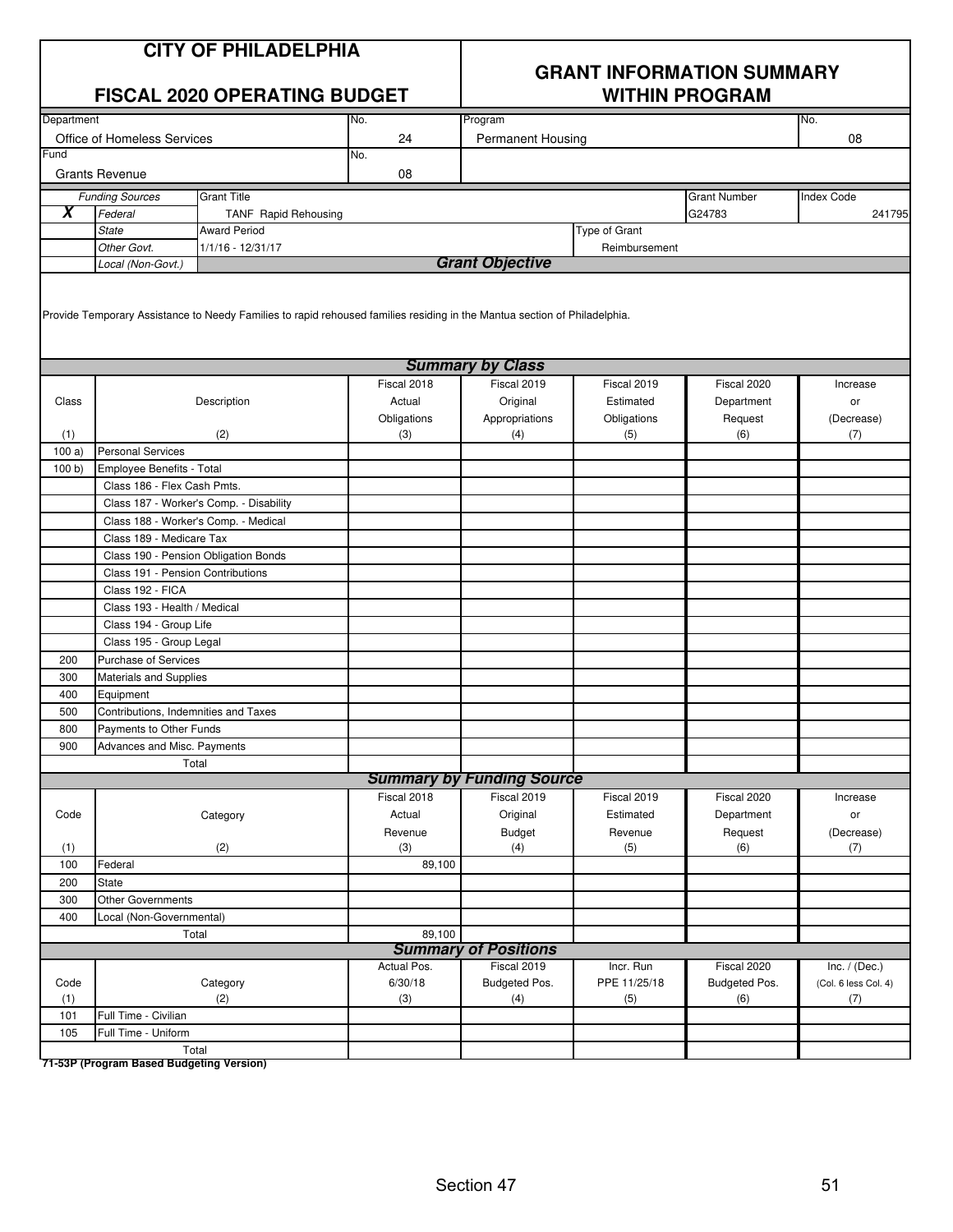# CITY OF PHILADELPHIA

## FISCAL 2020 OPERATING BUDGET

## GRANT INFORMATION SUMMARY WITHIN PROGRAM

| Department | No. | Program | No. |
|---|---|---|---|
| Office of Homeless Services | 24 | Permanent Housing | 08 |

| Fund | No. |
|---|---|
| Grants Revenue | 08 |

| | Funding Sources | Grant Title | | Grant Number | Index Code |
|---|---|---|---|---|---|
| X | Federal | TANF Rapid Rehousing | | G24783 | 241795 |
| | State | Award Period | Type of Grant | | |
| | Other Govt. | 1/1/16 - 12/31/17 | Reimbursement | | |
| | Local (Non-Govt.) | | | | |

### Grant Objective

Provide Temporary Assistance to Needy Families to rapid rehoused families residing in the Mantua section of Philadelphia.

### Summary by Class

| Class (1) | Description (2) | Fiscal 2018 Actual Obligations (3) | Fiscal 2019 Original Appropriations (4) | Fiscal 2019 Estimated Obligations (5) | Fiscal 2020 Department Request (6) | Increase or (Decrease) (7) |
|---|---|---|---|---|---|---|
| 100 a) | Personal Services | | | | | |
| 100 b) | Employee Benefits - Total | | | | | |
| | Class 186 - Flex Cash Pmts. | | | | | |
| | Class 187 - Worker's Comp. - Disability | | | | | |
| | Class 188 - Worker's Comp. - Medical | | | | | |
| | Class 189 - Medicare Tax | | | | | |
| | Class 190 - Pension Obligation Bonds | | | | | |
| | Class 191 - Pension Contributions | | | | | |
| | Class 192 - FICA | | | | | |
| | Class 193 - Health / Medical | | | | | |
| | Class 194 - Group Life | | | | | |
| | Class 195 - Group Legal | | | | | |
| 200 | Purchase of Services | | | | | |
| 300 | Materials and Supplies | | | | | |
| 400 | Equipment | | | | | |
| 500 | Contributions, Indemnities and Taxes | | | | | |
| 800 | Payments to Other Funds | | | | | |
| 900 | Advances and Misc. Payments | | | | | |
| | Total | | | | | |

### Summary by Funding Source

| Code (1) | Category (2) | Fiscal 2018 Actual Revenue (3) | Fiscal 2019 Original Budget (4) | Fiscal 2019 Estimated Revenue (5) | Fiscal 2020 Department Request (6) | Increase or (Decrease) (7) |
|---|---|---|---|---|---|---|
| 100 | Federal | 89,100 | | | | |
| 200 | State | | | | | |
| 300 | Other Governments | | | | | |
| 400 | Local (Non-Governmental) | | | | | |
| | Total | 89,100 | | | | |

### Summary of Positions

| Code (1) | Category (2) | Actual Pos. 6/30/18 (3) | Fiscal 2019 Budgeted Pos. (4) | Incr. Run PPE 11/25/18 (5) | Fiscal 2020 Budgeted Pos. (6) | Inc. / (Dec.) (Col. 6 less Col. 4) (7) |
|---|---|---|---|---|---|---|
| 101 | Full Time - Civilian | | | | | |
| 105 | Full Time - Uniform | | | | | |
| | Total | | | | | |

71-53P (Program Based Budgeting Version)

Section 47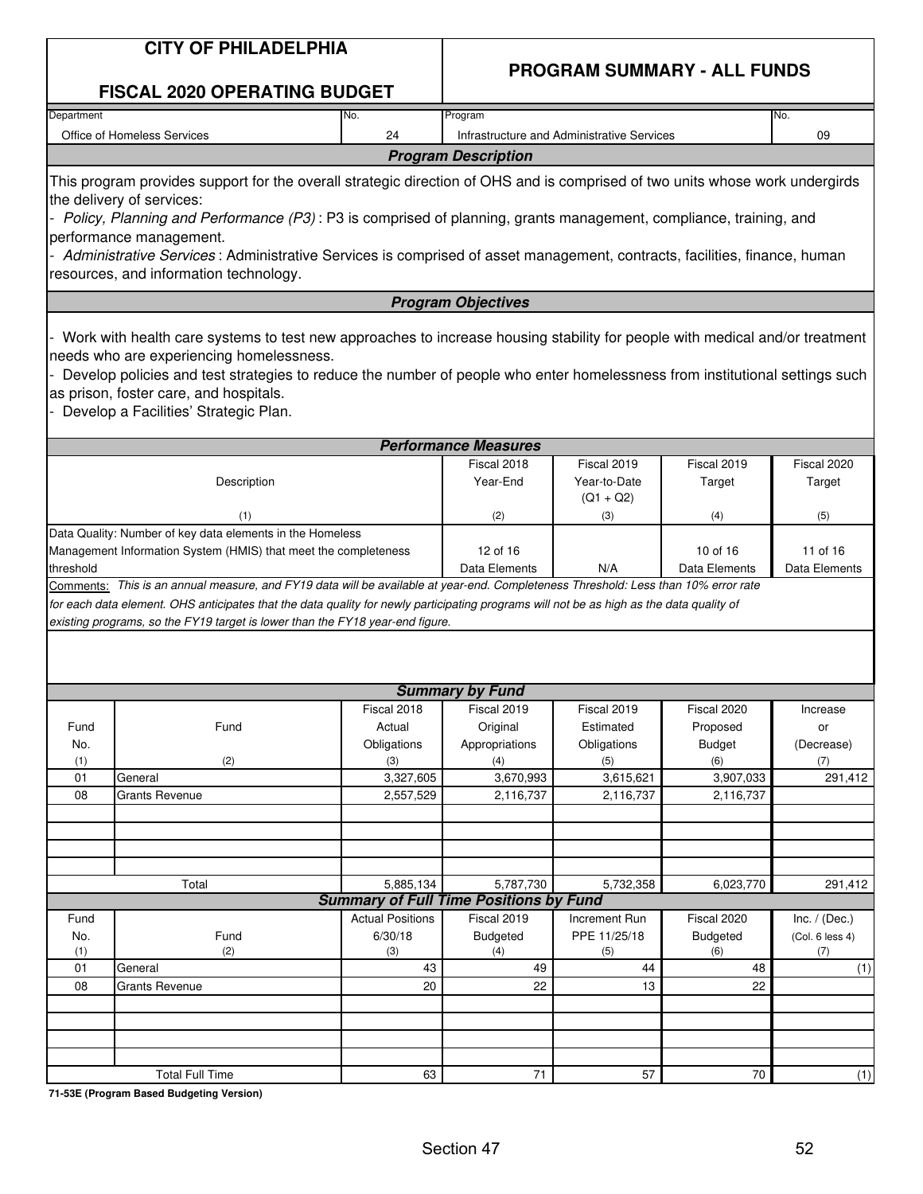# CITY OF PHILADELPHIA

## FISCAL 2020 OPERATING BUDGET

## PROGRAM SUMMARY - ALL FUNDS

| Department | No. | Program | No. |
|---|---|---|---|
| Office of Homeless Services | 24 | Infrastructure and Administrative Services | 09 |

### *Program Description*

This program provides support for the overall strategic direction of OHS and is comprised of two units whose work undergirds the delivery of services:

- *Policy, Planning and Performance (P3)* : P3 is comprised of planning, grants management, compliance, training, and performance management.
- *Administrative Services* : Administrative Services is comprised of asset management, contracts, facilities, finance, human resources, and information technology.

### *Program Objectives*

- Work with health care systems to test new approaches to increase housing stability for people with medical and/or treatment needs who are experiencing homelessness.
- Develop policies and test strategies to reduce the number of people who enter homelessness from institutional settings such as prison, foster care, and hospitals.
- Develop a Facilities' Strategic Plan.

### *Performance Measures*

| Description (1) | Fiscal 2018 Year-End (2) | Fiscal 2019 Year-to-Date (Q1 + Q2) (3) | Fiscal 2019 Target (4) | Fiscal 2020 Target (5) |
|---|---|---|---|---|
| Data Quality: Number of key data elements in the Homeless Management Information System (HMIS) that meet the completeness threshold | 12 of 16 Data Elements | N/A | 10 of 16 Data Elements | 11 of 16 Data Elements |

Comments: *This is an annual measure, and FY19 data will be available at year-end. Completeness Threshold: Less than 10% error rate for each data element. OHS anticipates that the data quality for newly participating programs will not be as high as the data quality of existing programs, so the FY19 target is lower than the FY18 year-end figure.*

### *Summary by Fund*

| Fund No. (1) | Fund (2) | Fiscal 2018 Actual Obligations (3) | Fiscal 2019 Original Appropriations (4) | Fiscal 2019 Estimated Obligations (5) | Fiscal 2020 Proposed Budget (6) | Increase or (Decrease) (7) |
|---|---|---|---|---|---|---|
| 01 | General | 3,327,605 | 3,670,993 | 3,615,621 | 3,907,033 | 291,412 |
| 08 | Grants Revenue | 2,557,529 | 2,116,737 | 2,116,737 | 2,116,737 | |
| | Total | 5,885,134 | 5,787,730 | 5,732,358 | 6,023,770 | 291,412 |

### *Summary of Full Time Positions by Fund*

| Fund No. (1) | Fund (2) | Actual Positions 6/30/18 (3) | Fiscal 2019 Budgeted (4) | Increment Run PPE 11/25/18 (5) | Fiscal 2020 Budgeted (6) | Inc. / (Dec.) (Col. 6 less 4) (7) |
|---|---|---|---|---|---|---|
| 01 | General | 43 | 49 | 44 | 48 | (1) |
| 08 | Grants Revenue | 20 | 22 | 13 | 22 | |
| | Total Full Time | 63 | 71 | 57 | 70 | (1) |

**71-53E (Program Based Budgeting Version)**

Section 47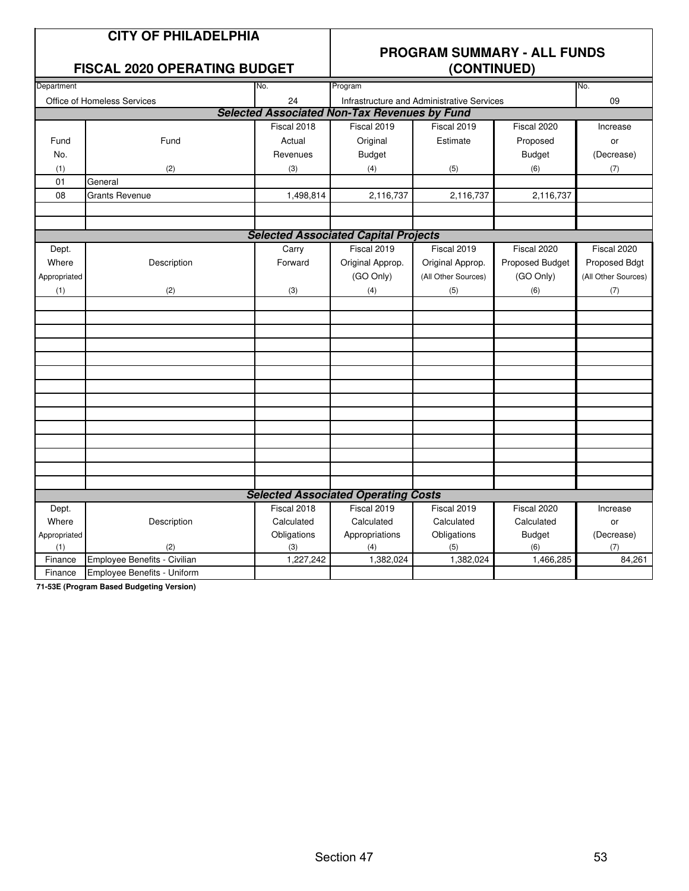# CITY OF PHILADELPHIA

## FISCAL 2020 OPERATING BUDGET

## PROGRAM SUMMARY - ALL FUNDS (CONTINUED)

| Department | No. | Program | No. |
|---|---|---|---|
| Office of Homeless Services | 24 | Infrastructure and Administrative Services | 09 |

### *Selected Associated Non-Tax Revenues by Fund*

| Fund No. | Fund | Fiscal 2018 Actual Revenues | Fiscal 2019 Original Budget | Fiscal 2019 Estimate | Fiscal 2020 Proposed Budget | Increase or (Decrease) |
|---|---|---|---|---|---|---|
| (1) | (2) | (3) | (4) | (5) | (6) | (7) |
| 01 | General | | | | | |
| 08 | Grants Revenue | 1,498,814 | 2,116,737 | 2,116,737 | 2,116,737 | |

### *Selected Associated Capital Projects*

| Dept. Where Appropriated | Description | Carry Forward | Fiscal 2019 Original Approp. (GO Only) | Fiscal 2019 Original Approp. (All Other Sources) | Fiscal 2020 Proposed Budget (GO Only) | Fiscal 2020 Proposed Bdgt (All Other Sources) |
|---|---|---|---|---|---|---|
| (1) | (2) | (3) | (4) | (5) | (6) | (7) |

### *Selected Associated Operating Costs*

| Dept. Where Appropriated | Description | Fiscal 2018 Calculated Obligations | Fiscal 2019 Calculated Appropriations | Fiscal 2019 Calculated Obligations | Fiscal 2020 Calculated Budget | Increase or (Decrease) |
|---|---|---|---|---|---|---|
| (1) | (2) | (3) | (4) | (5) | (6) | (7) |
| Finance | Employee Benefits - Civilian | 1,227,242 | 1,382,024 | 1,382,024 | 1,466,285 | 84,261 |
| Finance | Employee Benefits - Uniform | | | | | |

**71-53E (Program Based Budgeting Version)**

Section 47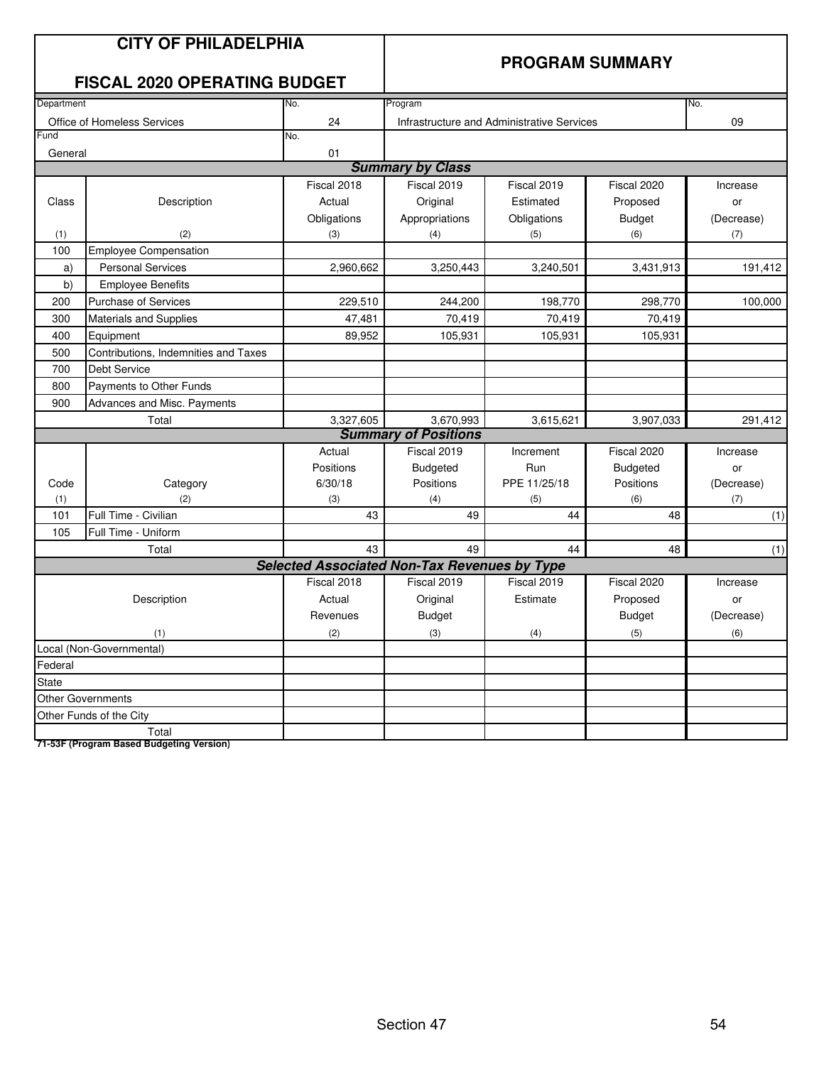| CITY OF PHILADELPHIA | | PROGRAM SUMMARY | | | |
|---|---|---|---|---|---|
| **FISCAL 2020 OPERATING BUDGET** | | | | | |

| Department | No. | Program | No. |
|---|---|---|---|
| Office of Homeless Services | 24 | Infrastructure and Administrative Services | 09 |
| Fund | No. | | |
| General | 01 | | |

***Summary by Class***

| Class | Description | Fiscal 2018 Actual Obligations | Fiscal 2019 Original Appropriations | Fiscal 2019 Estimated Obligations | Fiscal 2020 Proposed Budget | Increase or (Decrease) |
|---|---|---|---|---|---|---|
| (1) | (2) | (3) | (4) | (5) | (6) | (7) |
| 100 | Employee Compensation | | | | | |
| a) | Personal Services | 2,960,662 | 3,250,443 | 3,240,501 | 3,431,913 | 191,412 |
| b) | Employee Benefits | | | | | |
| 200 | Purchase of Services | 229,510 | 244,200 | 198,770 | 298,770 | 100,000 |
| 300 | Materials and Supplies | 47,481 | 70,419 | 70,419 | 70,419 | |
| 400 | Equipment | 89,952 | 105,931 | 105,931 | 105,931 | |
| 500 | Contributions, Indemnities and Taxes | | | | | |
| 700 | Debt Service | | | | | |
| 800 | Payments to Other Funds | | | | | |
| 900 | Advances and Misc. Payments | | | | | |
| | Total | 3,327,605 | 3,670,993 | 3,615,621 | 3,907,033 | 291,412 |

***Summary of Positions***

| Code | Category | Actual Positions 6/30/18 | Fiscal 2019 Budgeted Positions | Increment Run PPE 11/25/18 | Fiscal 2020 Budgeted Positions | Increase or (Decrease) |
|---|---|---|---|---|---|---|
| (1) | (2) | (3) | (4) | (5) | (6) | (7) |
| 101 | Full Time - Civilian | 43 | 49 | 44 | 48 | (1) |
| 105 | Full Time - Uniform | | | | | |
| | Total | 43 | 49 | 44 | 48 | (1) |

***Selected Associated Non-Tax Revenues by Type***

| Description | Fiscal 2018 Actual Revenues | Fiscal 2019 Original Budget | Fiscal 2019 Estimate | Fiscal 2020 Proposed Budget | Increase or (Decrease) |
|---|---|---|---|---|---|
| (1) | (2) | (3) | (4) | (5) | (6) |
| Local (Non-Governmental) | | | | | |
| Federal | | | | | |
| State | | | | | |
| Other Governments | | | | | |
| Other Funds of the City | | | | | |
| Total | | | | | |

**71-53F (Program Based Budgeting Version)**

Section 47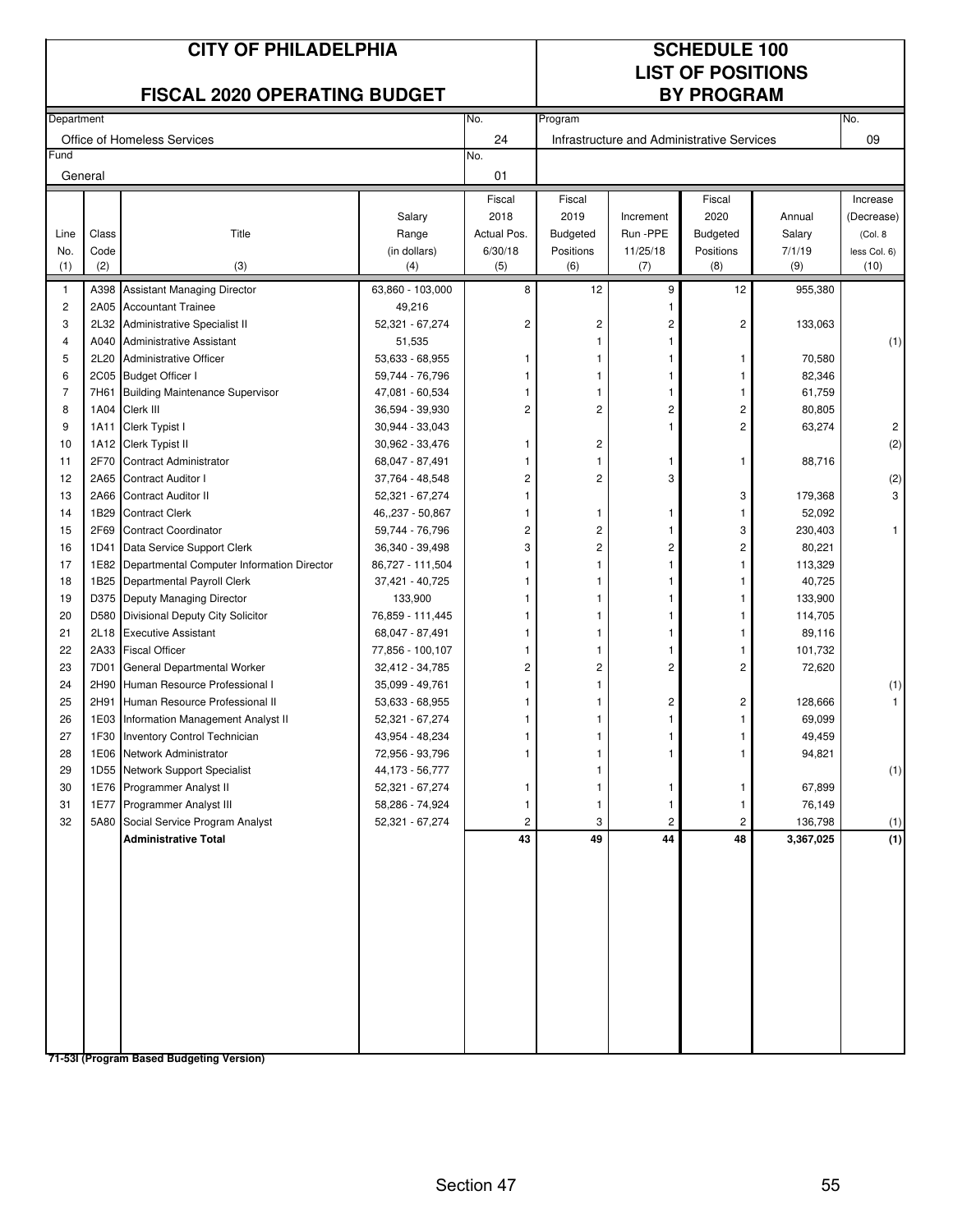# CITY OF PHILADELPHIA

## FISCAL 2020 OPERATING BUDGET

## SCHEDULE 100
## LIST OF POSITIONS BY PROGRAM

| Department | No. | Program | No. |
|---|---|---|---|
| Office of Homeless Services | 24 | Infrastructure and Administrative Services | 09 |
| Fund | No. | | |
| General | 01 | | |

| Line No. (1) | Class Code (2) | Title (3) | Salary Range (in dollars) (4) | Fiscal 2018 Actual Pos. 6/30/18 (5) | Fiscal 2019 Budgeted Positions (6) | Increment Run -PPE 11/25/18 (7) | Fiscal 2020 Budgeted Positions (8) | Annual Salary 7/1/19 (9) | Increase (Decrease) (Col. 8 less Col. 6) (10) |
|---|---|---|---|---|---|---|---|---|---|
| 1 | A398 | Assistant Managing Director | 63,860 - 103,000 | 8 | 12 | 9 | 12 | 955,380 | |
| 2 | 2A05 | Accountant Trainee | 49,216 | | | 1 | | | |
| 3 | 2L32 | Administrative Specialist II | 52,321 - 67,274 | 2 | 2 | 2 | 2 | 133,063 | |
| 4 | A040 | Administrative Assistant | 51,535 | | 1 | 1 | | | (1) |
| 5 | 2L20 | Administrative Officer | 53,633 - 68,955 | 1 | 1 | 1 | 1 | 70,580 | |
| 6 | 2C05 | Budget Officer I | 59,744 - 76,796 | 1 | 1 | 1 | 1 | 82,346 | |
| 7 | 7H61 | Building Maintenance Supervisor | 47,081 - 60,534 | 1 | 1 | 1 | 1 | 61,759 | |
| 8 | 1A04 | Clerk III | 36,594 - 39,930 | 2 | 2 | 2 | 2 | 80,805 | |
| 9 | 1A11 | Clerk Typist I | 30,944 - 33,043 | | | 1 | 2 | 63,274 | 2 |
| 10 | 1A12 | Clerk Typist II | 30,962 - 33,476 | 1 | 2 | | | | (2) |
| 11 | 2F70 | Contract Administrator | 68,047 - 87,491 | 1 | 1 | 1 | 1 | 88,716 | |
| 12 | 2A65 | Contract Auditor I | 37,764 - 48,548 | 2 | 2 | 3 | | | (2) |
| 13 | 2A66 | Contract Auditor II | 52,321 - 67,274 | 1 | | | 3 | 179,368 | 3 |
| 14 | 1B29 | Contract Clerk | 46,,237 - 50,867 | 1 | 1 | 1 | 1 | 52,092 | |
| 15 | 2F69 | Contract Coordinator | 59,744 - 76,796 | 2 | 2 | 1 | 3 | 230,403 | 1 |
| 16 | 1D41 | Data Service Support Clerk | 36,340 - 39,498 | 3 | 2 | 2 | 2 | 80,221 | |
| 17 | 1E82 | Departmental Computer Information Director | 86,727 - 111,504 | 1 | 1 | 1 | 1 | 113,329 | |
| 18 | 1B25 | Departmental Payroll Clerk | 37,421 - 40,725 | 1 | 1 | 1 | 1 | 40,725 | |
| 19 | D375 | Deputy Managing Director | 133,900 | 1 | 1 | 1 | 1 | 133,900 | |
| 20 | D580 | Divisional Deputy City Solicitor | 76,859 - 111,445 | 1 | 1 | 1 | 1 | 114,705 | |
| 21 | 2L18 | Executive Assistant | 68,047 - 87,491 | 1 | 1 | 1 | 1 | 89,116 | |
| 22 | 2A33 | Fiscal Officer | 77,856 - 100,107 | 1 | 1 | 1 | 1 | 101,732 | |
| 23 | 7D01 | General Departmental Worker | 32,412 - 34,785 | 2 | 2 | 2 | 2 | 72,620 | |
| 24 | 2H90 | Human Resource Professional I | 35,099 - 49,761 | 1 | 1 | | | | (1) |
| 25 | 2H91 | Human Resource Professional II | 53,633 - 68,955 | 1 | 1 | 2 | 2 | 128,666 | 1 |
| 26 | 1E03 | Information Management Analyst II | 52,321 - 67,274 | 1 | 1 | 1 | 1 | 69,099 | |
| 27 | 1F30 | Inventory Control Technician | 43,954 - 48,234 | 1 | 1 | 1 | 1 | 49,459 | |
| 28 | 1E06 | Network Administrator | 72,956 - 93,796 | 1 | 1 | 1 | 1 | 94,821 | |
| 29 | 1D55 | Network Support Specialist | 44,173 - 56,777 | | 1 | | | | (1) |
| 30 | 1E76 | Programmer Analyst II | 52,321 - 67,274 | 1 | 1 | 1 | 1 | 67,899 | |
| 31 | 1E77 | Programmer Analyst III | 58,286 - 74,924 | 1 | 1 | 1 | 1 | 76,149 | |
| 32 | 5A80 | Social Service Program Analyst | 52,321 - 67,274 | 2 | 3 | 2 | 2 | 136,798 | (1) |
| | | **Administrative Total** | | **43** | **49** | **44** | **48** | **3,367,025** | **(1)** |

**71-53I (Program Based Budgeting Version)**

Section 47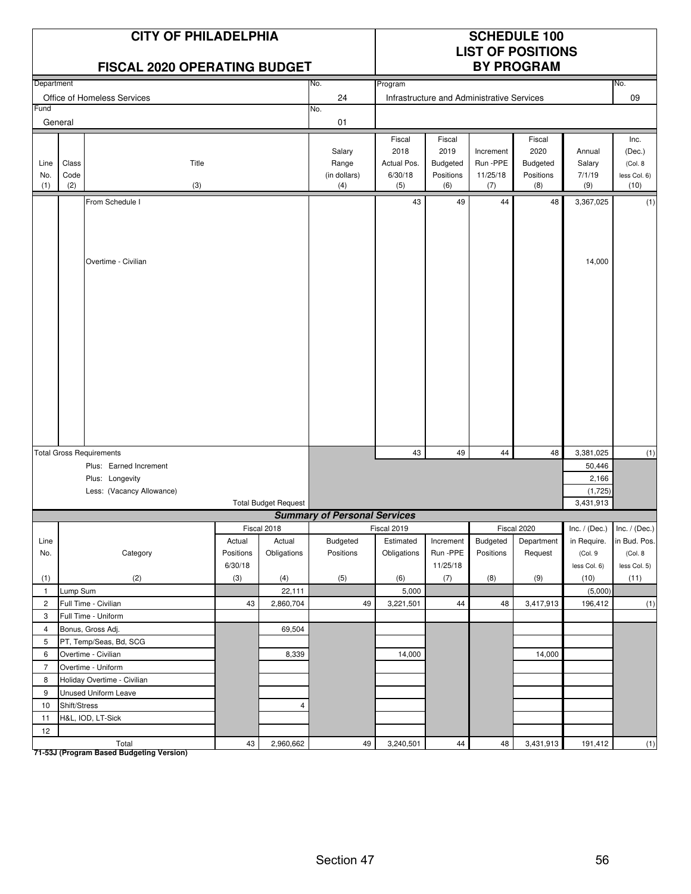# CITY OF PHILADELPHIA

## FISCAL 2020 OPERATING BUDGET

## SCHEDULE 100 LIST OF POSITIONS BY PROGRAM

| Department | No. | Program | No. |
|---|---|---|---|
| Office of Homeless Services | 24 | Infrastructure and Administrative Services | 09 |
| **Fund** | **No.** | | |
| General | 01 | | |

| Line No. (1) | Class Code (2) | Title (3) | Salary Range (in dollars) (4) | Fiscal 2018 Actual Pos. 6/30/18 (5) | Fiscal 2019 Budgeted Positions (6) | Increment Run -PPE 11/25/18 (7) | Fiscal 2020 Budgeted Positions (8) | Annual Salary 7/1/19 (9) | Inc. (Dec.) (Col. 8 less Col. 6) (10) |
|---|---|---|---|---|---|---|---|---|---|
| | | From Schedule I | | 43 | 49 | 44 | 48 | 3,367,025 | (1) |
| | | Overtime - Civilian | | | | | | 14,000 | |
| | | Total Gross Requirements | | 43 | 49 | 44 | 48 | 3,381,025 | (1) |
| | | Plus: Earned Increment | | | | | | 50,446 | |
| | | Plus: Longevity | | | | | | 2,166 | |
| | | Less: (Vacancy Allowance) | | | | | | (1,725) | |
| | | Total Budget Request | | | | | | 3,431,913 | |

### *Summary of Personal Services*

| Line No. (1) | Category (2) | Fiscal 2018 Actual Positions 6/30/18 (3) | Fiscal 2018 Actual Obligations (4) | Fiscal 2019 Budgeted Positions (5) | Fiscal 2019 Estimated Obligations (6) | Increment Run -PPE 11/25/18 (7) | Fiscal 2020 Budgeted Positions (8) | Fiscal 2020 Department Request (9) | Inc. / (Dec.) in Require. (Col. 9 less Col. 6) (10) | Inc. / (Dec.) in Bud. Pos. (Col. 8 less Col. 5) (11) |
|---|---|---|---|---|---|---|---|---|---|---|
| 1 | Lump Sum | | 22,111 | | 5,000 | | | | (5,000) | |
| 2 | Full Time - Civilian | 43 | 2,860,704 | 49 | 3,221,501 | 44 | 48 | 3,417,913 | 196,412 | (1) |
| 3 | Full Time - Uniform | | | | | | | | | |
| 4 | Bonus, Gross Adj. | | 69,504 | | | | | | | |
| 5 | PT, Temp/Seas, Bd, SCG | | | | | | | | | |
| 6 | Overtime - Civilian | | 8,339 | | 14,000 | | | 14,000 | | |
| 7 | Overtime - Uniform | | | | | | | | | |
| 8 | Holiday Overtime - Civilian | | | | | | | | | |
| 9 | Unused Uniform Leave | | | | | | | | | |
| 10 | Shift/Stress | | 4 | | | | | | | |
| 11 | H&L, IOD, LT-Sick | | | | | | | | | |
| 12 | | | | | | | | | | |
| | Total | 43 | 2,960,662 | 49 | 3,240,501 | 44 | 48 | 3,431,913 | 191,412 | (1) |

**71-53J (Program Based Budgeting Version)**

Section 47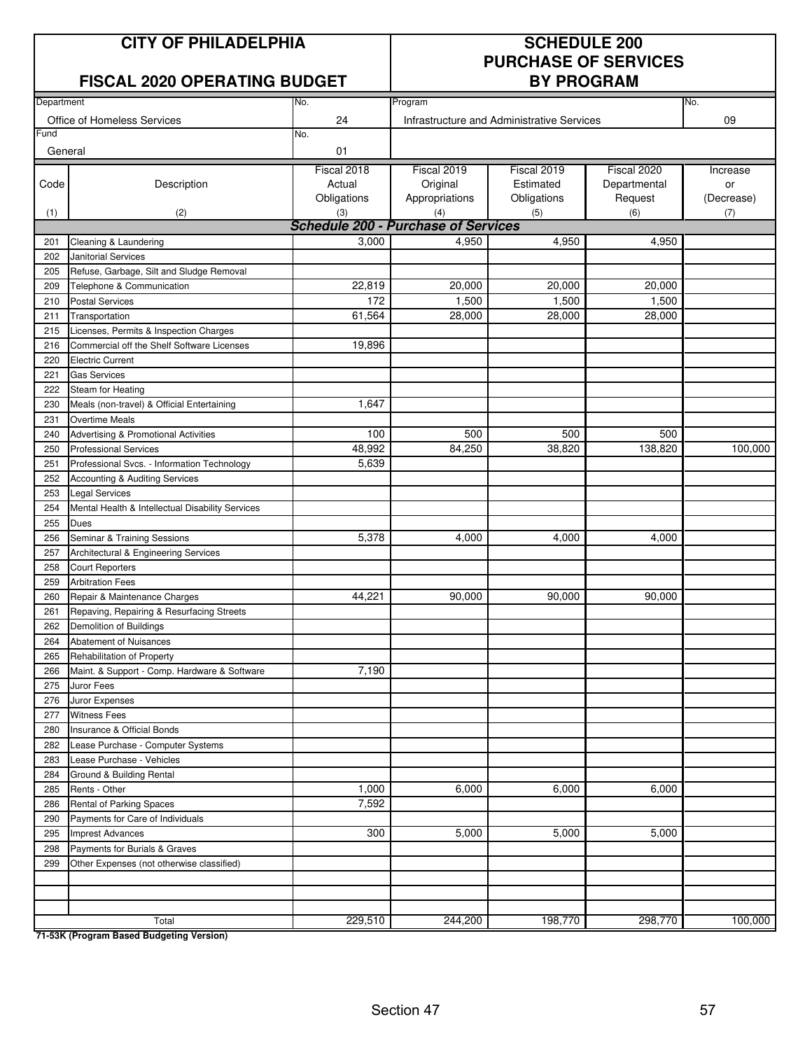# CITY OF PHILADELPHIA

## FISCAL 2020 OPERATING BUDGET

# SCHEDULE 200 PURCHASE OF SERVICES BY PROGRAM

| Department | No. | Program | No. |
|---|---|---|---|
| Office of Homeless Services | 24 | Infrastructure and Administrative Services | 09 |
| **Fund** | **No.** | | |
| General | 01 | | |

| Code (1) | Description (2) | Fiscal 2018 Actual Obligations (3) | Fiscal 2019 Original Appropriations (4) | Fiscal 2019 Estimated Obligations (5) | Fiscal 2020 Departmental Request (6) | Increase or (Decrease) (7) |
|---|---|---|---|---|---|---|
| | ***Schedule 200 - Purchase of Services*** | | | | | |
| 201 | Cleaning & Laundering | 3,000 | 4,950 | 4,950 | 4,950 | |
| 202 | Janitorial Services | | | | | |
| 205 | Refuse, Garbage, Silt and Sludge Removal | | | | | |
| 209 | Telephone & Communication | 22,819 | 20,000 | 20,000 | 20,000 | |
| 210 | Postal Services | 172 | 1,500 | 1,500 | 1,500 | |
| 211 | Transportation | 61,564 | 28,000 | 28,000 | 28,000 | |
| 215 | Licenses, Permits & Inspection Charges | | | | | |
| 216 | Commercial off the Shelf Software Licenses | 19,896 | | | | |
| 220 | Electric Current | | | | | |
| 221 | Gas Services | | | | | |
| 222 | Steam for Heating | | | | | |
| 230 | Meals (non-travel) & Official Entertaining | 1,647 | | | | |
| 231 | Overtime Meals | | | | | |
| 240 | Advertising & Promotional Activities | 100 | 500 | 500 | 500 | |
| 250 | Professional Services | 48,992 | 84,250 | 38,820 | 138,820 | 100,000 |
| 251 | Professional Svcs. - Information Technology | 5,639 | | | | |
| 252 | Accounting & Auditing Services | | | | | |
| 253 | Legal Services | | | | | |
| 254 | Mental Health & Intellectual Disability Services | | | | | |
| 255 | Dues | | | | | |
| 256 | Seminar & Training Sessions | 5,378 | 4,000 | 4,000 | 4,000 | |
| 257 | Architectural & Engineering Services | | | | | |
| 258 | Court Reporters | | | | | |
| 259 | Arbitration Fees | | | | | |
| 260 | Repair & Maintenance Charges | 44,221 | 90,000 | 90,000 | 90,000 | |
| 261 | Repaving, Repairing & Resurfacing Streets | | | | | |
| 262 | Demolition of Buildings | | | | | |
| 264 | Abatement of Nuisances | | | | | |
| 265 | Rehabilitation of Property | | | | | |
| 266 | Maint. & Support - Comp. Hardware & Software | 7,190 | | | | |
| 275 | Juror Fees | | | | | |
| 276 | Juror Expenses | | | | | |
| 277 | Witness Fees | | | | | |
| 280 | Insurance & Official Bonds | | | | | |
| 282 | Lease Purchase - Computer Systems | | | | | |
| 283 | Lease Purchase - Vehicles | | | | | |
| 284 | Ground & Building Rental | | | | | |
| 285 | Rents - Other | 1,000 | 6,000 | 6,000 | 6,000 | |
| 286 | Rental of Parking Spaces | 7,592 | | | | |
| 290 | Payments for Care of Individuals | | | | | |
| 295 | Imprest Advances | 300 | 5,000 | 5,000 | 5,000 | |
| 298 | Payments for Burials & Graves | | | | | |
| 299 | Other Expenses (not otherwise classified) | | | | | |
| | | | | | | |
| | | | | | | |
| | | | | | | |
| | Total | 229,510 | 244,200 | 198,770 | 298,770 | 100,000 |

**71-53K (Program Based Budgeting Version)**

Section 47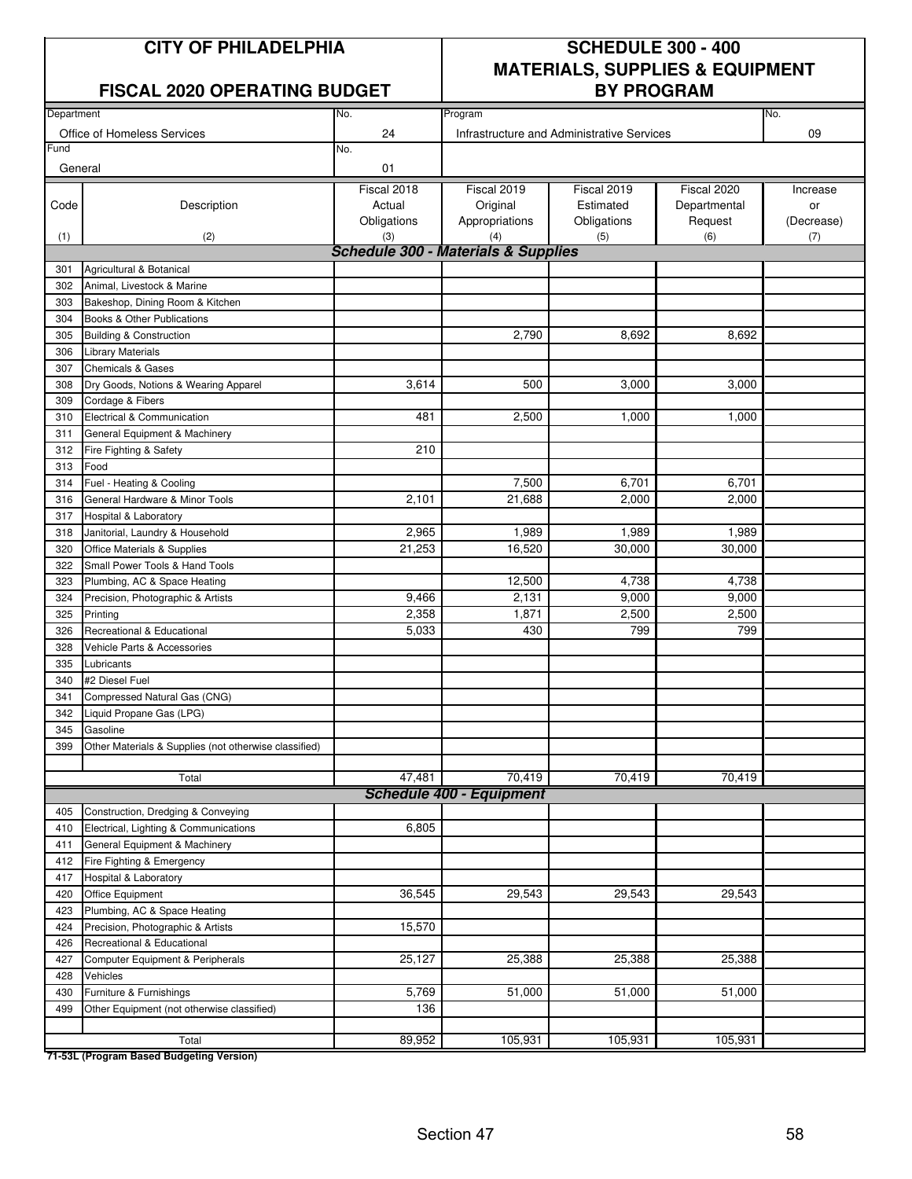# CITY OF PHILADELPHIA

## FISCAL 2020 OPERATING BUDGET

# SCHEDULE 300 - 400 MATERIALS, SUPPLIES & EQUIPMENT BY PROGRAM

| Department | No. | Program | No. |
|---|---|---|---|
| Office of Homeless Services | 24 | Infrastructure and Administrative Services | 09 |
| **Fund** | **No.** | | |
| General | 01 | | |

| Code (1) | Description (2) | Fiscal 2018 Actual Obligations (3) | Fiscal 2019 Original Appropriations (4) | Fiscal 2019 Estimated Obligations (5) | Fiscal 2020 Departmental Request (6) | Increase or (Decrease) (7) |
|---|---|---|---|---|---|---|
| | ***Schedule 300 - Materials & Supplies*** | | | | | |
| 301 | Agricultural & Botanical | | | | | |
| 302 | Animal, Livestock & Marine | | | | | |
| 303 | Bakeshop, Dining Room & Kitchen | | | | | |
| 304 | Books & Other Publications | | | | | |
| 305 | Building & Construction | | 2,790 | 8,692 | 8,692 | |
| 306 | Library Materials | | | | | |
| 307 | Chemicals & Gases | | | | | |
| 308 | Dry Goods, Notions & Wearing Apparel | 3,614 | 500 | 3,000 | 3,000 | |
| 309 | Cordage & Fibers | | | | | |
| 310 | Electrical & Communication | 481 | 2,500 | 1,000 | 1,000 | |
| 311 | General Equipment & Machinery | | | | | |
| 312 | Fire Fighting & Safety | 210 | | | | |
| 313 | Food | | | | | |
| 314 | Fuel - Heating & Cooling | | 7,500 | 6,701 | 6,701 | |
| 316 | General Hardware & Minor Tools | 2,101 | 21,688 | 2,000 | 2,000 | |
| 317 | Hospital & Laboratory | | | | | |
| 318 | Janitorial, Laundry & Household | 2,965 | 1,989 | 1,989 | 1,989 | |
| 320 | Office Materials & Supplies | 21,253 | 16,520 | 30,000 | 30,000 | |
| 322 | Small Power Tools & Hand Tools | | | | | |
| 323 | Plumbing, AC & Space Heating | | 12,500 | 4,738 | 4,738 | |
| 324 | Precision, Photographic & Artists | 9,466 | 2,131 | 9,000 | 9,000 | |
| 325 | Printing | 2,358 | 1,871 | 2,500 | 2,500 | |
| 326 | Recreational & Educational | 5,033 | 430 | 799 | 799 | |
| 328 | Vehicle Parts & Accessories | | | | | |
| 335 | Lubricants | | | | | |
| 340 | #2 Diesel Fuel | | | | | |
| 341 | Compressed Natural Gas (CNG) | | | | | |
| 342 | Liquid Propane Gas (LPG) | | | | | |
| 345 | Gasoline | | | | | |
| 399 | Other Materials & Supplies (not otherwise classified) | | | | | |
| | Total | 47,481 | 70,419 | 70,419 | 70,419 | |
| | ***Schedule 400 - Equipment*** | | | | | |
| 405 | Construction, Dredging & Conveying | | | | | |
| 410 | Electrical, Lighting & Communications | 6,805 | | | | |
| 411 | General Equipment & Machinery | | | | | |
| 412 | Fire Fighting & Emergency | | | | | |
| 417 | Hospital & Laboratory | | | | | |
| 420 | Office Equipment | 36,545 | 29,543 | 29,543 | 29,543 | |
| 423 | Plumbing, AC & Space Heating | | | | | |
| 424 | Precision, Photographic & Artists | 15,570 | | | | |
| 426 | Recreational & Educational | | | | | |
| 427 | Computer Equipment & Peripherals | 25,127 | 25,388 | 25,388 | 25,388 | |
| 428 | Vehicles | | | | | |
| 430 | Furniture & Furnishings | 5,769 | 51,000 | 51,000 | 51,000 | |
| 499 | Other Equipment (not otherwise classified) | 136 | | | | |
| | Total | 89,952 | 105,931 | 105,931 | 105,931 | |

**71-53L (Program Based Budgeting Version)**

Section 47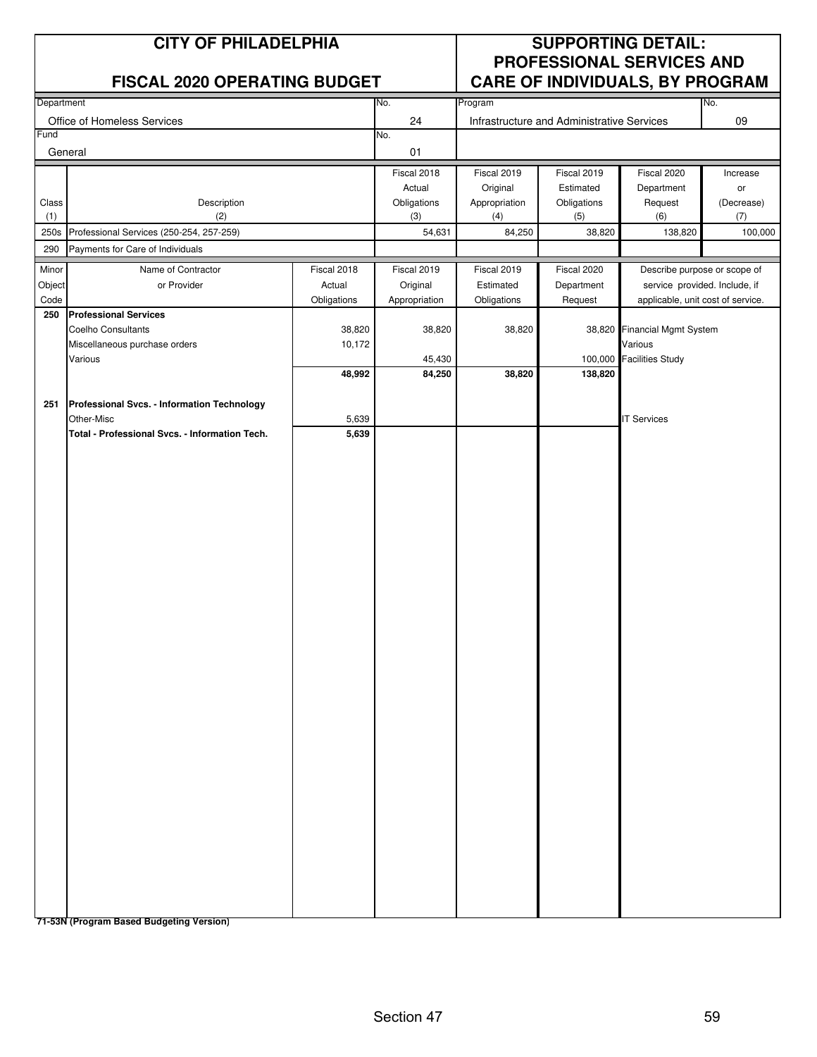# CITY OF PHILADELPHIA

## FISCAL 2020 OPERATING BUDGET

## SUPPORTING DETAIL: PROFESSIONAL SERVICES AND CARE OF INDIVIDUALS, BY PROGRAM

| Department | No. | Program | No. |
|---|---|---|---|
| Office of Homeless Services | 24 | Infrastructure and Administrative Services | 09 |
| **Fund** | **No.** | | |
| General | 01 | | |

| Class (1) | Description (2) | Fiscal 2018 Actual Obligations (3) | Fiscal 2019 Original Appropriation (4) | Fiscal 2019 Estimated Obligations (5) | Fiscal 2020 Department Request (6) | Increase or (Decrease) (7) |
|---|---|---|---|---|---|---|
| 250s | Professional Services (250-254, 257-259) | 54,631 | 84,250 | 38,820 | 138,820 | 100,000 |
| 290 | Payments for Care of Individuals | | | | | |

| Minor Object Code | Name of Contractor or Provider | Fiscal 2018 Actual Obligations | Fiscal 2019 Original Appropriation | Fiscal 2019 Estimated Obligations | Fiscal 2020 Department Request | Describe purpose or scope of service provided. Include, if applicable, unit cost of service. |
|---|---|---|---|---|---|---|
| **250** | **Professional Services** | | | | | |
| | Coelho Consultants | 38,820 | 38,820 | 38,820 | 38,820 | Financial Mgmt System |
| | Miscellaneous purchase orders | 10,172 | | | | Various |
| | Various | | 45,430 | | 100,000 | Facilities Study |
| | | **48,992** | **84,250** | **38,820** | **138,820** | |
| **251** | **Professional Svcs. - Information Technology** | | | | | |
| | Other-Misc | 5,639 | | | | IT Services |
| | **Total - Professional Svcs. - Information Tech.** | **5,639** | | | | |

**71-53N (Program Based Budgeting Version)**

Section 47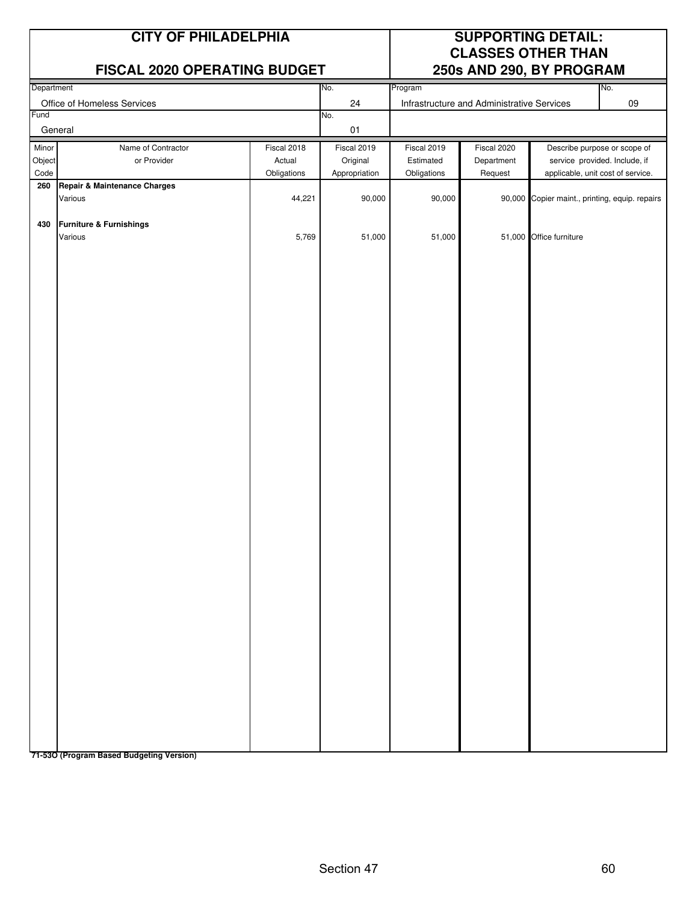# CITY OF PHILADELPHIA

## FISCAL 2020 OPERATING BUDGET

## SUPPORTING DETAIL: CLASSES OTHER THAN 250s AND 290, BY PROGRAM

| Department | No. | Program | No. |
|---|---|---|---|
| Office of Homeless Services | 24 | Infrastructure and Administrative Services | 09 |

| Fund | No. |
|---|---|
| General | 01 |

| Minor Object Code | Name of Contractor or Provider | Fiscal 2018 Actual Obligations | Fiscal 2019 Original Appropriation | Fiscal 2019 Estimated Obligations | Fiscal 2020 Department Request | Describe purpose or scope of service provided. Include, if applicable, unit cost of service. |
|---|---|---|---|---|---|---|
| **260** | **Repair & Maintenance Charges** | | | | | |
| | Various | 44,221 | 90,000 | 90,000 | 90,000 | Copier maint., printing, equip. repairs |
| **430** | **Furniture & Furnishings** | | | | | |
| | Various | 5,769 | 51,000 | 51,000 | 51,000 | Office furniture |

**71-53O (Program Based Budgeting Version)**

Section 47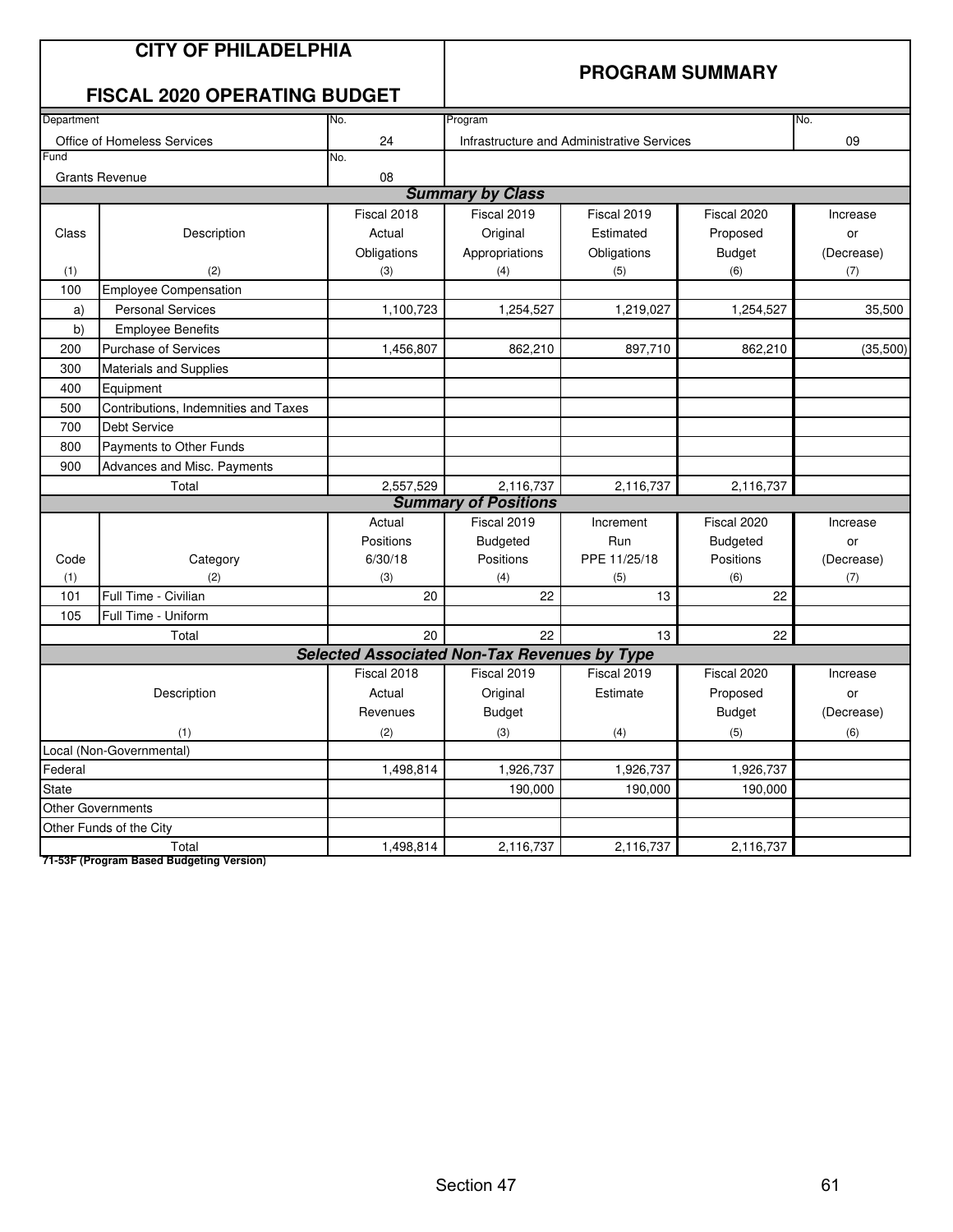# CITY OF PHILADELPHIA

## FISCAL 2020 OPERATING BUDGET

## PROGRAM SUMMARY

| Department | No. | Program | No. |
|---|---|---|---|
| Office of Homeless Services | 24 | Infrastructure and Administrative Services | 09 |
| **Fund** | **No.** | | |
| Grants Revenue | 08 | | |

### *Summary by Class*

| Class (1) | Description (2) | Fiscal 2018 Actual Obligations (3) | Fiscal 2019 Original Appropriations (4) | Fiscal 2019 Estimated Obligations (5) | Fiscal 2020 Proposed Budget (6) | Increase or (Decrease) (7) |
|---|---|---|---|---|---|---|
| 100 | Employee Compensation | | | | | |
| a) | Personal Services | 1,100,723 | 1,254,527 | 1,219,027 | 1,254,527 | 35,500 |
| b) | Employee Benefits | | | | | |
| 200 | Purchase of Services | 1,456,807 | 862,210 | 897,710 | 862,210 | (35,500) |
| 300 | Materials and Supplies | | | | | |
| 400 | Equipment | | | | | |
| 500 | Contributions, Indemnities and Taxes | | | | | |
| 700 | Debt Service | | | | | |
| 800 | Payments to Other Funds | | | | | |
| 900 | Advances and Misc. Payments | | | | | |
| | Total | 2,557,529 | 2,116,737 | 2,116,737 | 2,116,737 | |

### *Summary of Positions*

| Code (1) | Category (2) | Actual Positions 6/30/18 (3) | Fiscal 2019 Budgeted Positions (4) | Increment Run PPE 11/25/18 (5) | Fiscal 2020 Budgeted Positions (6) | Increase or (Decrease) (7) |
|---|---|---|---|---|---|---|
| 101 | Full Time - Civilian | 20 | 22 | 13 | 22 | |
| 105 | Full Time - Uniform | | | | | |
| | Total | 20 | 22 | 13 | 22 | |

### *Selected Associated Non-Tax Revenues by Type*

| Description (1) | Fiscal 2018 Actual Revenues (2) | Fiscal 2019 Original Budget (3) | Fiscal 2019 Estimate (4) | Fiscal 2020 Proposed Budget (5) | Increase or (Decrease) (6) |
|---|---|---|---|---|---|
| Local (Non-Governmental) | | | | | |
| Federal | 1,498,814 | 1,926,737 | 1,926,737 | 1,926,737 | |
| State | | 190,000 | 190,000 | 190,000 | |
| Other Governments | | | | | |
| Other Funds of the City | | | | | |
| Total | 1,498,814 | 2,116,737 | 2,116,737 | 2,116,737 | |

**71-53F (Program Based Budgeting Version)**

Section 47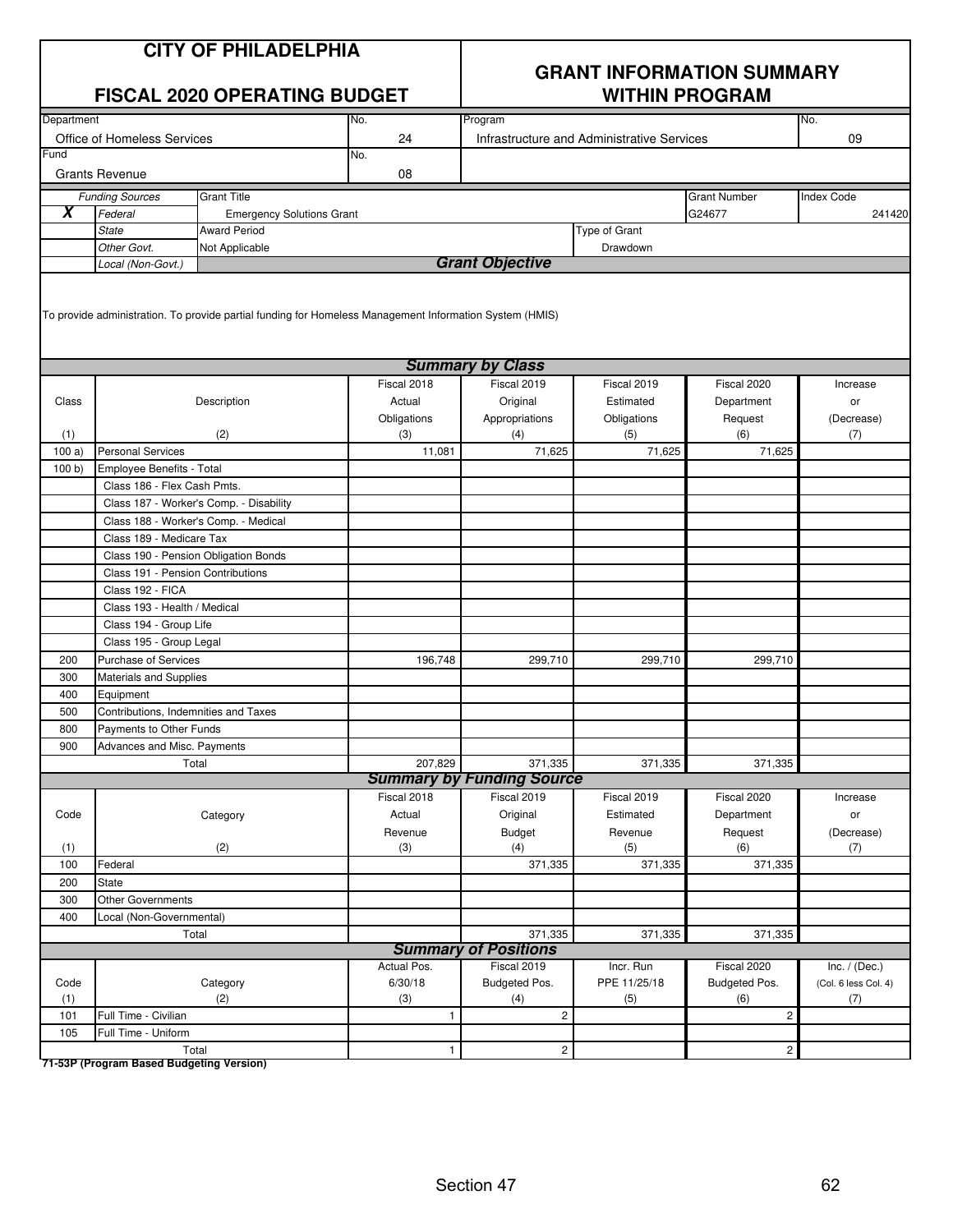# CITY OF PHILADELPHIA

## FISCAL 2020 OPERATING BUDGET

## GRANT INFORMATION SUMMARY WITHIN PROGRAM

| Department | No. | Program | No. |
|---|---|---|---|
| Office of Homeless Services | 24 | Infrastructure and Administrative Services | 09 |

| Fund | No. |
|---|---|
| Grants Revenue | 08 |

| | Funding Sources | Grant Title | Grant Number | Index Code |
|---|---|---|---|---|
| X | Federal | Emergency Solutions Grant | G24677 | 241420 |
| | State | Award Period | Type of Grant | |
| | Other Govt. | Not Applicable | Drawdown | |
| | Local (Non-Govt.) | | | |

**Grant Objective**

To provide administration. To provide partial funding for Homeless Management Information System (HMIS)

**Summary by Class**

| Class (1) | Description (2) | Fiscal 2018 Actual Obligations (3) | Fiscal 2019 Original Appropriations (4) | Fiscal 2019 Estimated Obligations (5) | Fiscal 2020 Department Request (6) | Increase or (Decrease) (7) |
|---|---|---|---|---|---|---|
| 100 a) | Personal Services | 11,081 | 71,625 | 71,625 | 71,625 | |
| 100 b) | Employee Benefits - Total | | | | | |
| | Class 186 - Flex Cash Pmts. | | | | | |
| | Class 187 - Worker's Comp. - Disability | | | | | |
| | Class 188 - Worker's Comp. - Medical | | | | | |
| | Class 189 - Medicare Tax | | | | | |
| | Class 190 - Pension Obligation Bonds | | | | | |
| | Class 191 - Pension Contributions | | | | | |
| | Class 192 - FICA | | | | | |
| | Class 193 - Health / Medical | | | | | |
| | Class 194 - Group Life | | | | | |
| | Class 195 - Group Legal | | | | | |
| 200 | Purchase of Services | 196,748 | 299,710 | 299,710 | 299,710 | |
| 300 | Materials and Supplies | | | | | |
| 400 | Equipment | | | | | |
| 500 | Contributions, Indemnities and Taxes | | | | | |
| 800 | Payments to Other Funds | | | | | |
| 900 | Advances and Misc. Payments | | | | | |
| | Total | 207,829 | 371,335 | 371,335 | 371,335 | |

**Summary by Funding Source**

| Code (1) | Category (2) | Fiscal 2018 Actual Revenue (3) | Fiscal 2019 Original Budget (4) | Fiscal 2019 Estimated Revenue (5) | Fiscal 2020 Department Request (6) | Increase or (Decrease) (7) |
|---|---|---|---|---|---|---|
| 100 | Federal | | 371,335 | 371,335 | 371,335 | |
| 200 | State | | | | | |
| 300 | Other Governments | | | | | |
| 400 | Local (Non-Governmental) | | | | | |
| | Total | | 371,335 | 371,335 | 371,335 | |

**Summary of Positions**

| Code (1) | Category (2) | Actual Pos. 6/30/18 (3) | Fiscal 2019 Budgeted Pos. (4) | Incr. Run PPE 11/25/18 (5) | Fiscal 2020 Budgeted Pos. (6) | Inc. / (Dec.) (Col. 6 less Col. 4) (7) |
|---|---|---|---|---|---|---|
| 101 | Full Time - Civilian | 1 | 2 | | 2 | |
| 105 | Full Time - Uniform | | | | | |
| | Total | 1 | 2 | | 2 | |

71-53P (Program Based Budgeting Version)

Section 47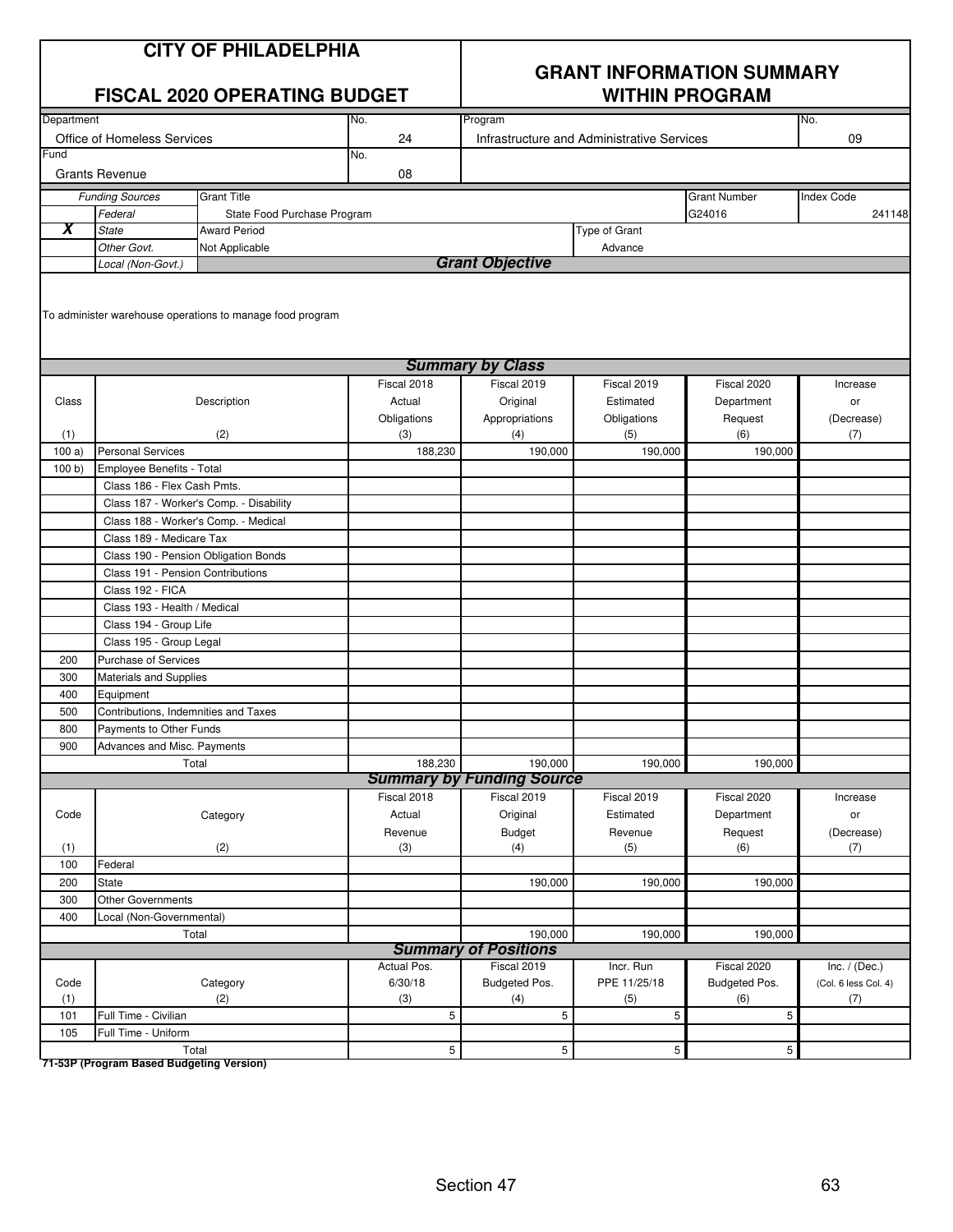# CITY OF PHILADELPHIA

## FISCAL 2020 OPERATING BUDGET

## GRANT INFORMATION SUMMARY WITHIN PROGRAM

| Department | No. | Program | No. |
|---|---|---|---|
| Office of Homeless Services | 24 | Infrastructure and Administrative Services | 09 |

| Fund | No. |
|---|---|
| Grants Revenue | 08 |

| | Funding Sources | Grant Title | Grant Number | Index Code |
|---|---|---|---|---|
| | Federal | State Food Purchase Program | G24016 | 241148 |
| **X** | State | Award Period | Type of Grant | |
| | Other Govt. | Not Applicable | Advance | |
| | Local (Non-Govt.) | | | |

### Grant Objective

To administer warehouse operations to manage food program

### Summary by Class

| Class (1) | Description (2) | Fiscal 2018 Actual Obligations (3) | Fiscal 2019 Original Appropriations (4) | Fiscal 2019 Estimated Obligations (5) | Fiscal 2020 Department Request (6) | Increase or (Decrease) (7) |
|---|---|---|---|---|---|---|
| 100 a) | Personal Services | 188,230 | 190,000 | 190,000 | 190,000 | |
| 100 b) | Employee Benefits - Total | | | | | |
| | Class 186 - Flex Cash Pmts. | | | | | |
| | Class 187 - Worker's Comp. - Disability | | | | | |
| | Class 188 - Worker's Comp. - Medical | | | | | |
| | Class 189 - Medicare Tax | | | | | |
| | Class 190 - Pension Obligation Bonds | | | | | |
| | Class 191 - Pension Contributions | | | | | |
| | Class 192 - FICA | | | | | |
| | Class 193 - Health / Medical | | | | | |
| | Class 194 - Group Life | | | | | |
| | Class 195 - Group Legal | | | | | |
| 200 | Purchase of Services | | | | | |
| 300 | Materials and Supplies | | | | | |
| 400 | Equipment | | | | | |
| 500 | Contributions, Indemnities and Taxes | | | | | |
| 800 | Payments to Other Funds | | | | | |
| 900 | Advances and Misc. Payments | | | | | |
| | Total | 188,230 | 190,000 | 190,000 | 190,000 | |

### Summary by Funding Source

| Code (1) | Category (2) | Fiscal 2018 Actual Revenue (3) | Fiscal 2019 Original Budget (4) | Fiscal 2019 Estimated Revenue (5) | Fiscal 2020 Department Request (6) | Increase or (Decrease) (7) |
|---|---|---|---|---|---|---|
| 100 | Federal | | | | | |
| 200 | State | | 190,000 | 190,000 | 190,000 | |
| 300 | Other Governments | | | | | |
| 400 | Local (Non-Governmental) | | | | | |
| | Total | | 190,000 | 190,000 | 190,000 | |

### Summary of Positions

| Code (1) | Category (2) | Actual Pos. 6/30/18 (3) | Fiscal 2019 Budgeted Pos. (4) | Incr. Run PPE 11/25/18 (5) | Fiscal 2020 Budgeted Pos. (6) | Inc. / (Dec.) (Col. 6 less Col. 4) (7) |
|---|---|---|---|---|---|---|
| 101 | Full Time - Civilian | 5 | 5 | 5 | 5 | |
| 105 | Full Time - Uniform | | | | | |
| | Total | 5 | 5 | 5 | 5 | |

**71-53P (Program Based Budgeting Version)**

Section 47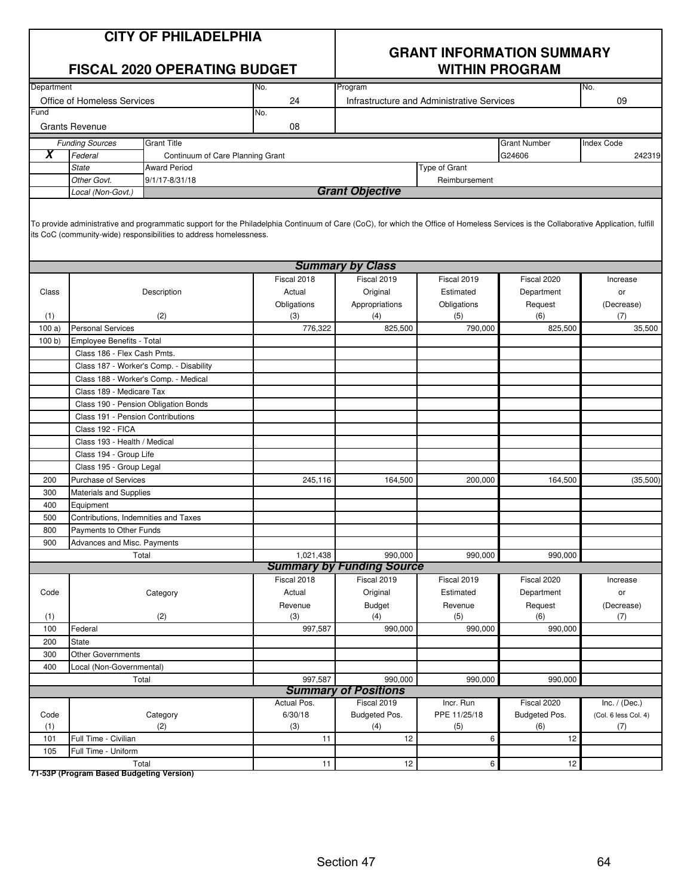# CITY OF PHILADELPHIA

## FISCAL 2020 OPERATING BUDGET

## GRANT INFORMATION SUMMARY WITHIN PROGRAM

| Department | No. | Program | No. |
|---|---|---|---|
| Office of Homeless Services | 24 | Infrastructure and Administrative Services | 09 |
| **Fund** | **No.** | | |
| Grants Revenue | 08 | | |

| | Funding Sources | Grant Title | | Grant Number | Index Code |
|---|---|---|---|---|---|
| **X** | *Federal* | Continuum of Care Planning Grant | | G24606 | 242319 |
| | *State* | Award Period | Type of Grant | | |
| | *Other Govt.* | 9/1/17-8/31/18 | Reimbursement | | |
| | *Local (Non-Govt.)* | | | | |

### *Grant Objective*

To provide administrative and programmatic support for the Philadelphia Continuum of Care (CoC), for which the Office of Homeless Services is the Collaborative Application, fulfill its CoC (community-wide) responsibilities to address homelessness.

### *Summary by Class*

| Class (1) | Description (2) | Fiscal 2018 Actual Obligations (3) | Fiscal 2019 Original Appropriations (4) | Fiscal 2019 Estimated Obligations (5) | Fiscal 2020 Department Request (6) | Increase or (Decrease) (7) |
|---|---|---|---|---|---|---|
| 100 a) | Personal Services | 776,322 | 825,500 | 790,000 | 825,500 | 35,500 |
| 100 b) | Employee Benefits - Total | | | | | |
| | Class 186 - Flex Cash Pmts. | | | | | |
| | Class 187 - Worker's Comp. - Disability | | | | | |
| | Class 188 - Worker's Comp. - Medical | | | | | |
| | Class 189 - Medicare Tax | | | | | |
| | Class 190 - Pension Obligation Bonds | | | | | |
| | Class 191 - Pension Contributions | | | | | |
| | Class 192 - FICA | | | | | |
| | Class 193 - Health / Medical | | | | | |
| | Class 194 - Group Life | | | | | |
| | Class 195 - Group Legal | | | | | |
| 200 | Purchase of Services | 245,116 | 164,500 | 200,000 | 164,500 | (35,500) |
| 300 | Materials and Supplies | | | | | |
| 400 | Equipment | | | | | |
| 500 | Contributions, Indemnities and Taxes | | | | | |
| 800 | Payments to Other Funds | | | | | |
| 900 | Advances and Misc. Payments | | | | | |
| | Total | 1,021,438 | 990,000 | 990,000 | 990,000 | |

### *Summary by Funding Source*

| Code (1) | Category (2) | Fiscal 2018 Actual Revenue (3) | Fiscal 2019 Original Budget (4) | Fiscal 2019 Estimated Revenue (5) | Fiscal 2020 Department Request (6) | Increase or (Decrease) (7) |
|---|---|---|---|---|---|---|
| 100 | Federal | 997,587 | 990,000 | 990,000 | 990,000 | |
| 200 | State | | | | | |
| 300 | Other Governments | | | | | |
| 400 | Local (Non-Governmental) | | | | | |
| | Total | 997,587 | 990,000 | 990,000 | 990,000 | |

### *Summary of Positions*

| Code (1) | Category (2) | Actual Pos. 6/30/18 (3) | Fiscal 2019 Budgeted Pos. (4) | Incr. Run PPE 11/25/18 (5) | Fiscal 2020 Budgeted Pos. (6) | Inc. / (Dec.) (Col. 6 less Col. 4) (7) |
|---|---|---|---|---|---|---|
| 101 | Full Time - Civilian | 11 | 12 | 6 | 12 | |
| 105 | Full Time - Uniform | | | | | |
| | Total | 11 | 12 | 6 | 12 | |

**71-53P (Program Based Budgeting Version)**

Section 47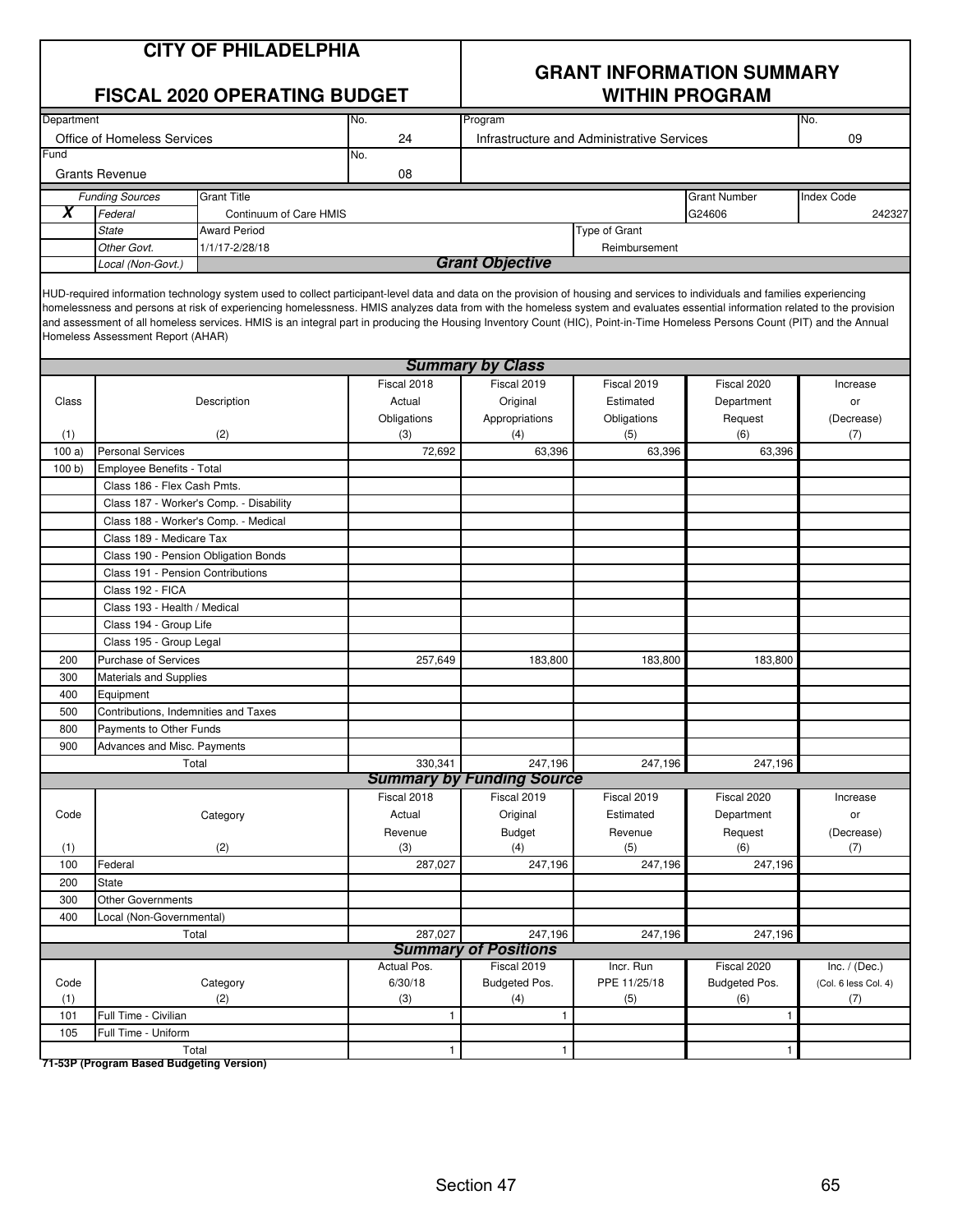# CITY OF PHILADELPHIA

## FISCAL 2020 OPERATING BUDGET

## GRANT INFORMATION SUMMARY WITHIN PROGRAM

| Department | No. | Program | No. |
|---|---|---|---|
| Office of Homeless Services | 24 | Infrastructure and Administrative Services | 09 |
| **Fund** | **No.** | | |
| Grants Revenue | 08 | | |

| | Funding Sources | Grant Title | Grant Number | Index Code |
|---|---|---|---|---|
| X | Federal | Continuum of Care HMIS | G24606 | 242327 |
| | State | Award Period | Type of Grant | |
| | Other Govt. | 1/1/17-2/28/18 | Reimbursement | |
| | Local (Non-Govt.) | | | |

### Grant Objective

HUD-required information technology system used to collect participant-level data and data on the provision of housing and services to individuals and families experiencing homelessness and persons at risk of experiencing homelessness. HMIS analyzes data from with the homeless system and evaluates essential information related to the provision and assessment of all homeless services. HMIS is an integral part in producing the Housing Inventory Count (HIC), Point-in-Time Homeless Persons Count (PIT) and the Annual Homeless Assessment Report (AHAR)

### Summary by Class

| Class (1) | Description (2) | Fiscal 2018 Actual Obligations (3) | Fiscal 2019 Original Appropriations (4) | Fiscal 2019 Estimated Obligations (5) | Fiscal 2020 Department Request (6) | Increase or (Decrease) (7) |
|---|---|---|---|---|---|---|
| 100 a) | Personal Services | 72,692 | 63,396 | 63,396 | 63,396 | |
| 100 b) | Employee Benefits - Total | | | | | |
| | Class 186 - Flex Cash Pmts. | | | | | |
| | Class 187 - Worker's Comp. - Disability | | | | | |
| | Class 188 - Worker's Comp. - Medical | | | | | |
| | Class 189 - Medicare Tax | | | | | |
| | Class 190 - Pension Obligation Bonds | | | | | |
| | Class 191 - Pension Contributions | | | | | |
| | Class 192 - FICA | | | | | |
| | Class 193 - Health / Medical | | | | | |
| | Class 194 - Group Life | | | | | |
| | Class 195 - Group Legal | | | | | |
| 200 | Purchase of Services | 257,649 | 183,800 | 183,800 | 183,800 | |
| 300 | Materials and Supplies | | | | | |
| 400 | Equipment | | | | | |
| 500 | Contributions, Indemnities and Taxes | | | | | |
| 800 | Payments to Other Funds | | | | | |
| 900 | Advances and Misc. Payments | | | | | |
| | Total | 330,341 | 247,196 | 247,196 | 247,196 | |

### Summary by Funding Source

| Code (1) | Category (2) | Fiscal 2018 Actual Revenue (3) | Fiscal 2019 Original Budget (4) | Fiscal 2019 Estimated Revenue (5) | Fiscal 2020 Department Request (6) | Increase or (Decrease) (7) |
|---|---|---|---|---|---|---|
| 100 | Federal | 287,027 | 247,196 | 247,196 | 247,196 | |
| 200 | State | | | | | |
| 300 | Other Governments | | | | | |
| 400 | Local (Non-Governmental) | | | | | |
| | Total | 287,027 | 247,196 | 247,196 | 247,196 | |

### Summary of Positions

| Code (1) | Category (2) | Actual Pos. 6/30/18 (3) | Fiscal 2019 Budgeted Pos. (4) | Incr. Run PPE 11/25/18 (5) | Fiscal 2020 Budgeted Pos. (6) | Inc. / (Dec.) (Col. 6 less Col. 4) (7) |
|---|---|---|---|---|---|---|
| 101 | Full Time - Civilian | 1 | 1 | | 1 | |
| 105 | Full Time - Uniform | | | | | |
| | Total | 1 | 1 | | 1 | |

**71-53P (Program Based Budgeting Version)**

Section 47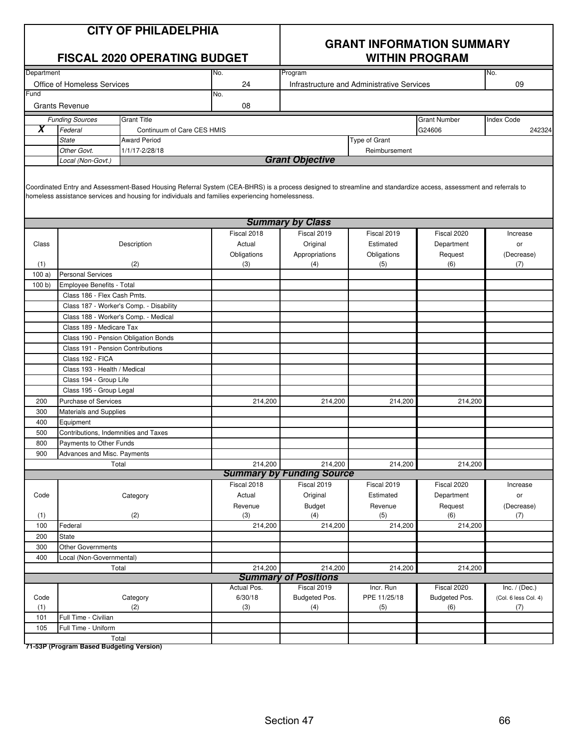# CITY OF PHILADELPHIA

## FISCAL 2020 OPERATING BUDGET

## GRANT INFORMATION SUMMARY WITHIN PROGRAM

| Department | No. | Program | No. |
|---|---|---|---|
| Office of Homeless Services | 24 | Infrastructure and Administrative Services | 09 |

| Fund | No. |
|---|---|
| Grants Revenue | 08 |

| | Funding Sources | Grant Title | Grant Number | Index Code |
|---|---|---|---|---|
| X | Federal | Continuum of Care CES HMIS | G24606 | 242324 |
| | State | Award Period | Type of Grant | |
| | Other Govt. | 1/1/17-2/28/18 | Reimbursement | |
| | Local (Non-Govt.) | | | |

### Grant Objective

Coordinated Entry and Assessment-Based Housing Referral System (CEA-BHRS) is a process designed to streamline and standardize access, assessment and referrals to homeless assistance services and housing for individuals and families experiencing homelessness.

### Summary by Class

| Class (1) | Description (2) | Fiscal 2018 Actual Obligations (3) | Fiscal 2019 Original Appropriations (4) | Fiscal 2019 Estimated Obligations (5) | Fiscal 2020 Department Request (6) | Increase or (Decrease) (7) |
|---|---|---|---|---|---|---|
| 100 a) | Personal Services | | | | | |
| 100 b) | Employee Benefits - Total | | | | | |
| | Class 186 - Flex Cash Pmts. | | | | | |
| | Class 187 - Worker's Comp. - Disability | | | | | |
| | Class 188 - Worker's Comp. - Medical | | | | | |
| | Class 189 - Medicare Tax | | | | | |
| | Class 190 - Pension Obligation Bonds | | | | | |
| | Class 191 - Pension Contributions | | | | | |
| | Class 192 - FICA | | | | | |
| | Class 193 - Health / Medical | | | | | |
| | Class 194 - Group Life | | | | | |
| | Class 195 - Group Legal | | | | | |
| 200 | Purchase of Services | 214,200 | 214,200 | 214,200 | 214,200 | |
| 300 | Materials and Supplies | | | | | |
| 400 | Equipment | | | | | |
| 500 | Contributions, Indemnities and Taxes | | | | | |
| 800 | Payments to Other Funds | | | | | |
| 900 | Advances and Misc. Payments | | | | | |
| | Total | 214,200 | 214,200 | 214,200 | 214,200 | |

### Summary by Funding Source

| Code (1) | Category (2) | Fiscal 2018 Actual Revenue (3) | Fiscal 2019 Original Budget (4) | Fiscal 2019 Estimated Revenue (5) | Fiscal 2020 Department Request (6) | Increase or (Decrease) (7) |
|---|---|---|---|---|---|---|
| 100 | Federal | 214,200 | 214,200 | 214,200 | 214,200 | |
| 200 | State | | | | | |
| 300 | Other Governments | | | | | |
| 400 | Local (Non-Governmental) | | | | | |
| | Total | 214,200 | 214,200 | 214,200 | 214,200 | |

### Summary of Positions

| Code (1) | Category (2) | Actual Pos. 6/30/18 (3) | Fiscal 2019 Budgeted Pos. (4) | Incr. Run PPE 11/25/18 (5) | Fiscal 2020 Budgeted Pos. (6) | Inc. / (Dec.) (Col. 6 less Col. 4) (7) |
|---|---|---|---|---|---|---|
| 101 | Full Time - Civilian | | | | | |
| 105 | Full Time - Uniform | | | | | |
| | Total | | | | | |

71-53P (Program Based Budgeting Version)

Section 47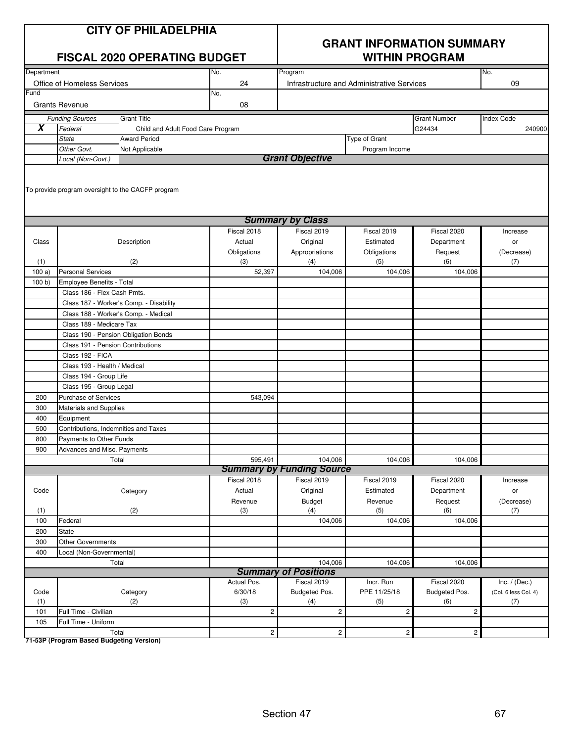# CITY OF PHILADELPHIA

## FISCAL 2020 OPERATING BUDGET

## GRANT INFORMATION SUMMARY WITHIN PROGRAM

| Department | No. | Program | No. |
|---|---|---|---|
| Office of Homeless Services | 24 | Infrastructure and Administrative Services | 09 |

| Fund | No. |
|---|---|
| Grants Revenue | 08 |

| | Funding Sources | Grant Title | Grant Number | Index Code |
|---|---|---|---|---|
| X | Federal | Child and Adult Food Care Program | G24434 | 240900 |
| | State | Award Period | Type of Grant | |
| | Other Govt. | Not Applicable | Program Income | |
| | Local (Non-Govt.) | | | |

### Grant Objective

To provide program oversight to the CACFP program

### Summary by Class

| Class (1) | Description (2) | Fiscal 2018 Actual Obligations (3) | Fiscal 2019 Original Appropriations (4) | Fiscal 2019 Estimated Obligations (5) | Fiscal 2020 Department Request (6) | Increase or (Decrease) (7) |
|---|---|---|---|---|---|---|
| 100 a) | Personal Services | 52,397 | 104,006 | 104,006 | 104,006 | |
| 100 b) | Employee Benefits - Total | | | | | |
| | Class 186 - Flex Cash Pmts. | | | | | |
| | Class 187 - Worker's Comp. - Disability | | | | | |
| | Class 188 - Worker's Comp. - Medical | | | | | |
| | Class 189 - Medicare Tax | | | | | |
| | Class 190 - Pension Obligation Bonds | | | | | |
| | Class 191 - Pension Contributions | | | | | |
| | Class 192 - FICA | | | | | |
| | Class 193 - Health / Medical | | | | | |
| | Class 194 - Group Life | | | | | |
| | Class 195 - Group Legal | | | | | |
| 200 | Purchase of Services | 543,094 | | | | |
| 300 | Materials and Supplies | | | | | |
| 400 | Equipment | | | | | |
| 500 | Contributions, Indemnities and Taxes | | | | | |
| 800 | Payments to Other Funds | | | | | |
| 900 | Advances and Misc. Payments | | | | | |
| | Total | 595,491 | 104,006 | 104,006 | 104,006 | |

### Summary by Funding Source

| Code (1) | Category (2) | Fiscal 2018 Actual Revenue (3) | Fiscal 2019 Original Budget (4) | Fiscal 2019 Estimated Revenue (5) | Fiscal 2020 Department Request (6) | Increase or (Decrease) (7) |
|---|---|---|---|---|---|---|
| 100 | Federal | | 104,006 | 104,006 | 104,006 | |
| 200 | State | | | | | |
| 300 | Other Governments | | | | | |
| 400 | Local (Non-Governmental) | | | | | |
| | Total | | 104,006 | 104,006 | 104,006 | |

### Summary of Positions

| Code (1) | Category (2) | Actual Pos. 6/30/18 (3) | Fiscal 2019 Budgeted Pos. (4) | Incr. Run PPE 11/25/18 (5) | Fiscal 2020 Budgeted Pos. (6) | Inc. / (Dec.) (Col. 6 less Col. 4) (7) |
|---|---|---|---|---|---|---|
| 101 | Full Time - Civilian | 2 | 2 | 2 | 2 | |
| 105 | Full Time - Uniform | | | | | |
| | Total | 2 | 2 | 2 | 2 | |

71-53P (Program Based Budgeting Version)

Section 47